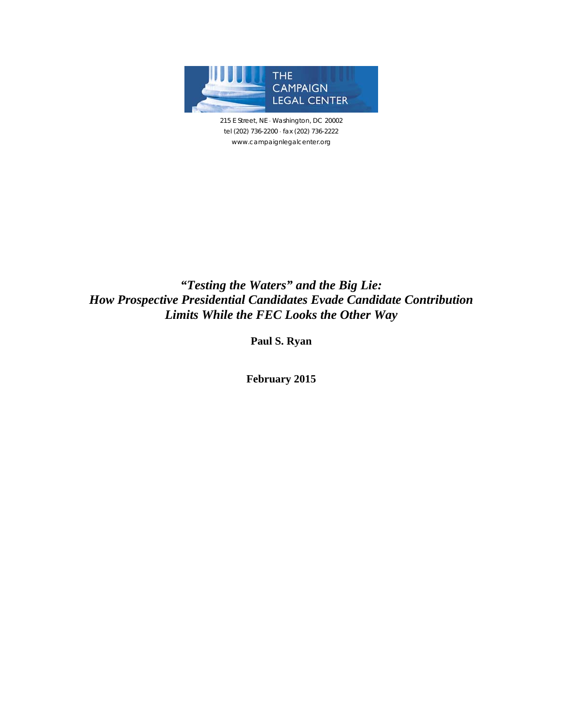THE CAMPAIGN LEGAL CENTER

215 E Street, NE · Washington, DC 20002
tel (202) 736-2200 · fax (202) 736-2222
www.campaignlegalcenter.org

# *"Testing the Waters" and the Big Lie: How Prospective Presidential Candidates Evade Candidate Contribution Limits While the FEC Looks the Other Way*

**Paul S. Ryan**

**February 2015**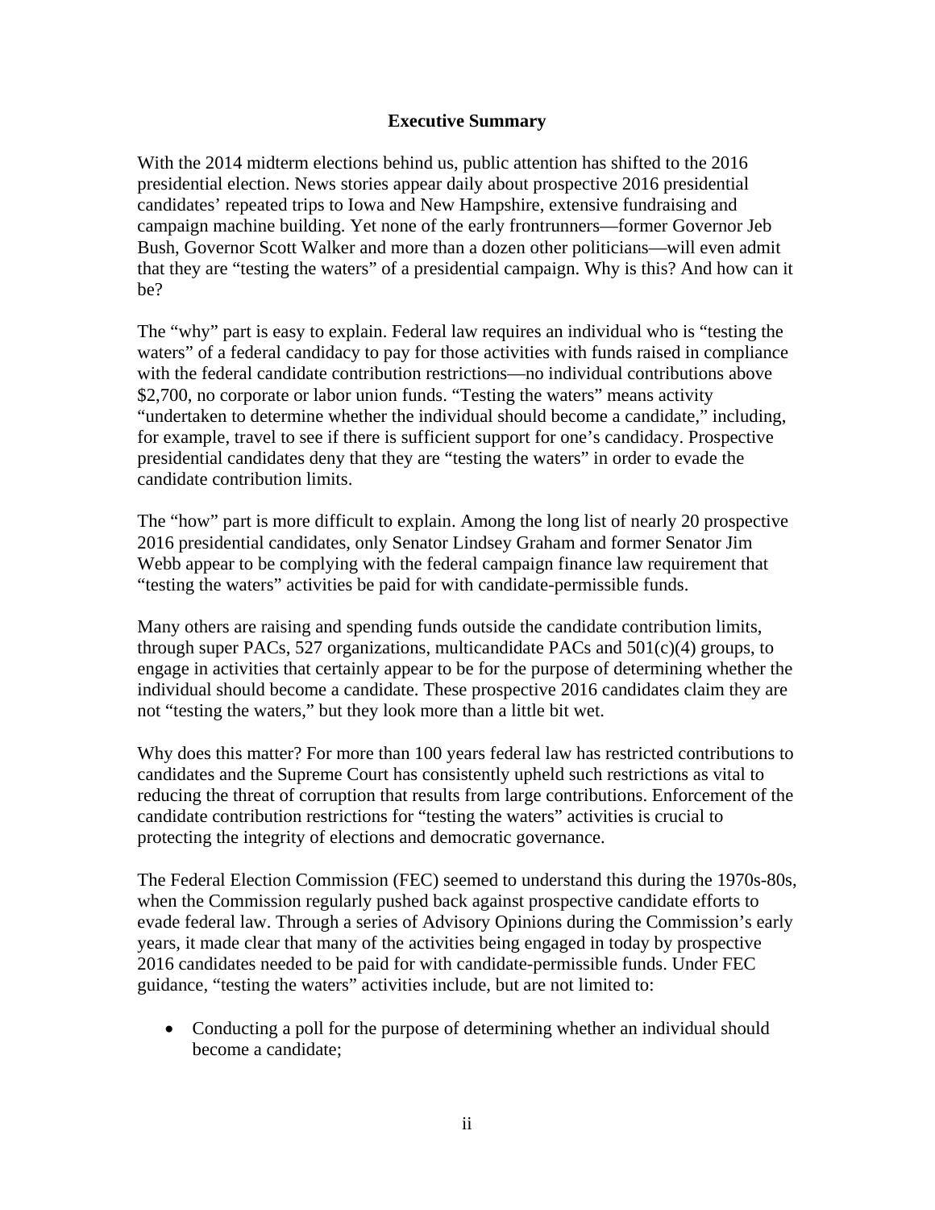## Executive Summary

With the 2014 midterm elections behind us, public attention has shifted to the 2016 presidential election. News stories appear daily about prospective 2016 presidential candidates' repeated trips to Iowa and New Hampshire, extensive fundraising and campaign machine building. Yet none of the early frontrunners—former Governor Jeb Bush, Governor Scott Walker and more than a dozen other politicians—will even admit that they are "testing the waters" of a presidential campaign. Why is this? And how can it be?

The "why" part is easy to explain. Federal law requires an individual who is "testing the waters" of a federal candidacy to pay for those activities with funds raised in compliance with the federal candidate contribution restrictions—no individual contributions above $2,700, no corporate or labor union funds. "Testing the waters" means activity "undertaken to determine whether the individual should become a candidate," including, for example, travel to see if there is sufficient support for one's candidacy. Prospective presidential candidates deny that they are "testing the waters" in order to evade the candidate contribution limits.

The "how" part is more difficult to explain. Among the long list of nearly 20 prospective 2016 presidential candidates, only Senator Lindsey Graham and former Senator Jim Webb appear to be complying with the federal campaign finance law requirement that "testing the waters" activities be paid for with candidate-permissible funds.

Many others are raising and spending funds outside the candidate contribution limits, through super PACs, 527 organizations, multicandidate PACs and 501(c)(4) groups, to engage in activities that certainly appear to be for the purpose of determining whether the individual should become a candidate. These prospective 2016 candidates claim they are not "testing the waters," but they look more than a little bit wet.

Why does this matter? For more than 100 years federal law has restricted contributions to candidates and the Supreme Court has consistently upheld such restrictions as vital to reducing the threat of corruption that results from large contributions. Enforcement of the candidate contribution restrictions for "testing the waters" activities is crucial to protecting the integrity of elections and democratic governance.

The Federal Election Commission (FEC) seemed to understand this during the 1970s-80s, when the Commission regularly pushed back against prospective candidate efforts to evade federal law. Through a series of Advisory Opinions during the Commission's early years, it made clear that many of the activities being engaged in today by prospective 2016 candidates needed to be paid for with candidate-permissible funds. Under FEC guidance, "testing the waters" activities include, but are not limited to:

- Conducting a poll for the purpose of determining whether an individual should become a candidate;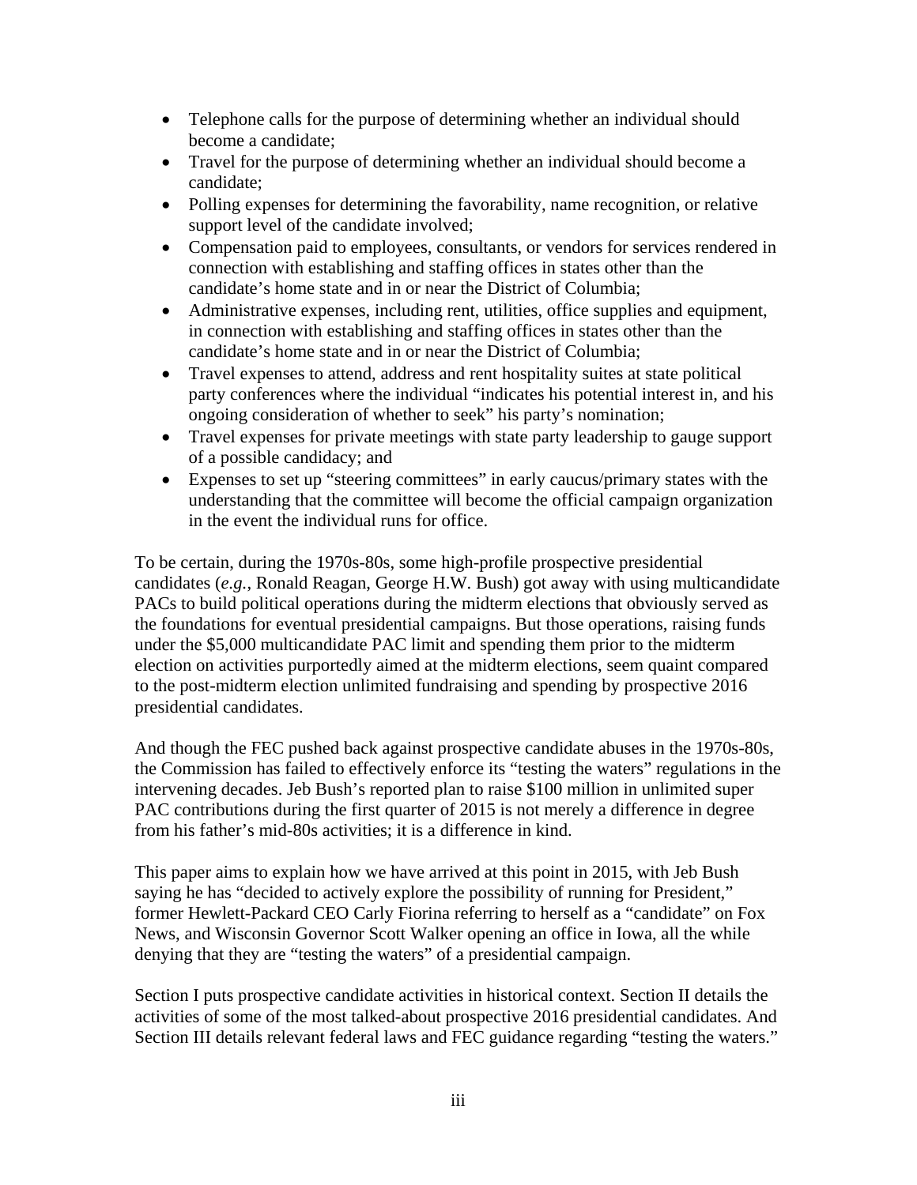- Telephone calls for the purpose of determining whether an individual should become a candidate;
- Travel for the purpose of determining whether an individual should become a candidate;
- Polling expenses for determining the favorability, name recognition, or relative support level of the candidate involved;
- Compensation paid to employees, consultants, or vendors for services rendered in connection with establishing and staffing offices in states other than the candidate's home state and in or near the District of Columbia;
- Administrative expenses, including rent, utilities, office supplies and equipment, in connection with establishing and staffing offices in states other than the candidate's home state and in or near the District of Columbia;
- Travel expenses to attend, address and rent hospitality suites at state political party conferences where the individual "indicates his potential interest in, and his ongoing consideration of whether to seek" his party's nomination;
- Travel expenses for private meetings with state party leadership to gauge support of a possible candidacy; and
- Expenses to set up "steering committees" in early caucus/primary states with the understanding that the committee will become the official campaign organization in the event the individual runs for office.

To be certain, during the 1970s-80s, some high-profile prospective presidential candidates (*e.g.*, Ronald Reagan, George H.W. Bush) got away with using multicandidate PACs to build political operations during the midterm elections that obviously served as the foundations for eventual presidential campaigns. But those operations, raising funds under the $5,000 multicandidate PAC limit and spending them prior to the midterm election on activities purportedly aimed at the midterm elections, seem quaint compared to the post-midterm election unlimited fundraising and spending by prospective 2016 presidential candidates.

And though the FEC pushed back against prospective candidate abuses in the 1970s-80s, the Commission has failed to effectively enforce its "testing the waters" regulations in the intervening decades. Jeb Bush's reported plan to raise $100 million in unlimited super PAC contributions during the first quarter of 2015 is not merely a difference in degree from his father's mid-80s activities; it is a difference in kind.

This paper aims to explain how we have arrived at this point in 2015, with Jeb Bush saying he has "decided to actively explore the possibility of running for President," former Hewlett-Packard CEO Carly Fiorina referring to herself as a "candidate" on Fox News, and Wisconsin Governor Scott Walker opening an office in Iowa, all the while denying that they are "testing the waters" of a presidential campaign.

Section I puts prospective candidate activities in historical context. Section II details the activities of some of the most talked-about prospective 2016 presidential candidates. And Section III details relevant federal laws and FEC guidance regarding "testing the waters."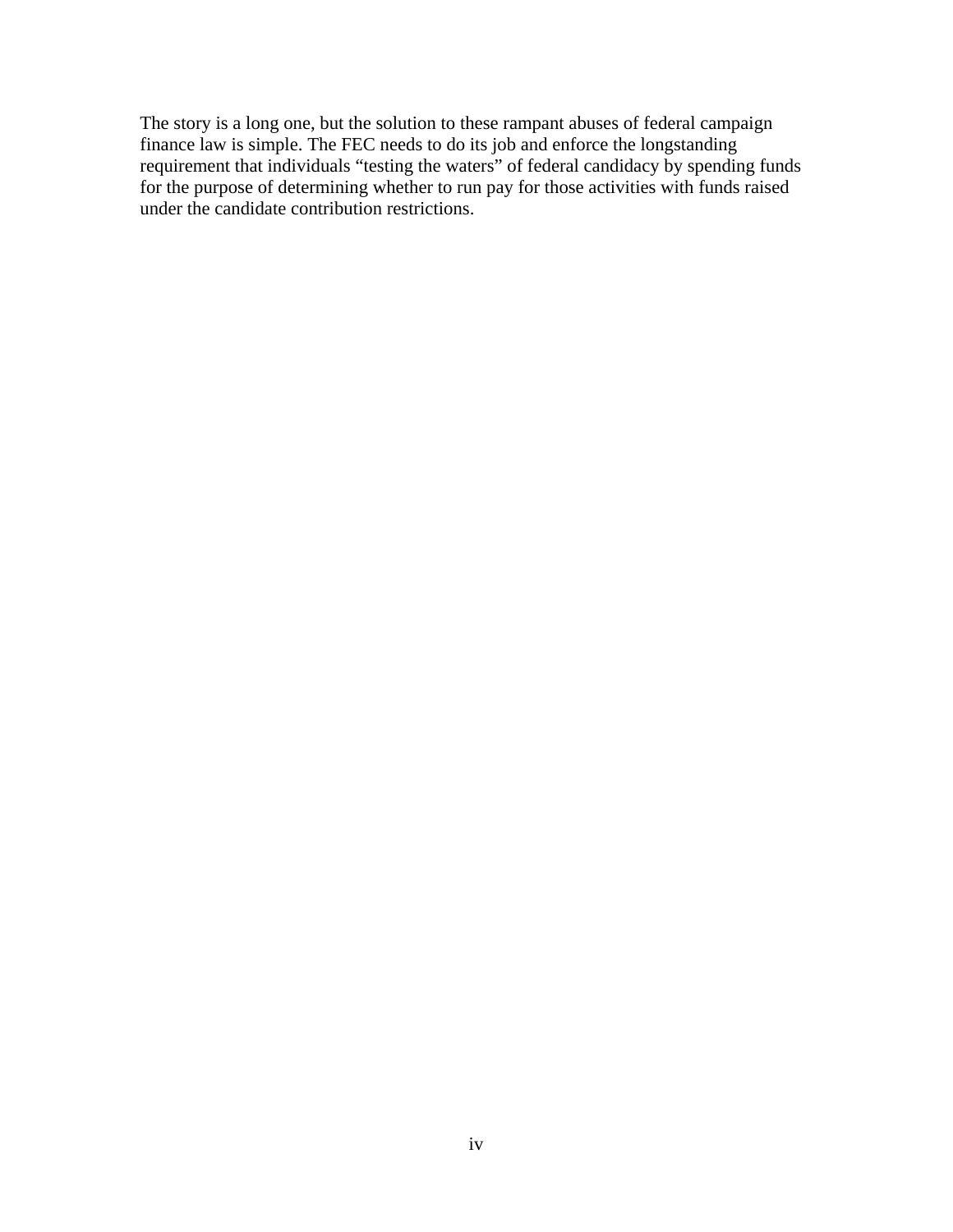The story is a long one, but the solution to these rampant abuses of federal campaign finance law is simple. The FEC needs to do its job and enforce the longstanding requirement that individuals "testing the waters" of federal candidacy by spending funds for the purpose of determining whether to run pay for those activities with funds raised under the candidate contribution restrictions.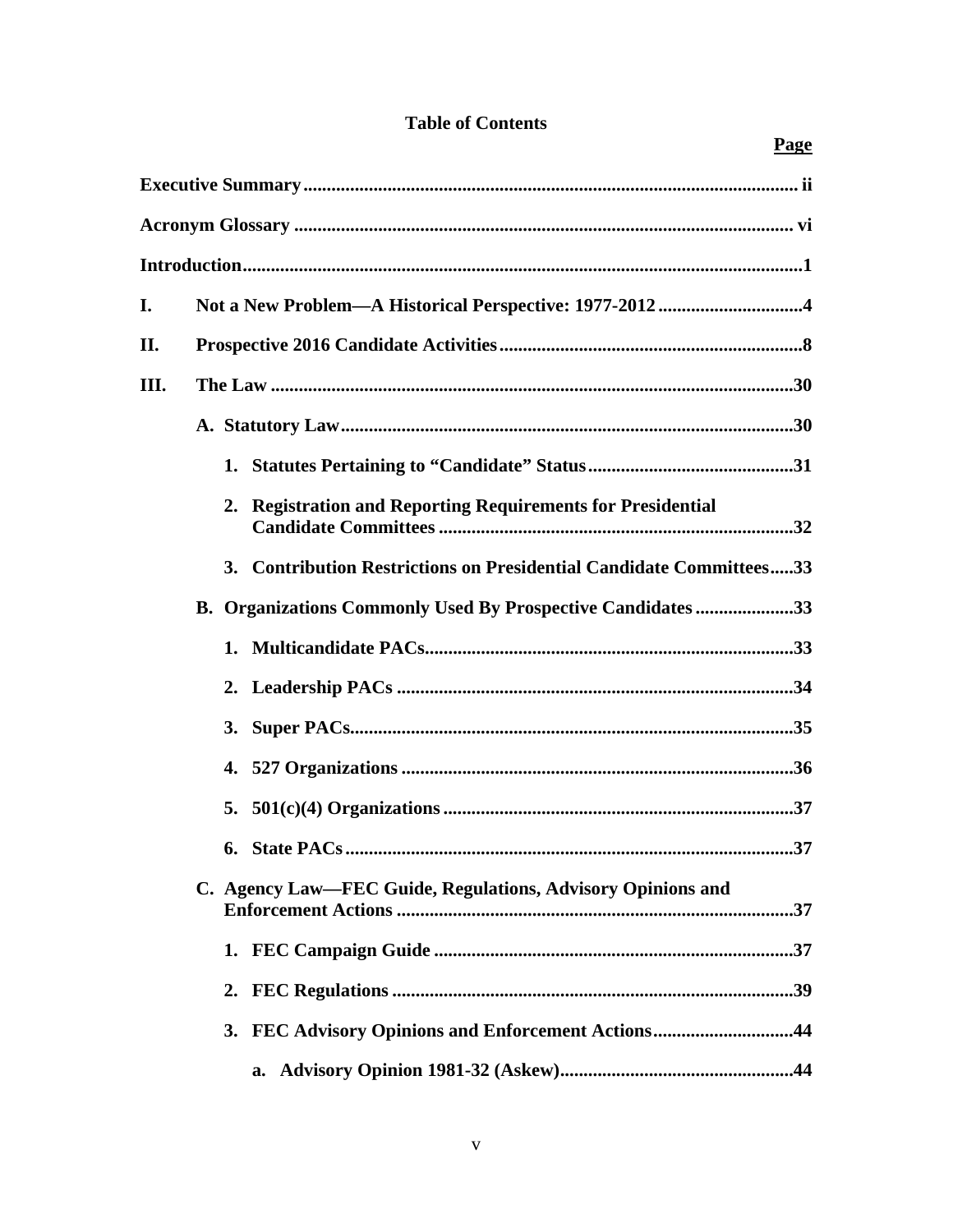**Table of Contents**

| | Page |
|---|---|
| **Executive Summary** | **ii** |
| **Acronym Glossary** | **vi** |
| **Introduction** | **1** |
| **I. Not a New Problem—A Historical Perspective: 1977-2012** | **4** |
| **II. Prospective 2016 Candidate Activities** | **8** |
| **III. The Law** | **30** |
| **A. Statutory Law** | **30** |
| **1. Statutes Pertaining to "Candidate" Status** | **31** |
| **2. Registration and Reporting Requirements for Presidential Candidate Committees** | **32** |
| **3. Contribution Restrictions on Presidential Candidate Committees** | **33** |
| **B. Organizations Commonly Used By Prospective Candidates** | **33** |
| **1. Multicandidate PACs** | **33** |
| **2. Leadership PACs** | **34** |
| **3. Super PACs** | **35** |
| **4. 527 Organizations** | **36** |
| **5. 501(c)(4) Organizations** | **37** |
| **6. State PACs** | **37** |
| **C. Agency Law—FEC Guide, Regulations, Advisory Opinions and Enforcement Actions** | **37** |
| **1. FEC Campaign Guide** | **37** |
| **2. FEC Regulations** | **39** |
| **3. FEC Advisory Opinions and Enforcement Actions** | **44** |
| **a. Advisory Opinion 1981-32 (Askew)** | **44** |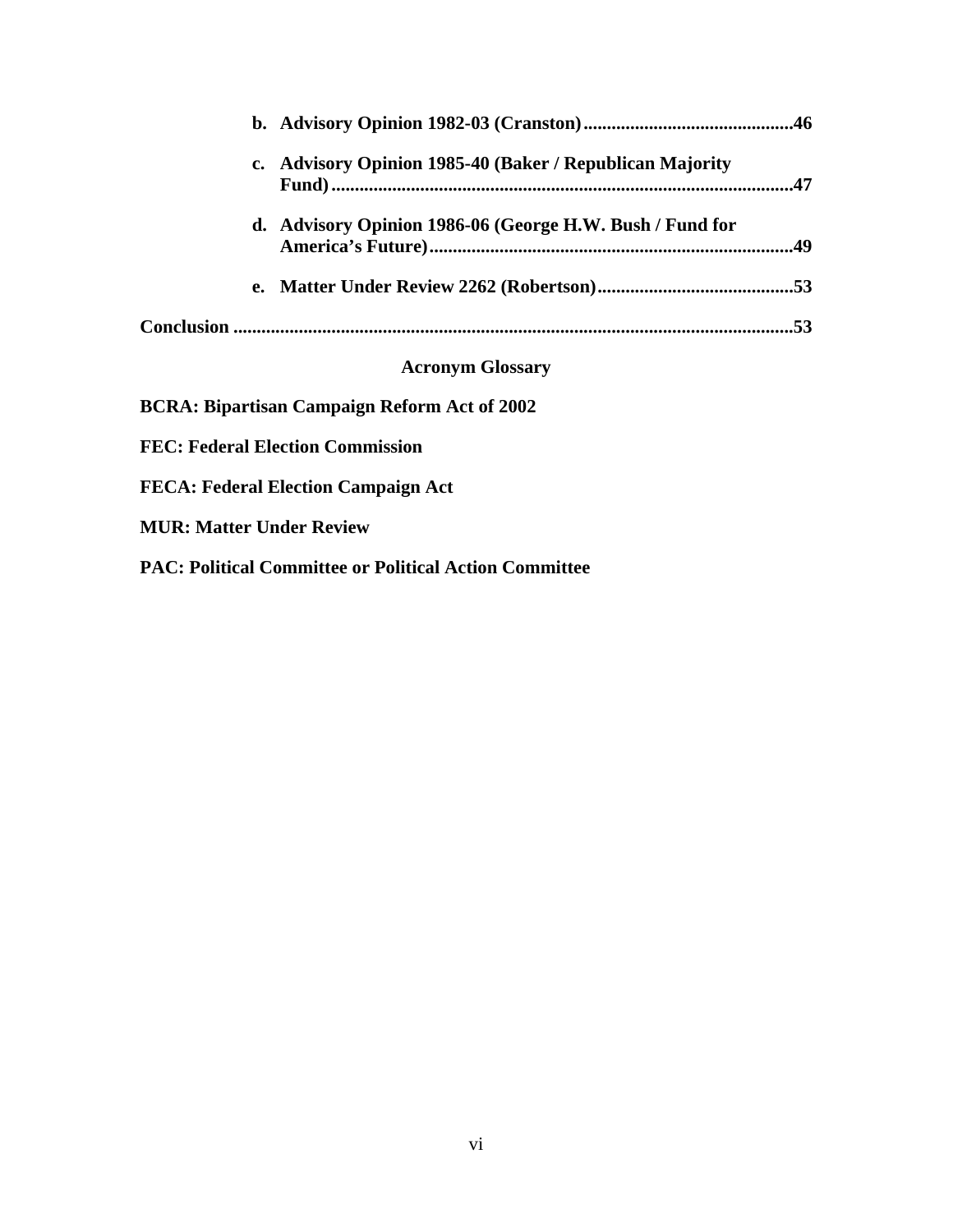- **b. Advisory Opinion 1982-03 (Cranston)............................................46**
- **c. Advisory Opinion 1985-40 (Baker / Republican Majority Fund)..................................................................................................47**
- **d. Advisory Opinion 1986-06 (George H.W. Bush / Fund for America's Future)...............................................................................49**
- **e. Matter Under Review 2262 (Robertson)..........................................53**

**Conclusion ........................................................................................................................53**

## Acronym Glossary

**BCRA: Bipartisan Campaign Reform Act of 2002**

**FEC: Federal Election Commission**

**FECA: Federal Election Campaign Act**

**MUR: Matter Under Review**

**PAC: Political Committee or Political Action Committee**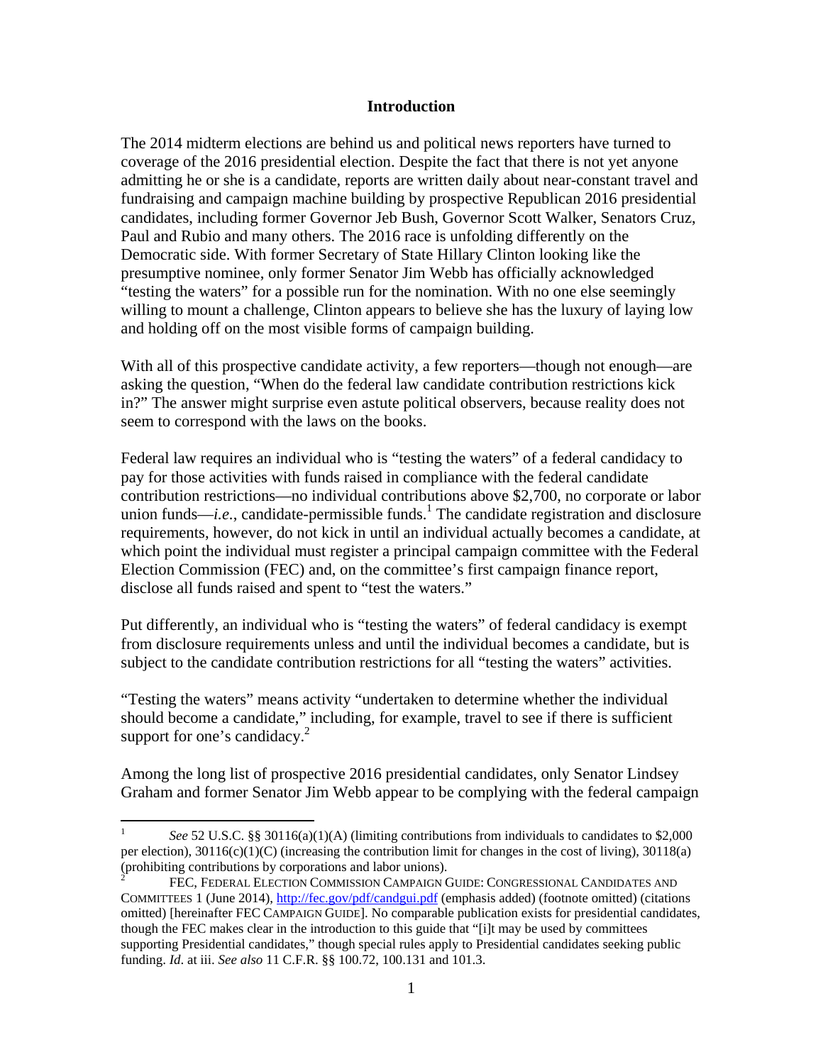## Introduction

The 2014 midterm elections are behind us and political news reporters have turned to coverage of the 2016 presidential election. Despite the fact that there is not yet anyone admitting he or she is a candidate, reports are written daily about near-constant travel and fundraising and campaign machine building by prospective Republican 2016 presidential candidates, including former Governor Jeb Bush, Governor Scott Walker, Senators Cruz, Paul and Rubio and many others. The 2016 race is unfolding differently on the Democratic side. With former Secretary of State Hillary Clinton looking like the presumptive nominee, only former Senator Jim Webb has officially acknowledged "testing the waters" for a possible run for the nomination. With no one else seemingly willing to mount a challenge, Clinton appears to believe she has the luxury of laying low and holding off on the most visible forms of campaign building.

With all of this prospective candidate activity, a few reporters—though not enough—are asking the question, "When do the federal law candidate contribution restrictions kick in?" The answer might surprise even astute political observers, because reality does not seem to correspond with the laws on the books.

Federal law requires an individual who is "testing the waters" of a federal candidacy to pay for those activities with funds raised in compliance with the federal candidate contribution restrictions—no individual contributions above $2,700, no corporate or labor union funds—*i.e.*, candidate-permissible funds.[1] The candidate registration and disclosure requirements, however, do not kick in until an individual actually becomes a candidate, at which point the individual must register a principal campaign committee with the Federal Election Commission (FEC) and, on the committee's first campaign finance report, disclose all funds raised and spent to "test the waters."

Put differently, an individual who is "testing the waters" of federal candidacy is exempt from disclosure requirements unless and until the individual becomes a candidate, but is subject to the candidate contribution restrictions for all "testing the waters" activities.

"Testing the waters" means activity "undertaken to determine whether the individual should become a candidate," including, for example, travel to see if there is sufficient support for one's candidacy.[2]

Among the long list of prospective 2016 presidential candidates, only Senator Lindsey Graham and former Senator Jim Webb appear to be complying with the federal campaign

---

[1] *See* 52 U.S.C. §§ 30116(a)(1)(A) (limiting contributions from individuals to candidates to $2,000 per election), 30116(c)(1)(C) (increasing the contribution limit for changes in the cost of living), 30118(a) (prohibiting contributions by corporations and labor unions).

[2] FEC, FEDERAL ELECTION COMMISSION CAMPAIGN GUIDE: CONGRESSIONAL CANDIDATES AND COMMITTEES 1 (June 2014), http://fec.gov/pdf/candgui.pdf (emphasis added) (footnote omitted) (citations omitted) [hereinafter FEC CAMPAIGN GUIDE]. No comparable publication exists for presidential candidates, though the FEC makes clear in the introduction to this guide that "[i]t may be used by committees supporting Presidential candidates," though special rules apply to Presidential candidates seeking public funding. *Id*. at iii. *See also* 11 C.F.R. §§ 100.72, 100.131 and 101.3.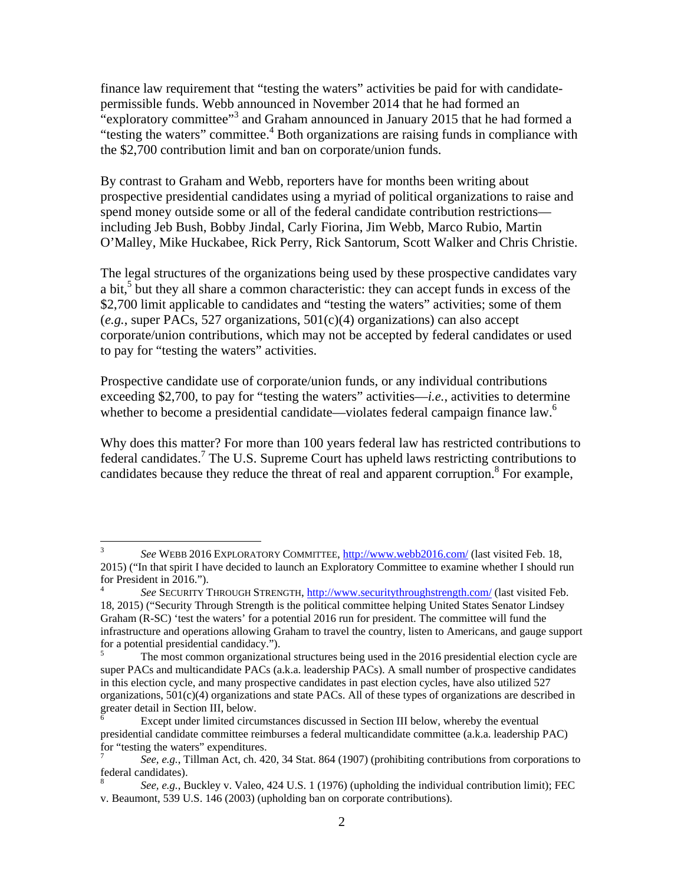finance law requirement that "testing the waters" activities be paid for with candidate-permissible funds. Webb announced in November 2014 that he had formed an "exploratory committee"[3] and Graham announced in January 2015 that he had formed a "testing the waters" committee.[4] Both organizations are raising funds in compliance with the $2,700 contribution limit and ban on corporate/union funds.

By contrast to Graham and Webb, reporters have for months been writing about prospective presidential candidates using a myriad of political organizations to raise and spend money outside some or all of the federal candidate contribution restrictions—including Jeb Bush, Bobby Jindal, Carly Fiorina, Jim Webb, Marco Rubio, Martin O'Malley, Mike Huckabee, Rick Perry, Rick Santorum, Scott Walker and Chris Christie.

The legal structures of the organizations being used by these prospective candidates vary a bit,[5] but they all share a common characteristic: they can accept funds in excess of the $2,700 limit applicable to candidates and "testing the waters" activities; some of them (*e.g.*, super PACs, 527 organizations, 501(c)(4) organizations) can also accept corporate/union contributions, which may not be accepted by federal candidates or used to pay for "testing the waters" activities.

Prospective candidate use of corporate/union funds, or any individual contributions exceeding $2,700, to pay for "testing the waters" activities—*i.e.*, activities to determine whether to become a presidential candidate—violates federal campaign finance law.[6]

Why does this matter? For more than 100 years federal law has restricted contributions to federal candidates.[7] The U.S. Supreme Court has upheld laws restricting contributions to candidates because they reduce the threat of real and apparent corruption.[8] For example,

---

[3] *See* WEBB 2016 EXPLORATORY COMMITTEE, http://www.webb2016.com/ (last visited Feb. 18, 2015) ("In that spirit I have decided to launch an Exploratory Committee to examine whether I should run for President in 2016.").

[4] *See* SECURITY THROUGH STRENGTH, http://www.securitythroughstrength.com/ (last visited Feb. 18, 2015) ("Security Through Strength is the political committee helping United States Senator Lindsey Graham (R-SC) 'test the waters' for a potential 2016 run for president. The committee will fund the infrastructure and operations allowing Graham to travel the country, listen to Americans, and gauge support for a potential presidential candidacy.").

[5] The most common organizational structures being used in the 2016 presidential election cycle are super PACs and multicandidate PACs (a.k.a. leadership PACs). A small number of prospective candidates in this election cycle, and many prospective candidates in past election cycles, have also utilized 527 organizations, 501(c)(4) organizations and state PACs. All of these types of organizations are described in greater detail in Section III, below.

[6] Except under limited circumstances discussed in Section III below, whereby the eventual presidential candidate committee reimburses a federal multicandidate committee (a.k.a. leadership PAC) for "testing the waters" expenditures.

[7] *See, e.g.*, Tillman Act, ch. 420, 34 Stat. 864 (1907) (prohibiting contributions from corporations to federal candidates).

[8] *See, e.g.*, Buckley v. Valeo, 424 U.S. 1 (1976) (upholding the individual contribution limit); FEC v. Beaumont, 539 U.S. 146 (2003) (upholding ban on corporate contributions).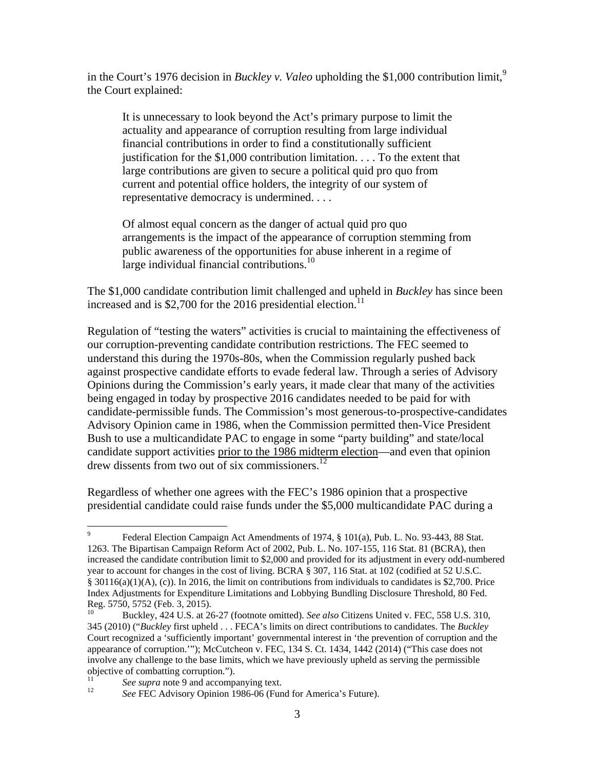in the Court's 1976 decision in *Buckley v. Valeo* upholding the $1,000 contribution limit,[9] the Court explained:

> It is unnecessary to look beyond the Act's primary purpose to limit the actuality and appearance of corruption resulting from large individual financial contributions in order to find a constitutionally sufficient justification for the $1,000 contribution limitation. . . . To the extent that large contributions are given to secure a political quid pro quo from current and potential office holders, the integrity of our system of representative democracy is undermined. . . .
>
> Of almost equal concern as the danger of actual quid pro quo arrangements is the impact of the appearance of corruption stemming from public awareness of the opportunities for abuse inherent in a regime of large individual financial contributions.[10]

The $1,000 candidate contribution limit challenged and upheld in *Buckley* has since been increased and is $2,700 for the 2016 presidential election.[11]

Regulation of "testing the waters" activities is crucial to maintaining the effectiveness of our corruption-preventing candidate contribution restrictions. The FEC seemed to understand this during the 1970s-80s, when the Commission regularly pushed back against prospective candidate efforts to evade federal law. Through a series of Advisory Opinions during the Commission's early years, it made clear that many of the activities being engaged in today by prospective 2016 candidates needed to be paid for with candidate-permissible funds. The Commission's most generous-to-prospective-candidates Advisory Opinion came in 1986, when the Commission permitted then-Vice President Bush to use a multicandidate PAC to engage in some "party building" and state/local candidate support activities <u>prior to the 1986 midterm election</u>—and even that opinion drew dissents from two out of six commissioners.[12]

Regardless of whether one agrees with the FEC's 1986 opinion that a prospective presidential candidate could raise funds under the $5,000 multicandidate PAC during a

---

[9] Federal Election Campaign Act Amendments of 1974, § 101(a), Pub. L. No. 93-443, 88 Stat. 1263. The Bipartisan Campaign Reform Act of 2002, Pub. L. No. 107-155, 116 Stat. 81 (BCRA), then increased the candidate contribution limit to $2,000 and provided for its adjustment in every odd-numbered year to account for changes in the cost of living. BCRA § 307, 116 Stat. at 102 (codified at 52 U.S.C. § 30116(a)(1)(A), (c)). In 2016, the limit on contributions from individuals to candidates is $2,700. Price Index Adjustments for Expenditure Limitations and Lobbying Bundling Disclosure Threshold, 80 Fed. Reg. 5750, 5752 (Feb. 3, 2015).

[10] Buckley, 424 U.S. at 26-27 (footnote omitted). *See also* Citizens United v. FEC, 558 U.S. 310, 345 (2010) ("*Buckley* first upheld . . . FECA's limits on direct contributions to candidates. The *Buckley* Court recognized a 'sufficiently important' governmental interest in 'the prevention of corruption and the appearance of corruption.'"); McCutcheon v. FEC, 134 S. Ct. 1434, 1442 (2014) ("This case does not involve any challenge to the base limits, which we have previously upheld as serving the permissible objective of combatting corruption.").

[11] *See supra* note 9 and accompanying text.

[12] *See* FEC Advisory Opinion 1986-06 (Fund for America's Future).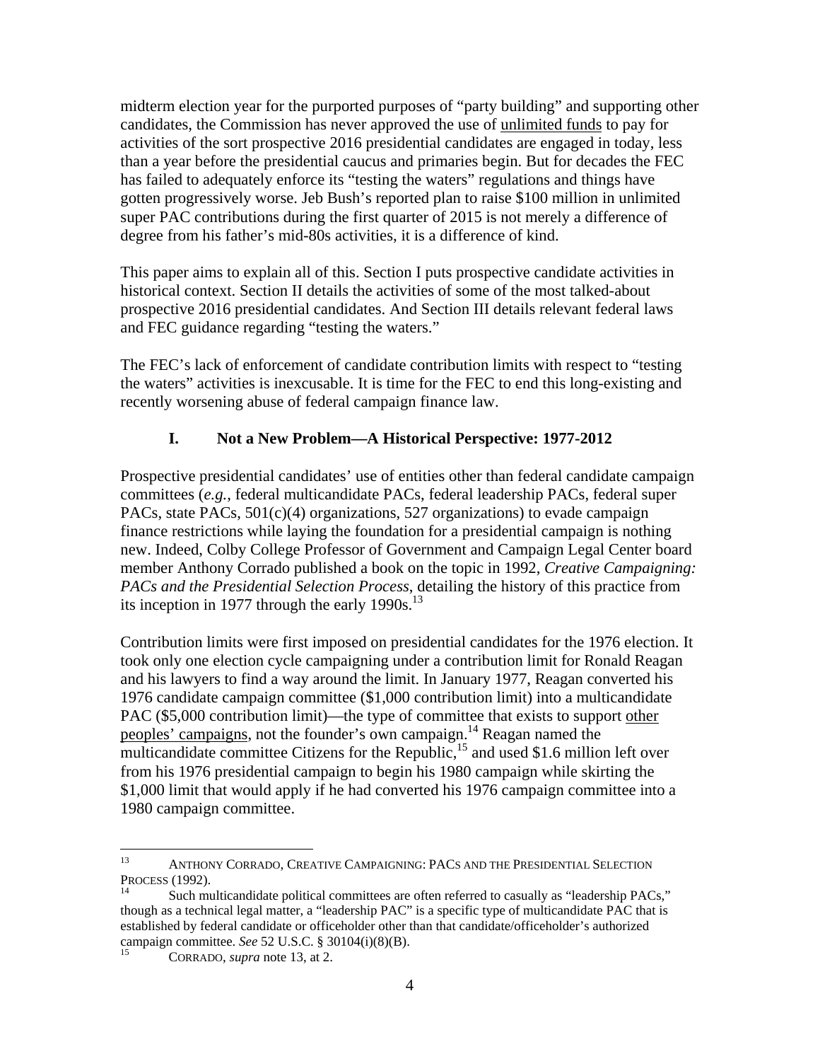midterm election year for the purported purposes of "party building" and supporting other candidates, the Commission has never approved the use of <u>unlimited funds</u> to pay for activities of the sort prospective 2016 presidential candidates are engaged in today, less than a year before the presidential caucus and primaries begin. But for decades the FEC has failed to adequately enforce its "testing the waters" regulations and things have gotten progressively worse. Jeb Bush's reported plan to raise $100 million in unlimited super PAC contributions during the first quarter of 2015 is not merely a difference of degree from his father's mid-80s activities, it is a difference of kind.

This paper aims to explain all of this. Section I puts prospective candidate activities in historical context. Section II details the activities of some of the most talked-about prospective 2016 presidential candidates. And Section III details relevant federal laws and FEC guidance regarding "testing the waters."

The FEC's lack of enforcement of candidate contribution limits with respect to "testing the waters" activities is inexcusable. It is time for the FEC to end this long-existing and recently worsening abuse of federal campaign finance law.

## I. Not a New Problem—A Historical Perspective: 1977-2012

Prospective presidential candidates' use of entities other than federal candidate campaign committees (*e.g.*, federal multicandidate PACs, federal leadership PACs, federal super PACs, state PACs, 501(c)(4) organizations, 527 organizations) to evade campaign finance restrictions while laying the foundation for a presidential campaign is nothing new. Indeed, Colby College Professor of Government and Campaign Legal Center board member Anthony Corrado published a book on the topic in 1992, *Creative Campaigning: PACs and the Presidential Selection Process*, detailing the history of this practice from its inception in 1977 through the early 1990s.[13]

Contribution limits were first imposed on presidential candidates for the 1976 election. It took only one election cycle campaigning under a contribution limit for Ronald Reagan and his lawyers to find a way around the limit. In January 1977, Reagan converted his 1976 candidate campaign committee ($1,000 contribution limit) into a multicandidate PAC ($5,000 contribution limit)—the type of committee that exists to support <u>other peoples' campaigns</u>, not the founder's own campaign.[14] Reagan named the multicandidate committee Citizens for the Republic,[15] and used $1.6 million left over from his 1976 presidential campaign to begin his 1980 campaign while skirting the $1,000 limit that would apply if he had converted his 1976 campaign committee into a 1980 campaign committee.

---

[13] ANTHONY CORRADO, CREATIVE CAMPAIGNING: PACS AND THE PRESIDENTIAL SELECTION PROCESS (1992).

[14] Such multicandidate political committees are often referred to casually as "leadership PACs," though as a technical legal matter, a "leadership PAC" is a specific type of multicandidate PAC that is established by federal candidate or officeholder other than that candidate/officeholder's authorized campaign committee. *See* 52 U.S.C. § 30104(i)(8)(B).

[15] CORRADO, *supra* note 13, at 2.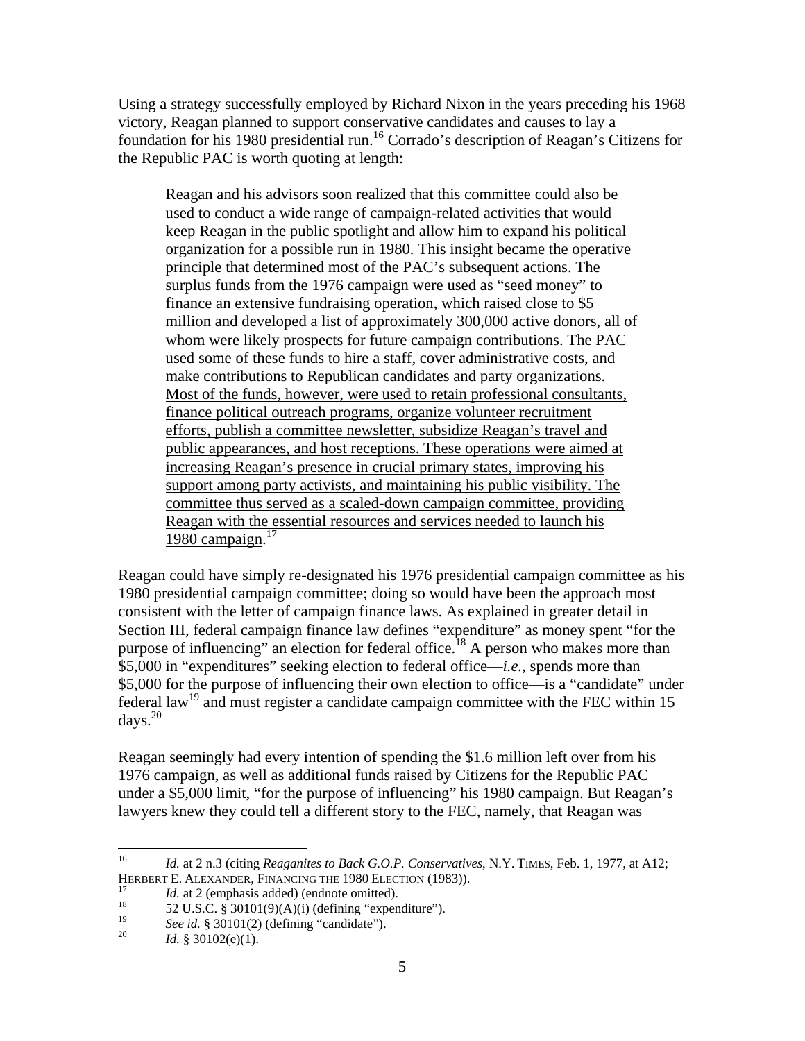Using a strategy successfully employed by Richard Nixon in the years preceding his 1968 victory, Reagan planned to support conservative candidates and causes to lay a foundation for his 1980 presidential run.[16] Corrado's description of Reagan's Citizens for the Republic PAC is worth quoting at length:

> Reagan and his advisors soon realized that this committee could also be used to conduct a wide range of campaign-related activities that would keep Reagan in the public spotlight and allow him to expand his political organization for a possible run in 1980. This insight became the operative principle that determined most of the PAC's subsequent actions. The surplus funds from the 1976 campaign were used as "seed money" to finance an extensive fundraising operation, which raised close to $5 million and developed a list of approximately 300,000 active donors, all of whom were likely prospects for future campaign contributions. The PAC used some of these funds to hire a staff, cover administrative costs, and make contributions to Republican candidates and party organizations. <u>Most of the funds, however, were used to retain professional consultants, finance political outreach programs, organize volunteer recruitment efforts, publish a committee newsletter, subsidize Reagan's travel and public appearances, and host receptions. These operations were aimed at increasing Reagan's presence in crucial primary states, improving his support among party activists, and maintaining his public visibility. The committee thus served as a scaled-down campaign committee, providing Reagan with the essential resources and services needed to launch his 1980 campaign</u>.[17]

Reagan could have simply re-designated his 1976 presidential campaign committee as his 1980 presidential campaign committee; doing so would have been the approach most consistent with the letter of campaign finance laws. As explained in greater detail in Section III, federal campaign finance law defines "expenditure" as money spent "for the purpose of influencing" an election for federal office.[18] A person who makes more than $5,000 in "expenditures" seeking election to federal office—*i.e.*, spends more than $5,000 for the purpose of influencing their own election to office—is a "candidate" under federal law[19] and must register a candidate campaign committee with the FEC within 15 days.[20]

Reagan seemingly had every intention of spending the $1.6 million left over from his 1976 campaign, as well as additional funds raised by Citizens for the Republic PAC under a $5,000 limit, "for the purpose of influencing" his 1980 campaign. But Reagan's lawyers knew they could tell a different story to the FEC, namely, that Reagan was

---

[16] *Id.* at 2 n.3 (citing *Reaganites to Back G.O.P. Conservatives*, N.Y. TIMES, Feb. 1, 1977, at A12; HERBERT E. ALEXANDER, FINANCING THE 1980 ELECTION (1983)).

[17] *Id.* at 2 (emphasis added) (endnote omitted).

[18] 52 U.S.C. § 30101(9)(A)(i) (defining "expenditure").

[19] *See id.* § 30101(2) (defining "candidate").

[20] *Id.* § 30102(e)(1).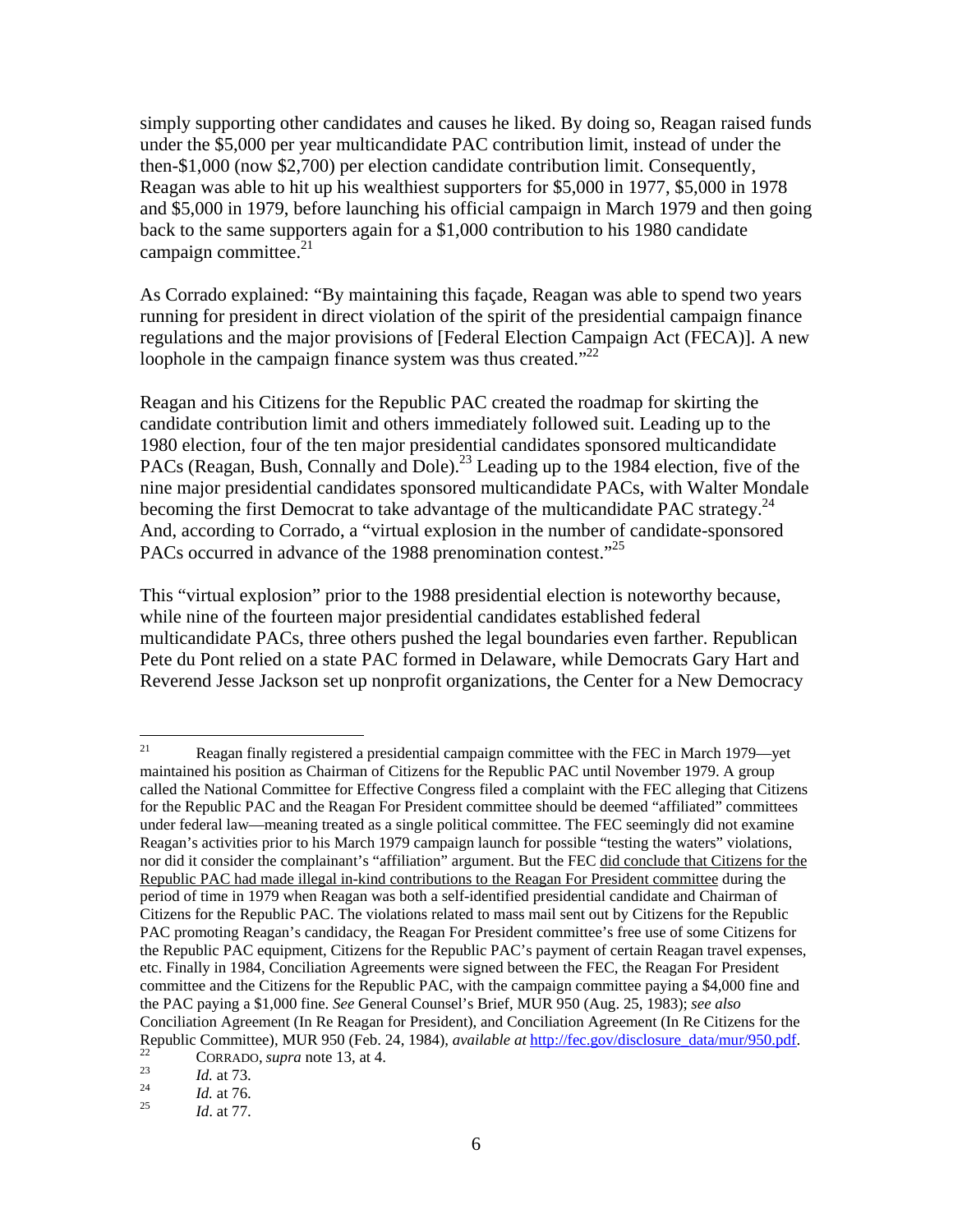simply supporting other candidates and causes he liked. By doing so, Reagan raised funds under the $5,000 per year multicandidate PAC contribution limit, instead of under the then-$1,000 (now $2,700) per election candidate contribution limit. Consequently, Reagan was able to hit up his wealthiest supporters for $5,000 in 1977, $5,000 in 1978 and $5,000 in 1979, before launching his official campaign in March 1979 and then going back to the same supporters again for a $1,000 contribution to his 1980 candidate campaign committee.[21]

As Corrado explained: "By maintaining this façade, Reagan was able to spend two years running for president in direct violation of the spirit of the presidential campaign finance regulations and the major provisions of [Federal Election Campaign Act (FECA)]. A new loophole in the campaign finance system was thus created."[22]

Reagan and his Citizens for the Republic PAC created the roadmap for skirting the candidate contribution limit and others immediately followed suit. Leading up to the 1980 election, four of the ten major presidential candidates sponsored multicandidate PACs (Reagan, Bush, Connally and Dole).[23] Leading up to the 1984 election, five of the nine major presidential candidates sponsored multicandidate PACs, with Walter Mondale becoming the first Democrat to take advantage of the multicandidate PAC strategy.[24] And, according to Corrado, a "virtual explosion in the number of candidate-sponsored PACs occurred in advance of the 1988 prenomination contest."[25]

This "virtual explosion" prior to the 1988 presidential election is noteworthy because, while nine of the fourteen major presidential candidates established federal multicandidate PACs, three others pushed the legal boundaries even farther. Republican Pete du Pont relied on a state PAC formed in Delaware, while Democrats Gary Hart and Reverend Jesse Jackson set up nonprofit organizations, the Center for a New Democracy

---

[21] Reagan finally registered a presidential campaign committee with the FEC in March 1979—yet maintained his position as Chairman of Citizens for the Republic PAC until November 1979. A group called the National Committee for Effective Congress filed a complaint with the FEC alleging that Citizens for the Republic PAC and the Reagan For President committee should be deemed "affiliated" committees under federal law—meaning treated as a single political committee. The FEC seemingly did not examine Reagan's activities prior to his March 1979 campaign launch for possible "testing the waters" violations, nor did it consider the complainant's "affiliation" argument. But the FEC did conclude that Citizens for the Republic PAC had made illegal in-kind contributions to the Reagan For President committee during the period of time in 1979 when Reagan was both a self-identified presidential candidate and Chairman of Citizens for the Republic PAC. The violations related to mass mail sent out by Citizens for the Republic PAC promoting Reagan's candidacy, the Reagan For President committee's free use of some Citizens for the Republic PAC equipment, Citizens for the Republic PAC's payment of certain Reagan travel expenses, etc. Finally in 1984, Conciliation Agreements were signed between the FEC, the Reagan For President committee and the Citizens for the Republic PAC, with the campaign committee paying a $4,000 fine and the PAC paying a $1,000 fine. *See* General Counsel's Brief, MUR 950 (Aug. 25, 1983); *see also* Conciliation Agreement (In Re Reagan for President), and Conciliation Agreement (In Re Citizens for the Republic Committee), MUR 950 (Feb. 24, 1984), *available at* http://fec.gov/disclosure_data/mur/950.pdf.

[22] CORRADO, *supra* note 13, at 4.

[23] *Id.* at 73.

[24] *Id.* at 76.

[25] *Id*. at 77.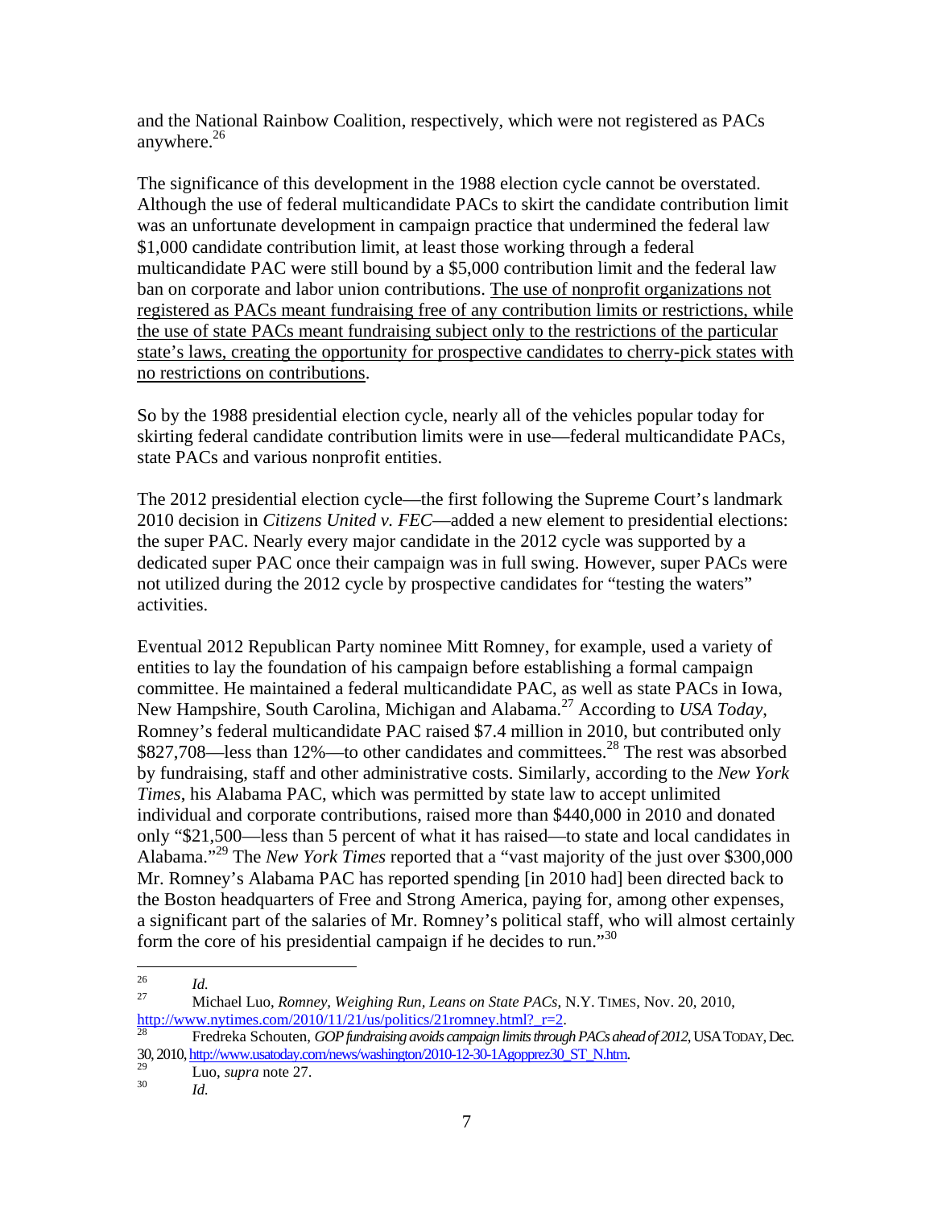and the National Rainbow Coalition, respectively, which were not registered as PACs anywhere.[26]

The significance of this development in the 1988 election cycle cannot be overstated. Although the use of federal multicandidate PACs to skirt the candidate contribution limit was an unfortunate development in campaign practice that undermined the federal law $1,000 candidate contribution limit, at least those working through a federal multicandidate PAC were still bound by a $5,000 contribution limit and the federal law ban on corporate and labor union contributions. <u>The use of nonprofit organizations not registered as PACs meant fundraising free of any contribution limits or restrictions, while the use of state PACs meant fundraising subject only to the restrictions of the particular state's laws, creating the opportunity for prospective candidates to cherry-pick states with no restrictions on contributions</u>.

So by the 1988 presidential election cycle, nearly all of the vehicles popular today for skirting federal candidate contribution limits were in use—federal multicandidate PACs, state PACs and various nonprofit entities.

The 2012 presidential election cycle—the first following the Supreme Court's landmark 2010 decision in *Citizens United v. FEC*—added a new element to presidential elections: the super PAC. Nearly every major candidate in the 2012 cycle was supported by a dedicated super PAC once their campaign was in full swing. However, super PACs were not utilized during the 2012 cycle by prospective candidates for "testing the waters" activities.

Eventual 2012 Republican Party nominee Mitt Romney, for example, used a variety of entities to lay the foundation of his campaign before establishing a formal campaign committee. He maintained a federal multicandidate PAC, as well as state PACs in Iowa, New Hampshire, South Carolina, Michigan and Alabama.[27] According to *USA Today*, Romney's federal multicandidate PAC raised $7.4 million in 2010, but contributed only $827,708—less than 12%—to other candidates and committees.[28] The rest was absorbed by fundraising, staff and other administrative costs. Similarly, according to the *New York Times*, his Alabama PAC, which was permitted by state law to accept unlimited individual and corporate contributions, raised more than $440,000 in 2010 and donated only "$21,500—less than 5 percent of what it has raised—to state and local candidates in Alabama."[29] The *New York Times* reported that a "vast majority of the just over $300,000 Mr. Romney's Alabama PAC has reported spending [in 2010 had] been directed back to the Boston headquarters of Free and Strong America, paying for, among other expenses, a significant part of the salaries of Mr. Romney's political staff, who will almost certainly form the core of his presidential campaign if he decides to run."[30]

---

[26] *Id.*

[27] Michael Luo, *Romney, Weighing Run, Leans on State PACs*, N.Y. TIMES, Nov. 20, 2010, http://www.nytimes.com/2010/11/21/us/politics/21romney.html?_r=2.

[28] Fredreka Schouten, *GOP fundraising avoids campaign limits through PACs ahead of 2012*, USA TODAY, Dec. 30, 2010, http://www.usatoday.com/news/washington/2010-12-30-1Agopprez30_ST_N.htm.

[29] Luo, *supra* note 27.

[30] *Id.*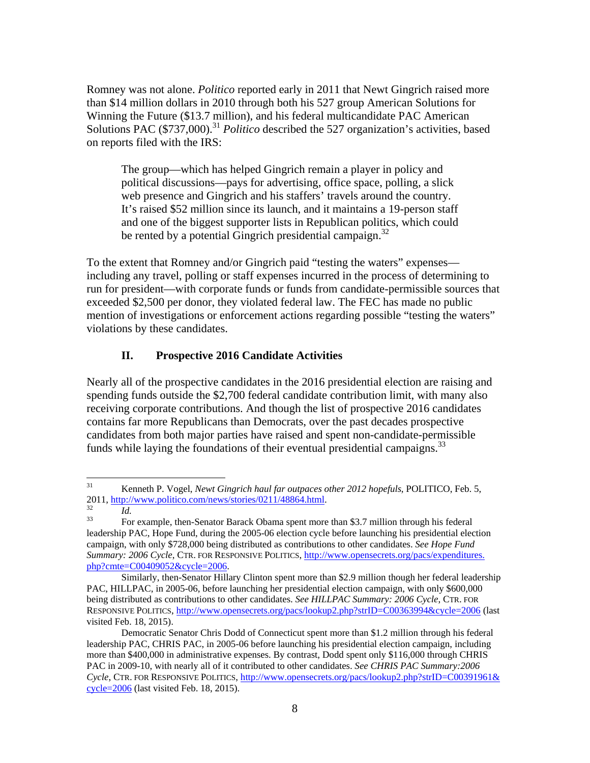Romney was not alone. *Politico* reported early in 2011 that Newt Gingrich raised more than $14 million dollars in 2010 through both his 527 group American Solutions for Winning the Future ($13.7 million), and his federal multicandidate PAC American Solutions PAC ($737,000).[31] *Politico* described the 527 organization's activities, based on reports filed with the IRS:

> The group—which has helped Gingrich remain a player in policy and political discussions—pays for advertising, office space, polling, a slick web presence and Gingrich and his staffers' travels around the country. It's raised $52 million since its launch, and it maintains a 19-person staff and one of the biggest supporter lists in Republican politics, which could be rented by a potential Gingrich presidential campaign.[32]

To the extent that Romney and/or Gingrich paid "testing the waters" expenses—including any travel, polling or staff expenses incurred in the process of determining to run for president—with corporate funds or funds from candidate-permissible sources that exceeded $2,500 per donor, they violated federal law. The FEC has made no public mention of investigations or enforcement actions regarding possible "testing the waters" violations by these candidates.

## II. Prospective 2016 Candidate Activities

Nearly all of the prospective candidates in the 2016 presidential election are raising and spending funds outside the $2,700 federal candidate contribution limit, with many also receiving corporate contributions. And though the list of prospective 2016 candidates contains far more Republicans than Democrats, over the past decades prospective candidates from both major parties have raised and spent non-candidate-permissible funds while laying the foundations of their eventual presidential campaigns.[33]

---

[31] Kenneth P. Vogel, *Newt Gingrich haul far outpaces other 2012 hopefuls*, POLITICO, Feb. 5, 2011, http://www.politico.com/news/stories/0211/48864.html.

[32] *Id.*

[33] For example, then-Senator Barack Obama spent more than $3.7 million through his federal leadership PAC, Hope Fund, during the 2005-06 election cycle before launching his presidential election campaign, with only $728,000 being distributed as contributions to other candidates. *See Hope Fund Summary: 2006 Cycle*, CTR. FOR RESPONSIVE POLITICS, http://www.opensecrets.org/pacs/expenditures.php?cmte=C00409052&cycle=2006.

Similarly, then-Senator Hillary Clinton spent more than $2.9 million though her federal leadership PAC, HILLPAC, in 2005-06, before launching her presidential election campaign, with only $600,000 being distributed as contributions to other candidates. *See HILLPAC Summary: 2006 Cycle*, CTR. FOR RESPONSIVE POLITICS, http://www.opensecrets.org/pacs/lookup2.php?strID=C00363994&cycle=2006 (last visited Feb. 18, 2015).

Democratic Senator Chris Dodd of Connecticut spent more than $1.2 million through his federal leadership PAC, CHRIS PAC, in 2005-06 before launching his presidential election campaign, including more than $400,000 in administrative expenses. By contrast, Dodd spent only $116,000 through CHRIS PAC in 2009-10, with nearly all of it contributed to other candidates. *See CHRIS PAC Summary:2006 Cycle*, CTR. FOR RESPONSIVE POLITICS, http://www.opensecrets.org/pacs/lookup2.php?strID=C00391961&cycle=2006 (last visited Feb. 18, 2015).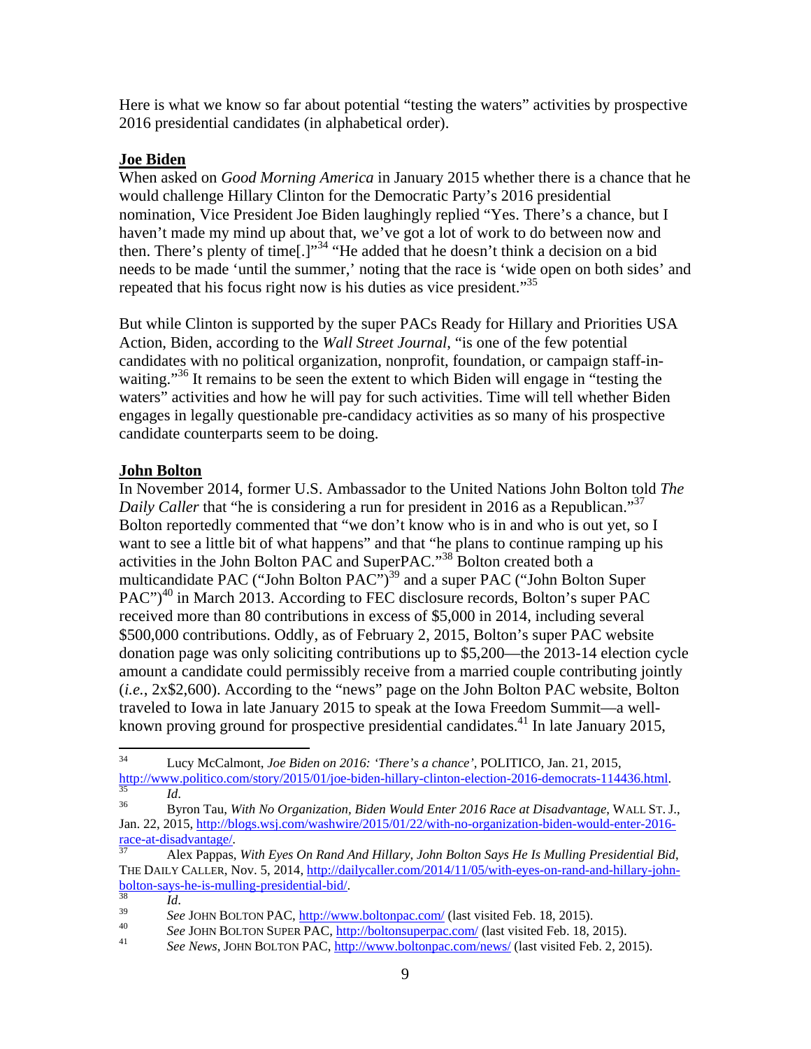Here is what we know so far about potential "testing the waters" activities by prospective 2016 presidential candidates (in alphabetical order).

**Joe Biden**

When asked on *Good Morning America* in January 2015 whether there is a chance that he would challenge Hillary Clinton for the Democratic Party's 2016 presidential nomination, Vice President Joe Biden laughingly replied "Yes. There's a chance, but I haven't made my mind up about that, we've got a lot of work to do between now and then. There's plenty of time[.]"[34] "He added that he doesn't think a decision on a bid needs to be made 'until the summer,' noting that the race is 'wide open on both sides' and repeated that his focus right now is his duties as vice president."[35]

But while Clinton is supported by the super PACs Ready for Hillary and Priorities USA Action, Biden, according to the *Wall Street Journal*, "is one of the few potential candidates with no political organization, nonprofit, foundation, or campaign staff-in-waiting."[36] It remains to be seen the extent to which Biden will engage in "testing the waters" activities and how he will pay for such activities. Time will tell whether Biden engages in legally questionable pre-candidacy activities as so many of his prospective candidate counterparts seem to be doing.

**John Bolton**

In November 2014, former U.S. Ambassador to the United Nations John Bolton told *The Daily Caller* that "he is considering a run for president in 2016 as a Republican."[37] Bolton reportedly commented that "we don't know who is in and who is out yet, so I want to see a little bit of what happens" and that "he plans to continue ramping up his activities in the John Bolton PAC and SuperPAC."[38] Bolton created both a multicandidate PAC ("John Bolton PAC")[39] and a super PAC ("John Bolton Super PAC")[40] in March 2013. According to FEC disclosure records, Bolton's super PAC received more than 80 contributions in excess of $5,000 in 2014, including several $500,000 contributions. Oddly, as of February 2, 2015, Bolton's super PAC website donation page was only soliciting contributions up to $5,200—the 2013-14 election cycle amount a candidate could permissibly receive from a married couple contributing jointly (*i.e.*, 2x$2,600). According to the "news" page on the John Bolton PAC website, Bolton traveled to Iowa in late January 2015 to speak at the Iowa Freedom Summit—a well-known proving ground for prospective presidential candidates.[41] In late January 2015,

---

[34] Lucy McCalmont, *Joe Biden on 2016: 'There's a chance'*, POLITICO, Jan. 21, 2015, http://www.politico.com/story/2015/01/joe-biden-hillary-clinton-election-2016-democrats-114436.html.

[35] *Id.*

[36] Byron Tau, *With No Organization, Biden Would Enter 2016 Race at Disadvantage*, WALL ST. J., Jan. 22, 2015, http://blogs.wsj.com/washwire/2015/01/22/with-no-organization-biden-would-enter-2016-race-at-disadvantage/.

[37] Alex Pappas, *With Eyes On Rand And Hillary, John Bolton Says He Is Mulling Presidential Bid*, THE DAILY CALLER, Nov. 5, 2014, http://dailycaller.com/2014/11/05/with-eyes-on-rand-and-hillary-john-bolton-says-he-is-mulling-presidential-bid/.

[38] *Id.*

[39] *See* JOHN BOLTON PAC, http://www.boltonpac.com/ (last visited Feb. 18, 2015).

[40] *See* JOHN BOLTON SUPER PAC, http://boltonsuperpac.com/ (last visited Feb. 18, 2015).

[41] *See News*, JOHN BOLTON PAC, http://www.boltonpac.com/news/ (last visited Feb. 2, 2015).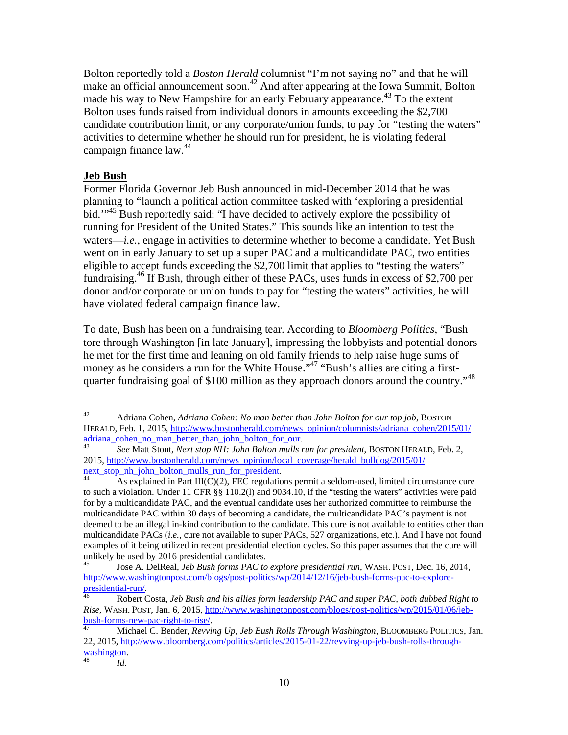Bolton reportedly told a *Boston Herald* columnist "I'm not saying no" and that he will make an official announcement soon.[42] And after appearing at the Iowa Summit, Bolton made his way to New Hampshire for an early February appearance.[43] To the extent Bolton uses funds raised from individual donors in amounts exceeding the $2,700 candidate contribution limit, or any corporate/union funds, to pay for "testing the waters" activities to determine whether he should run for president, he is violating federal campaign finance law.[44]

**Jeb Bush**

Former Florida Governor Jeb Bush announced in mid-December 2014 that he was planning to "launch a political action committee tasked with 'exploring a presidential bid.'"[45] Bush reportedly said: "I have decided to actively explore the possibility of running for President of the United States." This sounds like an intention to test the waters—*i.e.*, engage in activities to determine whether to become a candidate. Yet Bush went on in early January to set up a super PAC and a multicandidate PAC, two entities eligible to accept funds exceeding the $2,700 limit that applies to "testing the waters" fundraising.[46] If Bush, through either of these PACs, uses funds in excess of $2,700 per donor and/or corporate or union funds to pay for "testing the waters" activities, he will have violated federal campaign finance law.

To date, Bush has been on a fundraising tear. According to *Bloomberg Politics*, "Bush tore through Washington [in late January], impressing the lobbyists and potential donors he met for the first time and leaning on old family friends to help raise huge sums of money as he considers a run for the White House."[47] "Bush's allies are citing a first-quarter fundraising goal of $100 million as they approach donors around the country."[48]

---

[42] Adriana Cohen, *Adriana Cohen: No man better than John Bolton for our top job*, BOSTON HERALD, Feb. 1, 2015, http://www.bostonherald.com/news_opinion/columnists/adriana_cohen/2015/01/adriana_cohen_no_man_better_than_john_bolton_for_our.

[43] *See* Matt Stout, *Next stop NH: John Bolton mulls run for president*, BOSTON HERALD, Feb. 2, 2015, http://www.bostonherald.com/news_opinion/local_coverage/herald_bulldog/2015/01/next_stop_nh_john_bolton_mulls_run_for_president.

[44] As explained in Part III(C)(2), FEC regulations permit a seldom-used, limited circumstance cure to such a violation. Under 11 CFR §§ 110.2(l) and 9034.10, if the "testing the waters" activities were paid for by a multicandidate PAC, and the eventual candidate uses her authorized committee to reimburse the multicandidate PAC within 30 days of becoming a candidate, the multicandidate PAC's payment is not deemed to be an illegal in-kind contribution to the candidate. This cure is not available to entities other than multicandidate PACs (*i.e.*, cure not available to super PACs, 527 organizations, etc.). And I have not found examples of it being utilized in recent presidential election cycles. So this paper assumes that the cure will unlikely be used by 2016 presidential candidates.

[45] Jose A. DelReal, *Jeb Bush forms PAC to explore presidential run*, WASH. POST, Dec. 16, 2014, http://www.washingtonpost.com/blogs/post-politics/wp/2014/12/16/jeb-bush-forms-pac-to-explore-presidential-run/.

[46] Robert Costa, *Jeb Bush and his allies form leadership PAC and super PAC, both dubbed Right to Rise*, WASH. POST, Jan. 6, 2015, http://www.washingtonpost.com/blogs/post-politics/wp/2015/01/06/jeb-bush-forms-new-pac-right-to-rise/.

[47] Michael C. Bender, *Revving Up, Jeb Bush Rolls Through Washington*, BLOOMBERG POLITICS, Jan. 22, 2015, http://www.bloomberg.com/politics/articles/2015-01-22/revving-up-jeb-bush-rolls-through-washington.

[48] *Id*.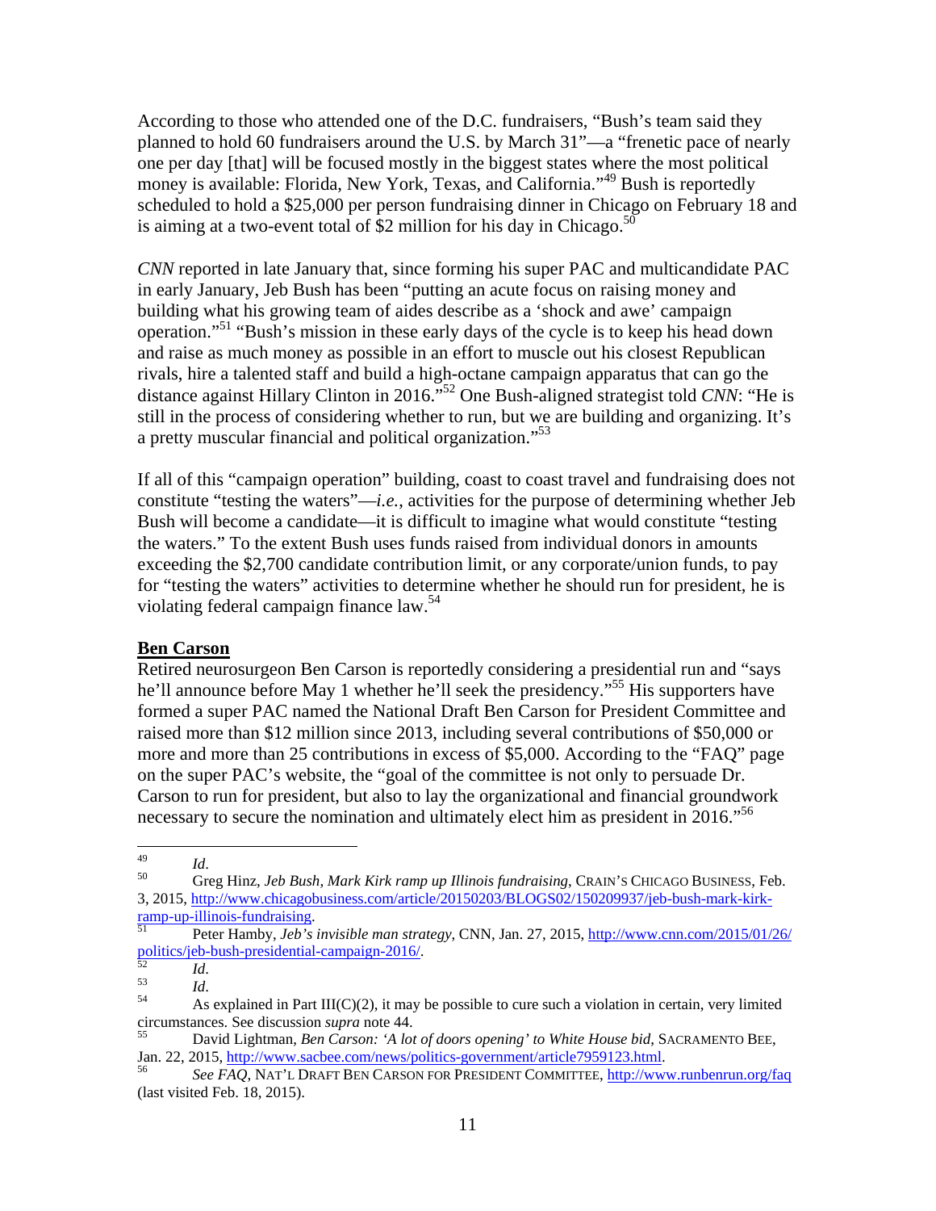According to those who attended one of the D.C. fundraisers, "Bush's team said they planned to hold 60 fundraisers around the U.S. by March 31"—a "frenetic pace of nearly one per day [that] will be focused mostly in the biggest states where the most political money is available: Florida, New York, Texas, and California."[49] Bush is reportedly scheduled to hold a $25,000 per person fundraising dinner in Chicago on February 18 and is aiming at a two-event total of $2 million for his day in Chicago.[50]

*CNN* reported in late January that, since forming his super PAC and multicandidate PAC in early January, Jeb Bush has been "putting an acute focus on raising money and building what his growing team of aides describe as a 'shock and awe' campaign operation."[51] "Bush's mission in these early days of the cycle is to keep his head down and raise as much money as possible in an effort to muscle out his closest Republican rivals, hire a talented staff and build a high-octane campaign apparatus that can go the distance against Hillary Clinton in 2016."[52] One Bush-aligned strategist told *CNN*: "He is still in the process of considering whether to run, but we are building and organizing. It's a pretty muscular financial and political organization."[53]

If all of this "campaign operation" building, coast to coast travel and fundraising does not constitute "testing the waters"—*i.e.*, activities for the purpose of determining whether Jeb Bush will become a candidate—it is difficult to imagine what would constitute "testing the waters." To the extent Bush uses funds raised from individual donors in amounts exceeding the $2,700 candidate contribution limit, or any corporate/union funds, to pay for "testing the waters" activities to determine whether he should run for president, he is violating federal campaign finance law.[54]

**Ben Carson**

Retired neurosurgeon Ben Carson is reportedly considering a presidential run and "says he'll announce before May 1 whether he'll seek the presidency."[55] His supporters have formed a super PAC named the National Draft Ben Carson for President Committee and raised more than $12 million since 2013, including several contributions of $50,000 or more and more than 25 contributions in excess of $5,000. According to the "FAQ" page on the super PAC's website, the "goal of the committee is not only to persuade Dr. Carson to run for president, but also to lay the organizational and financial groundwork necessary to secure the nomination and ultimately elect him as president in 2016."[56]

---

[49] *Id.*

[50] Greg Hinz, *Jeb Bush, Mark Kirk ramp up Illinois fundraising*, CRAIN'S CHICAGO BUSINESS, Feb. 3, 2015, http://www.chicagobusiness.com/article/20150203/BLOGS02/150209937/jeb-bush-mark-kirk-ramp-up-illinois-fundraising.

[51] Peter Hamby, *Jeb's invisible man strategy*, CNN, Jan. 27, 2015, http://www.cnn.com/2015/01/26/politics/jeb-bush-presidential-campaign-2016/.

[52] *Id.*

[53] *Id.*

[54] As explained in Part III(C)(2), it may be possible to cure such a violation in certain, very limited circumstances. See discussion *supra* note 44.

[55] David Lightman, *Ben Carson: 'A lot of doors opening' to White House bid*, SACRAMENTO BEE, Jan. 22, 2015, http://www.sacbee.com/news/politics-government/article7959123.html.

[56] *See FAQ*, NAT'L DRAFT BEN CARSON FOR PRESIDENT COMMITTEE, http://www.runbenrun.org/faq (last visited Feb. 18, 2015).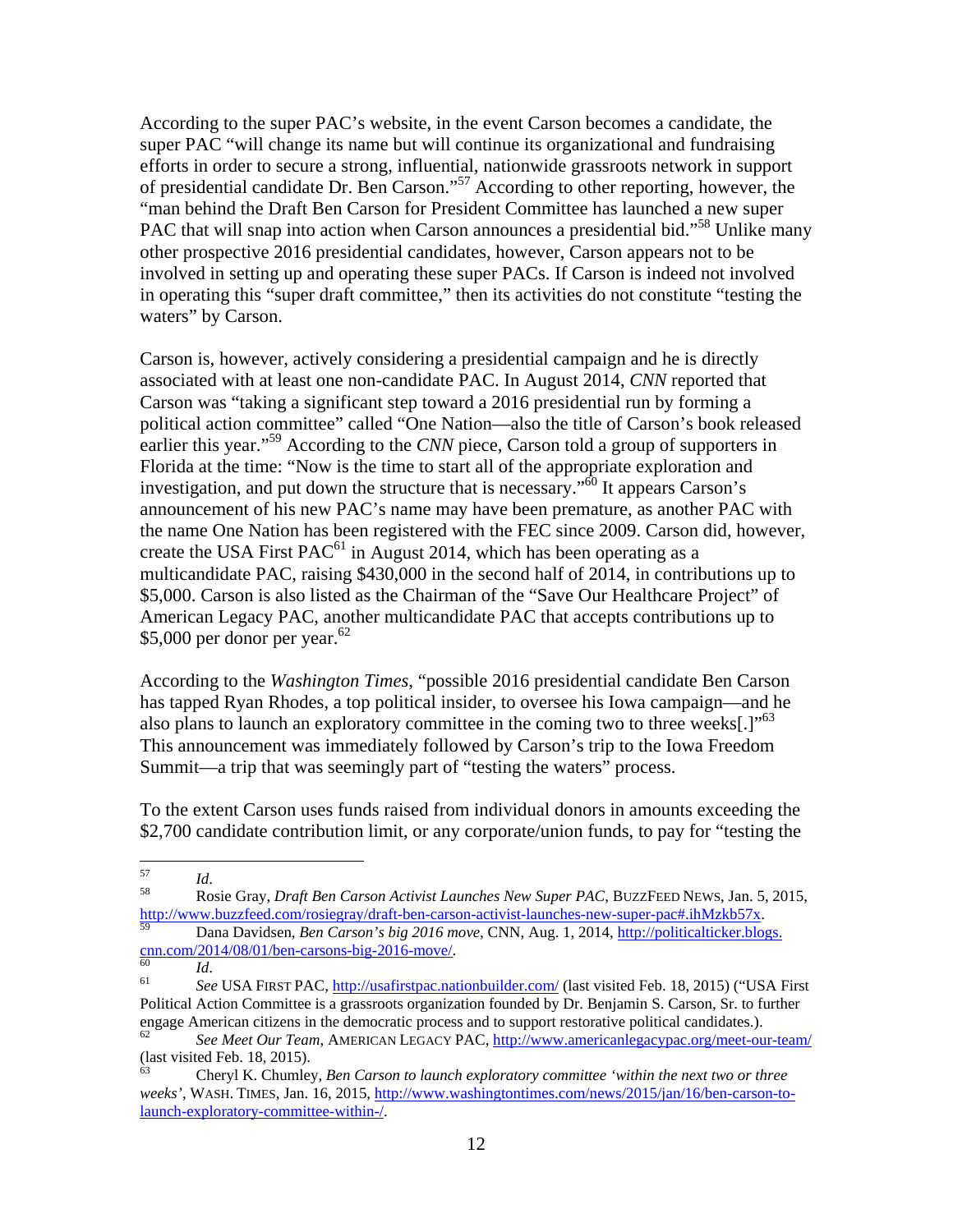According to the super PAC's website, in the event Carson becomes a candidate, the super PAC "will change its name but will continue its organizational and fundraising efforts in order to secure a strong, influential, nationwide grassroots network in support of presidential candidate Dr. Ben Carson."[57] According to other reporting, however, the "man behind the Draft Ben Carson for President Committee has launched a new super PAC that will snap into action when Carson announces a presidential bid."[58] Unlike many other prospective 2016 presidential candidates, however, Carson appears not to be involved in setting up and operating these super PACs. If Carson is indeed not involved in operating this "super draft committee," then its activities do not constitute "testing the waters" by Carson.

Carson is, however, actively considering a presidential campaign and he is directly associated with at least one non-candidate PAC. In August 2014, *CNN* reported that Carson was "taking a significant step toward a 2016 presidential run by forming a political action committee" called "One Nation—also the title of Carson's book released earlier this year."[59] According to the *CNN* piece, Carson told a group of supporters in Florida at the time: "Now is the time to start all of the appropriate exploration and investigation, and put down the structure that is necessary."[60] It appears Carson's announcement of his new PAC's name may have been premature, as another PAC with the name One Nation has been registered with the FEC since 2009. Carson did, however, create the USA First PAC[61] in August 2014, which has been operating as a multicandidate PAC, raising $430,000 in the second half of 2014, in contributions up to $5,000. Carson is also listed as the Chairman of the "Save Our Healthcare Project" of American Legacy PAC, another multicandidate PAC that accepts contributions up to $5,000 per donor per year.[62]

According to the *Washington Times*, "possible 2016 presidential candidate Ben Carson has tapped Ryan Rhodes, a top political insider, to oversee his Iowa campaign—and he also plans to launch an exploratory committee in the coming two to three weeks[.]"[63] This announcement was immediately followed by Carson's trip to the Iowa Freedom Summit—a trip that was seemingly part of "testing the waters" process.

To the extent Carson uses funds raised from individual donors in amounts exceeding the $2,700 candidate contribution limit, or any corporate/union funds, to pay for "testing the

---

[57] *Id.*

[58] Rosie Gray, *Draft Ben Carson Activist Launches New Super PAC*, BUZZFEED NEWS, Jan. 5, 2015, http://www.buzzfeed.com/rosiegray/draft-ben-carson-activist-launches-new-super-pac#.ihMzkb57x.

[59] Dana Davidsen, *Ben Carson's big 2016 move*, CNN, Aug. 1, 2014, http://politicalticker.blogs.cnn.com/2014/08/01/ben-carsons-big-2016-move/.

[60] *Id.*

[61] *See* USA FIRST PAC, http://usafirstpac.nationbuilder.com/ (last visited Feb. 18, 2015) ("USA First Political Action Committee is a grassroots organization founded by Dr. Benjamin S. Carson, Sr. to further engage American citizens in the democratic process and to support restorative political candidates.).

[62] *See Meet Our Team*, AMERICAN LEGACY PAC, http://www.americanlegacypac.org/meet-our-team/ (last visited Feb. 18, 2015).

[63] Cheryl K. Chumley, *Ben Carson to launch exploratory committee 'within the next two or three weeks'*, WASH. TIMES, Jan. 16, 2015, http://www.washingtontimes.com/news/2015/jan/16/ben-carson-to-launch-exploratory-committee-within-/.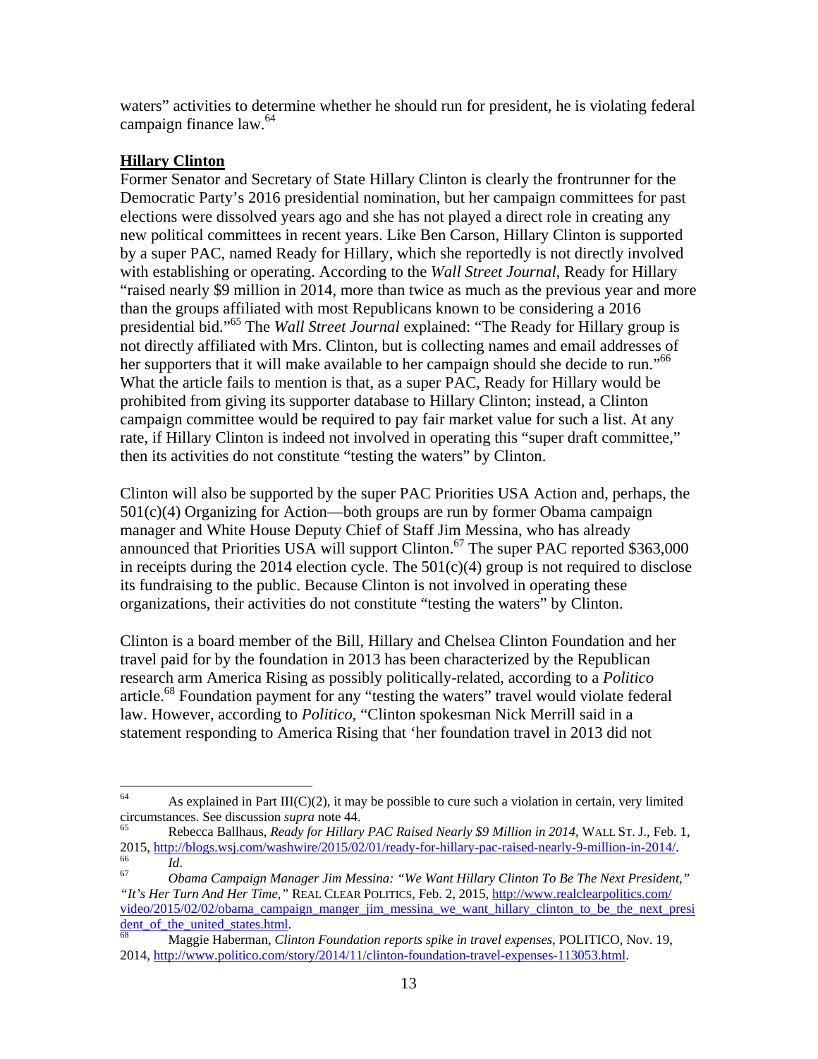waters" activities to determine whether he should run for president, he is violating federal campaign finance law.[64]

**Hillary Clinton**

Former Senator and Secretary of State Hillary Clinton is clearly the frontrunner for the Democratic Party's 2016 presidential nomination, but her campaign committees for past elections were dissolved years ago and she has not played a direct role in creating any new political committees in recent years. Like Ben Carson, Hillary Clinton is supported by a super PAC, named Ready for Hillary, which she reportedly is not directly involved with establishing or operating. According to the *Wall Street Journal*, Ready for Hillary "raised nearly $9 million in 2014, more than twice as much as the previous year and more than the groups affiliated with most Republicans known to be considering a 2016 presidential bid."[65] The *Wall Street Journal* explained: "The Ready for Hillary group is not directly affiliated with Mrs. Clinton, but is collecting names and email addresses of her supporters that it will make available to her campaign should she decide to run."[66] What the article fails to mention is that, as a super PAC, Ready for Hillary would be prohibited from giving its supporter database to Hillary Clinton; instead, a Clinton campaign committee would be required to pay fair market value for such a list. At any rate, if Hillary Clinton is indeed not involved in operating this "super draft committee," then its activities do not constitute "testing the waters" by Clinton.

Clinton will also be supported by the super PAC Priorities USA Action and, perhaps, the 501(c)(4) Organizing for Action—both groups are run by former Obama campaign manager and White House Deputy Chief of Staff Jim Messina, who has already announced that Priorities USA will support Clinton.[67] The super PAC reported $363,000 in receipts during the 2014 election cycle. The 501(c)(4) group is not required to disclose its fundraising to the public. Because Clinton is not involved in operating these organizations, their activities do not constitute "testing the waters" by Clinton.

Clinton is a board member of the Bill, Hillary and Chelsea Clinton Foundation and her travel paid for by the foundation in 2013 has been characterized by the Republican research arm America Rising as possibly politically-related, according to a *Politico* article.[68] Foundation payment for any "testing the waters" travel would violate federal law. However, according to *Politico*, "Clinton spokesman Nick Merrill said in a statement responding to America Rising that 'her foundation travel in 2013 did not

---

[64] As explained in Part III(C)(2), it may be possible to cure such a violation in certain, very limited circumstances. See discussion *supra* note 44.

[65] Rebecca Ballhaus, *Ready for Hillary PAC Raised Nearly $9 Million in 2014*, WALL ST. J., Feb. 1, 2015, http://blogs.wsj.com/washwire/2015/02/01/ready-for-hillary-pac-raised-nearly-9-million-in-2014/.

[66] *Id.*

[67] *Obama Campaign Manager Jim Messina: "We Want Hillary Clinton To Be The Next President," "It's Her Turn And Her Time,"* REAL CLEAR POLITICS, Feb. 2, 2015, http://www.realclearpolitics.com/video/2015/02/02/obama_campaign_manger_jim_messina_we_want_hillary_clinton_to_be_the_next_president_of_the_united_states.html.

[68] Maggie Haberman, *Clinton Foundation reports spike in travel expenses*, POLITICO, Nov. 19, 2014, http://www.politico.com/story/2014/11/clinton-foundation-travel-expenses-113053.html.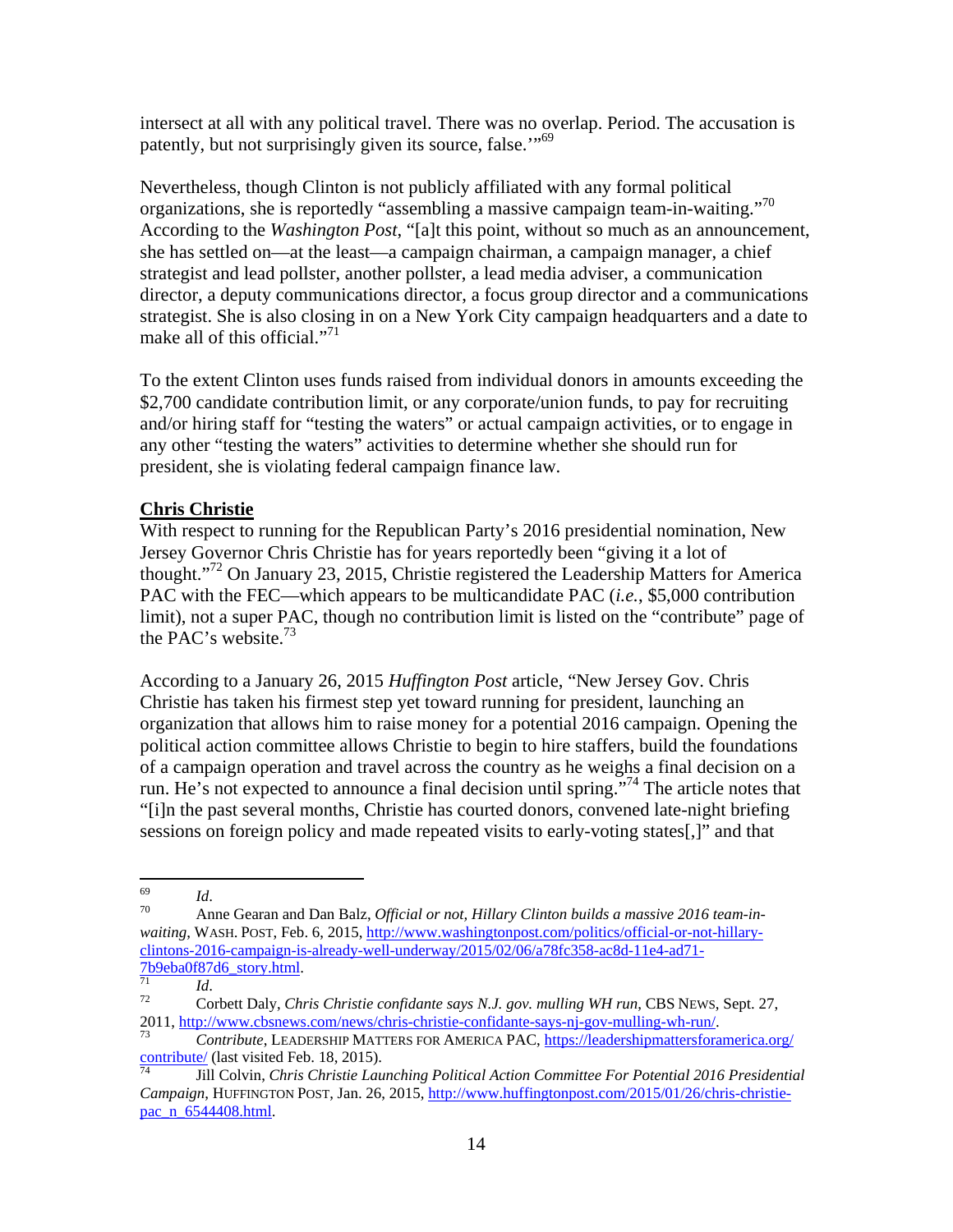intersect at all with any political travel. There was no overlap. Period. The accusation is patently, but not surprisingly given its source, false.'"[69]

Nevertheless, though Clinton is not publicly affiliated with any formal political organizations, she is reportedly "assembling a massive campaign team-in-waiting."[70] According to the *Washington Post*, "[a]t this point, without so much as an announcement, she has settled on—at the least—a campaign chairman, a campaign manager, a chief strategist and lead pollster, another pollster, a lead media adviser, a communication director, a deputy communications director, a focus group director and a communications strategist. She is also closing in on a New York City campaign headquarters and a date to make all of this official."[71]

To the extent Clinton uses funds raised from individual donors in amounts exceeding the $2,700 candidate contribution limit, or any corporate/union funds, to pay for recruiting and/or hiring staff for "testing the waters" or actual campaign activities, or to engage in any other "testing the waters" activities to determine whether she should run for president, she is violating federal campaign finance law.

**Chris Christie**

With respect to running for the Republican Party's 2016 presidential nomination, New Jersey Governor Chris Christie has for years reportedly been "giving it a lot of thought."[72] On January 23, 2015, Christie registered the Leadership Matters for America PAC with the FEC—which appears to be multicandidate PAC (*i.e.*, $5,000 contribution limit), not a super PAC, though no contribution limit is listed on the "contribute" page of the PAC's website.[73]

According to a January 26, 2015 *Huffington Post* article, "New Jersey Gov. Chris Christie has taken his firmest step yet toward running for president, launching an organization that allows him to raise money for a potential 2016 campaign. Opening the political action committee allows Christie to begin to hire staffers, build the foundations of a campaign operation and travel across the country as he weighs a final decision on a run. He's not expected to announce a final decision until spring."[74] The article notes that "[i]n the past several months, Christie has courted donors, convened late-night briefing sessions on foreign policy and made repeated visits to early-voting states[,]" and that

---

[69] *Id.*

[70] Anne Gearan and Dan Balz, *Official or not, Hillary Clinton builds a massive 2016 team-in-waiting*, WASH. POST, Feb. 6, 2015, http://www.washingtonpost.com/politics/official-or-not-hillary-clintons-2016-campaign-is-already-well-underway/2015/02/06/a78fc358-ac8d-11e4-ad71-7b9eba0f87d6_story.html.

[71] *Id.*

[72] Corbett Daly, *Chris Christie confidante says N.J. gov. mulling WH run*, CBS NEWS, Sept. 27, 2011, http://www.cbsnews.com/news/chris-christie-confidante-says-nj-gov-mulling-wh-run/.

[73] *Contribute*, LEADERSHIP MATTERS FOR AMERICA PAC, https://leadershipmattersforamerica.org/contribute/ (last visited Feb. 18, 2015).

[74] Jill Colvin, *Chris Christie Launching Political Action Committee For Potential 2016 Presidential Campaign*, HUFFINGTON POST, Jan. 26, 2015, http://www.huffingtonpost.com/2015/01/26/chris-christie-pac_n_6544408.html.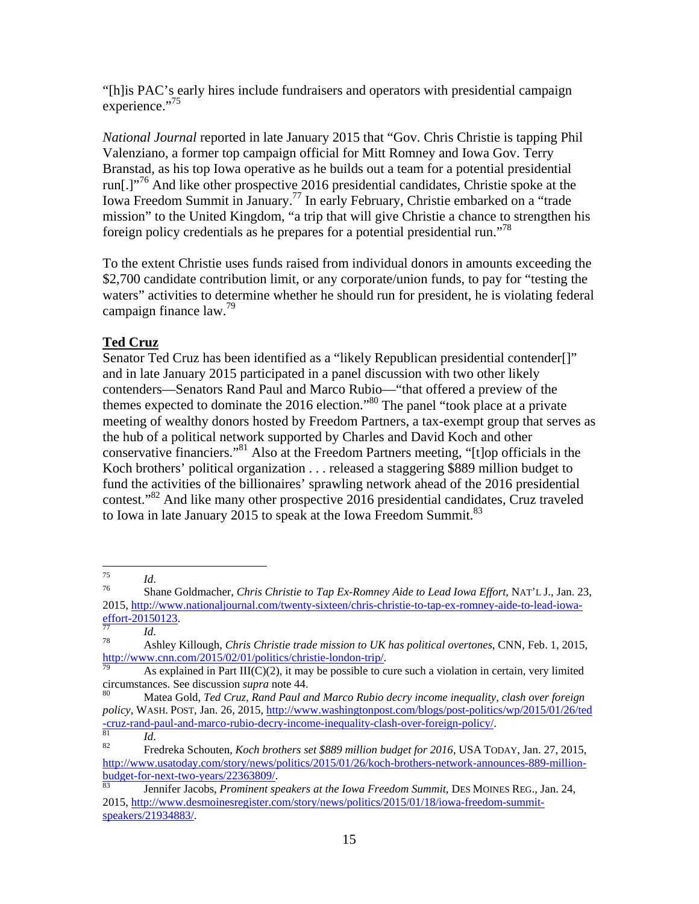"[h]is PAC's early hires include fundraisers and operators with presidential campaign experience."[75]

*National Journal* reported in late January 2015 that "Gov. Chris Christie is tapping Phil Valenziano, a former top campaign official for Mitt Romney and Iowa Gov. Terry Branstad, as his top Iowa operative as he builds out a team for a potential presidential run[.]"[76] And like other prospective 2016 presidential candidates, Christie spoke at the Iowa Freedom Summit in January.[77] In early February, Christie embarked on a "trade mission" to the United Kingdom, "a trip that will give Christie a chance to strengthen his foreign policy credentials as he prepares for a potential presidential run."[78]

To the extent Christie uses funds raised from individual donors in amounts exceeding the $2,700 candidate contribution limit, or any corporate/union funds, to pay for "testing the waters" activities to determine whether he should run for president, he is violating federal campaign finance law.[79]

**Ted Cruz**

Senator Ted Cruz has been identified as a "likely Republican presidential contender[]" and in late January 2015 participated in a panel discussion with two other likely contenders—Senators Rand Paul and Marco Rubio—"that offered a preview of the themes expected to dominate the 2016 election."[80] The panel "took place at a private meeting of wealthy donors hosted by Freedom Partners, a tax-exempt group that serves as the hub of a political network supported by Charles and David Koch and other conservative financiers."[81] Also at the Freedom Partners meeting, "[t]op officials in the Koch brothers' political organization . . . released a staggering $889 million budget to fund the activities of the billionaires' sprawling network ahead of the 2016 presidential contest."[82] And like many other prospective 2016 presidential candidates, Cruz traveled to Iowa in late January 2015 to speak at the Iowa Freedom Summit.[83]

---

[75] *Id.*

[76] Shane Goldmacher, *Chris Christie to Tap Ex-Romney Aide to Lead Iowa Effort*, NAT'L J., Jan. 23, 2015, http://www.nationaljournal.com/twenty-sixteen/chris-christie-to-tap-ex-romney-aide-to-lead-iowa-effort-20150123.

[77] *Id.*

[78] Ashley Killough, *Chris Christie trade mission to UK has political overtones*, CNN, Feb. 1, 2015, http://www.cnn.com/2015/02/01/politics/christie-london-trip/.

[79] As explained in Part III(C)(2), it may be possible to cure such a violation in certain, very limited circumstances. See discussion *supra* note 44.

[80] Matea Gold, *Ted Cruz, Rand Paul and Marco Rubio decry income inequality, clash over foreign policy*, WASH. POST, Jan. 26, 2015, http://www.washingtonpost.com/blogs/post-politics/wp/2015/01/26/ted-cruz-rand-paul-and-marco-rubio-decry-income-inequality-clash-over-foreign-policy/.

[81] *Id.*

[82] Fredreka Schouten, *Koch brothers set $889 million budget for 2016*, USA TODAY, Jan. 27, 2015, http://www.usatoday.com/story/news/politics/2015/01/26/koch-brothers-network-announces-889-million-budget-for-next-two-years/22363809/.

[83] Jennifer Jacobs, *Prominent speakers at the Iowa Freedom Summit*, DES MOINES REG., Jan. 24, 2015, http://www.desmoinesregister.com/story/news/politics/2015/01/18/iowa-freedom-summit-speakers/21934883/.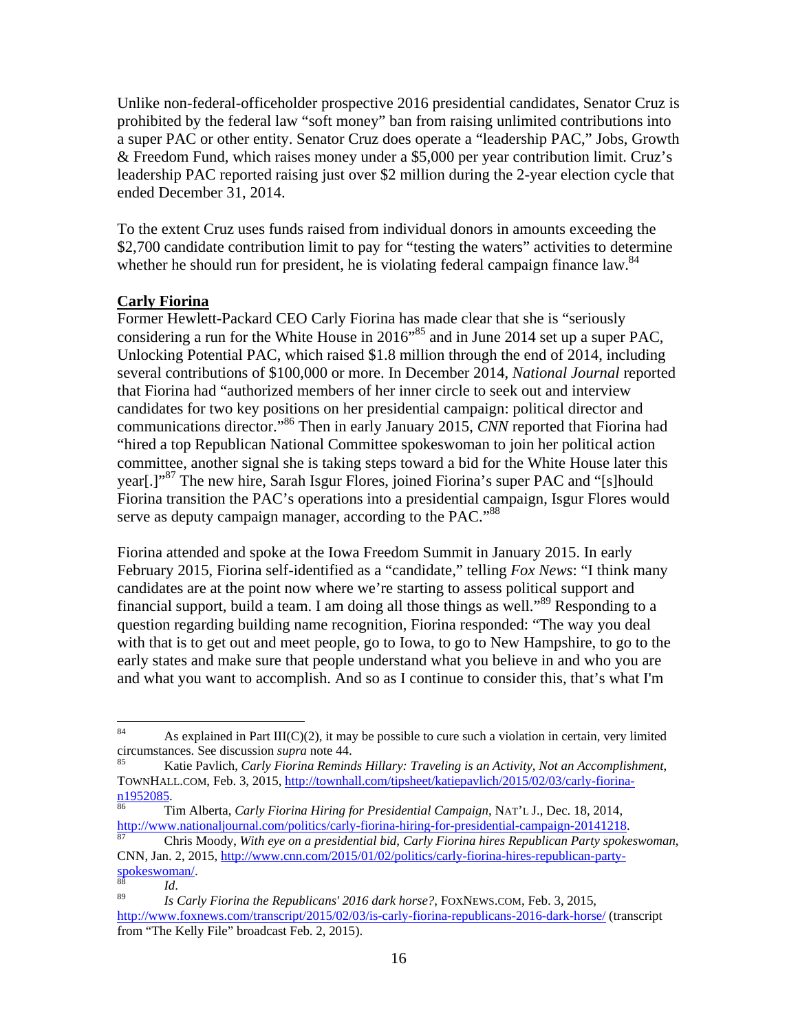Unlike non-federal-officeholder prospective 2016 presidential candidates, Senator Cruz is prohibited by the federal law "soft money" ban from raising unlimited contributions into a super PAC or other entity. Senator Cruz does operate a "leadership PAC," Jobs, Growth & Freedom Fund, which raises money under a $5,000 per year contribution limit. Cruz's leadership PAC reported raising just over $2 million during the 2-year election cycle that ended December 31, 2014.

To the extent Cruz uses funds raised from individual donors in amounts exceeding the $2,700 candidate contribution limit to pay for "testing the waters" activities to determine whether he should run for president, he is violating federal campaign finance law.[84]

**Carly Fiorina**

Former Hewlett-Packard CEO Carly Fiorina has made clear that she is "seriously considering a run for the White House in 2016"[85] and in June 2014 set up a super PAC, Unlocking Potential PAC, which raised $1.8 million through the end of 2014, including several contributions of $100,000 or more. In December 2014, *National Journal* reported that Fiorina had "authorized members of her inner circle to seek out and interview candidates for two key positions on her presidential campaign: political director and communications director."[86] Then in early January 2015, *CNN* reported that Fiorina had "hired a top Republican National Committee spokeswoman to join her political action committee, another signal she is taking steps toward a bid for the White House later this year[.]"[87] The new hire, Sarah Isgur Flores, joined Fiorina's super PAC and "[s]hould Fiorina transition the PAC's operations into a presidential campaign, Isgur Flores would serve as deputy campaign manager, according to the PAC."[88]

Fiorina attended and spoke at the Iowa Freedom Summit in January 2015. In early February 2015, Fiorina self-identified as a "candidate," telling *Fox News*: "I think many candidates are at the point now where we're starting to assess political support and financial support, build a team. I am doing all those things as well."[89] Responding to a question regarding building name recognition, Fiorina responded: "The way you deal with that is to get out and meet people, go to Iowa, to go to New Hampshire, to go to the early states and make sure that people understand what you believe in and who you are and what you want to accomplish. And so as I continue to consider this, that's what I'm

---

[84] As explained in Part III(C)(2), it may be possible to cure such a violation in certain, very limited circumstances. See discussion *supra* note 44.

[85] Katie Pavlich, *Carly Fiorina Reminds Hillary: Traveling is an Activity, Not an Accomplishment*, TOWNHALL.COM, Feb. 3, 2015, http://townhall.com/tipsheet/katiepavlich/2015/02/03/carly-fiorina-n1952085.

[86] Tim Alberta, *Carly Fiorina Hiring for Presidential Campaign*, NAT'L J., Dec. 18, 2014, http://www.nationaljournal.com/politics/carly-fiorina-hiring-for-presidential-campaign-20141218.

[87] Chris Moody, *With eye on a presidential bid, Carly Fiorina hires Republican Party spokeswoman*, CNN, Jan. 2, 2015, http://www.cnn.com/2015/01/02/politics/carly-fiorina-hires-republican-party-spokeswoman/.

[88] *Id*.

[89] *Is Carly Fiorina the Republicans' 2016 dark horse?*, FOXNEWS.COM, Feb. 3, 2015, http://www.foxnews.com/transcript/2015/02/03/is-carly-fiorina-republicans-2016-dark-horse/ (transcript from "The Kelly File" broadcast Feb. 2, 2015).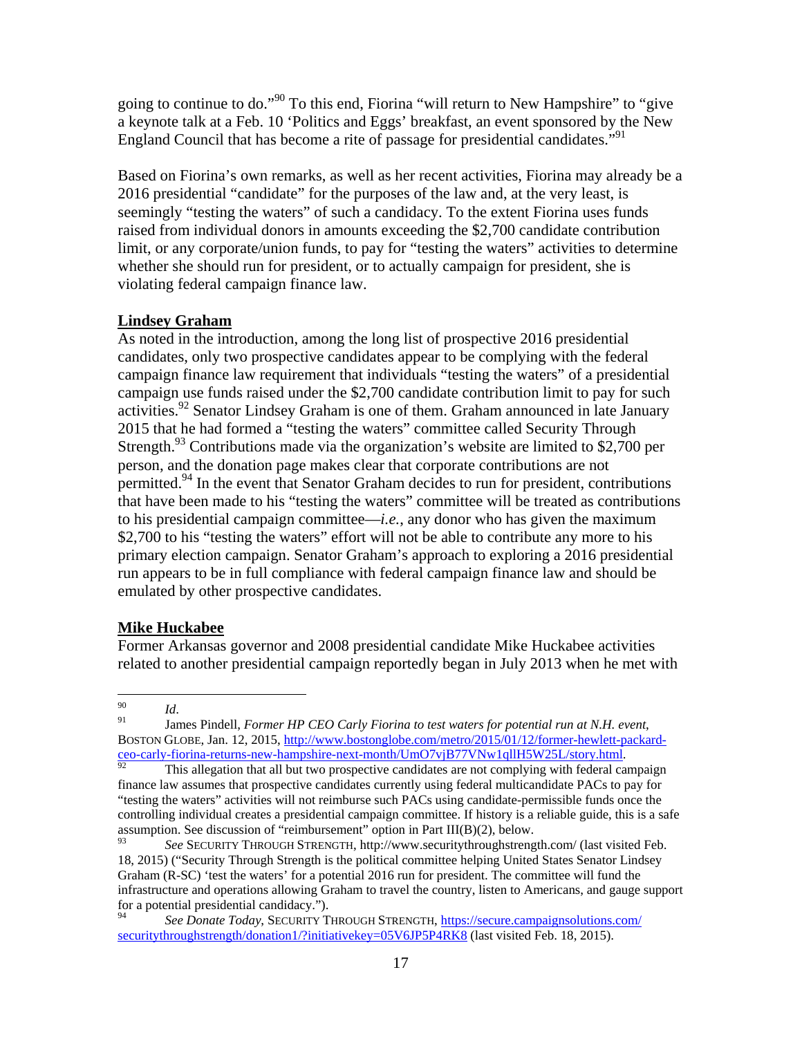going to continue to do."[90] To this end, Fiorina "will return to New Hampshire" to "give a keynote talk at a Feb. 10 'Politics and Eggs' breakfast, an event sponsored by the New England Council that has become a rite of passage for presidential candidates."[91]

Based on Fiorina's own remarks, as well as her recent activities, Fiorina may already be a 2016 presidential "candidate" for the purposes of the law and, at the very least, is seemingly "testing the waters" of such a candidacy. To the extent Fiorina uses funds raised from individual donors in amounts exceeding the $2,700 candidate contribution limit, or any corporate/union funds, to pay for "testing the waters" activities to determine whether she should run for president, or to actually campaign for president, she is violating federal campaign finance law.

**Lindsey Graham**

As noted in the introduction, among the long list of prospective 2016 presidential candidates, only two prospective candidates appear to be complying with the federal campaign finance law requirement that individuals "testing the waters" of a presidential campaign use funds raised under the $2,700 candidate contribution limit to pay for such activities.[92] Senator Lindsey Graham is one of them. Graham announced in late January 2015 that he had formed a "testing the waters" committee called Security Through Strength.[93] Contributions made via the organization's website are limited to $2,700 per person, and the donation page makes clear that corporate contributions are not permitted.[94] In the event that Senator Graham decides to run for president, contributions that have been made to his "testing the waters" committee will be treated as contributions to his presidential campaign committee—*i.e.*, any donor who has given the maximum $2,700 to his "testing the waters" effort will not be able to contribute any more to his primary election campaign. Senator Graham's approach to exploring a 2016 presidential run appears to be in full compliance with federal campaign finance law and should be emulated by other prospective candidates.

**Mike Huckabee**

Former Arkansas governor and 2008 presidential candidate Mike Huckabee activities related to another presidential campaign reportedly began in July 2013 when he met with

---

[90] *Id*.

[91] James Pindell, *Former HP CEO Carly Fiorina to test waters for potential run at N.H. event*, BOSTON GLOBE, Jan. 12, 2015, http://www.bostonglobe.com/metro/2015/01/12/former-hewlett-packard-ceo-carly-fiorina-returns-new-hampshire-next-month/UmO7vjB77VNw1qllH5W25L/story.html.

[92] This allegation that all but two prospective candidates are not complying with federal campaign finance law assumes that prospective candidates currently using federal multicandidate PACs to pay for "testing the waters" activities will not reimburse such PACs using candidate-permissible funds once the controlling individual creates a presidential campaign committee. If history is a reliable guide, this is a safe assumption. See discussion of "reimbursement" option in Part III(B)(2), below.

[93] *See* SECURITY THROUGH STRENGTH, http://www.securitythroughstrength.com/ (last visited Feb. 18, 2015) ("Security Through Strength is the political committee helping United States Senator Lindsey Graham (R-SC) 'test the waters' for a potential 2016 run for president. The committee will fund the infrastructure and operations allowing Graham to travel the country, listen to Americans, and gauge support for a potential presidential candidacy.").

[94] *See Donate Today*, SECURITY THROUGH STRENGTH, https://secure.campaignsolutions.com/securitythroughstrength/donation1/?initiativekey=05V6JP5P4RK8 (last visited Feb. 18, 2015).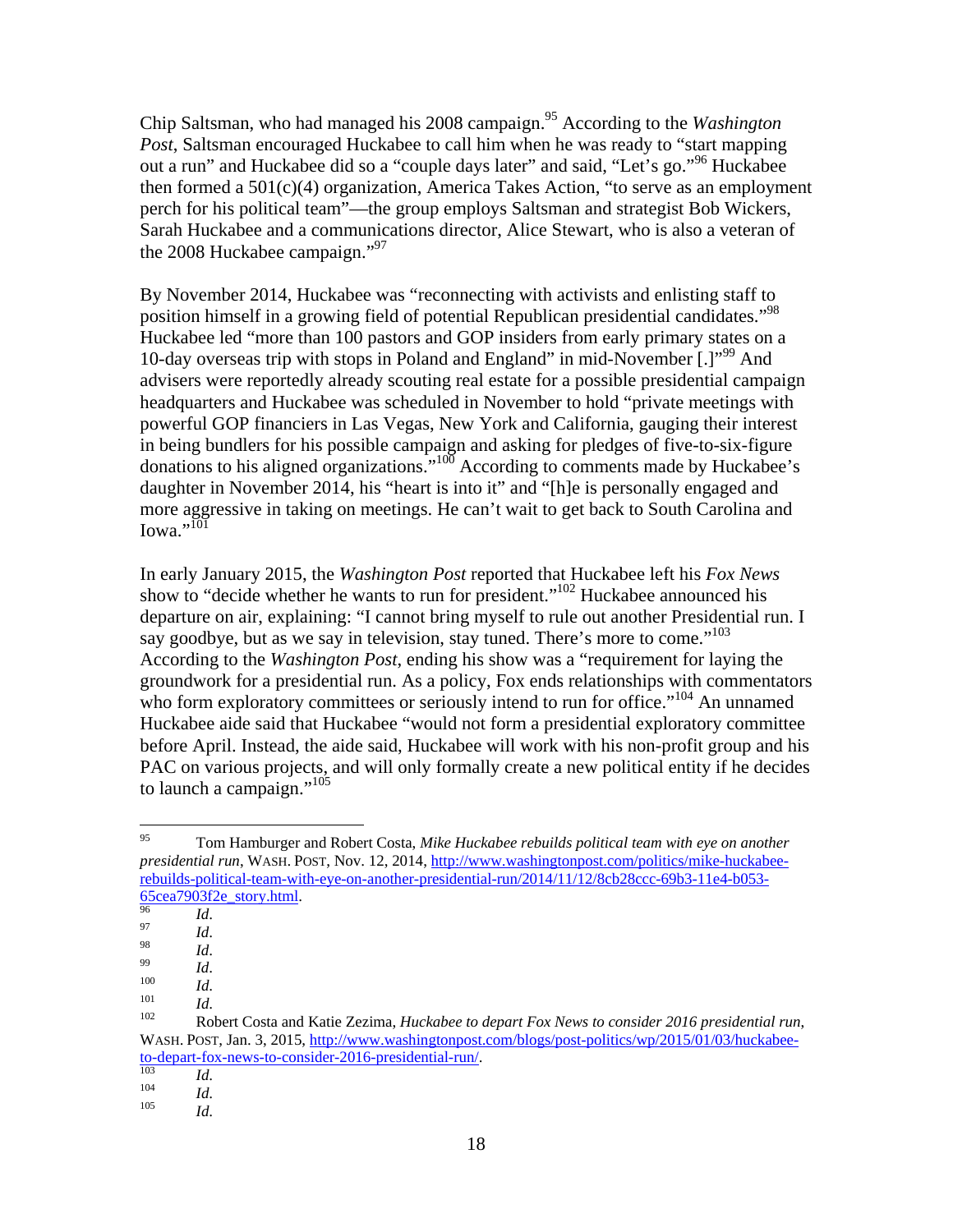Chip Saltsman, who had managed his 2008 campaign.[95] According to the *Washington Post*, Saltsman encouraged Huckabee to call him when he was ready to "start mapping out a run" and Huckabee did so a "couple days later" and said, "Let's go."[96] Huckabee then formed a 501(c)(4) organization, America Takes Action, "to serve as an employment perch for his political team"—the group employs Saltsman and strategist Bob Wickers, Sarah Huckabee and a communications director, Alice Stewart, who is also a veteran of the 2008 Huckabee campaign."[97]

By November 2014, Huckabee was "reconnecting with activists and enlisting staff to position himself in a growing field of potential Republican presidential candidates."[98] Huckabee led "more than 100 pastors and GOP insiders from early primary states on a 10-day overseas trip with stops in Poland and England" in mid-November [.]"[99] And advisers were reportedly already scouting real estate for a possible presidential campaign headquarters and Huckabee was scheduled in November to hold "private meetings with powerful GOP financiers in Las Vegas, New York and California, gauging their interest in being bundlers for his possible campaign and asking for pledges of five-to-six-figure donations to his aligned organizations."[100] According to comments made by Huckabee's daughter in November 2014, his "heart is into it" and "[h]e is personally engaged and more aggressive in taking on meetings. He can't wait to get back to South Carolina and Iowa."[101]

In early January 2015, the *Washington Post* reported that Huckabee left his *Fox News* show to "decide whether he wants to run for president."[102] Huckabee announced his departure on air, explaining: "I cannot bring myself to rule out another Presidential run. I say goodbye, but as we say in television, stay tuned. There's more to come."[103] According to the *Washington Post*, ending his show was a "requirement for laying the groundwork for a presidential run. As a policy, Fox ends relationships with commentators who form exploratory committees or seriously intend to run for office."[104] An unnamed Huckabee aide said that Huckabee "would not form a presidential exploratory committee before April. Instead, the aide said, Huckabee will work with his non-profit group and his PAC on various projects, and will only formally create a new political entity if he decides to launch a campaign."[105]

---

[95] Tom Hamburger and Robert Costa, *Mike Huckabee rebuilds political team with eye on another presidential run*, WASH. POST, Nov. 12, 2014, http://www.washingtonpost.com/politics/mike-huckabee-rebuilds-political-team-with-eye-on-another-presidential-run/2014/11/12/8cb28ccc-69b3-11e4-b053-65cea7903f2e_story.html.

[96] *Id.*

[97] *Id.*

[98] *Id.*

[99] *Id.*

[100] *Id.*

[101] *Id.*

[102] Robert Costa and Katie Zezima, *Huckabee to depart Fox News to consider 2016 presidential run*, WASH. POST, Jan. 3, 2015, http://www.washingtonpost.com/blogs/post-politics/wp/2015/01/03/huckabee-to-depart-fox-news-to-consider-2016-presidential-run/.

[103] *Id.*

[104] *Id.*

[105] *Id.*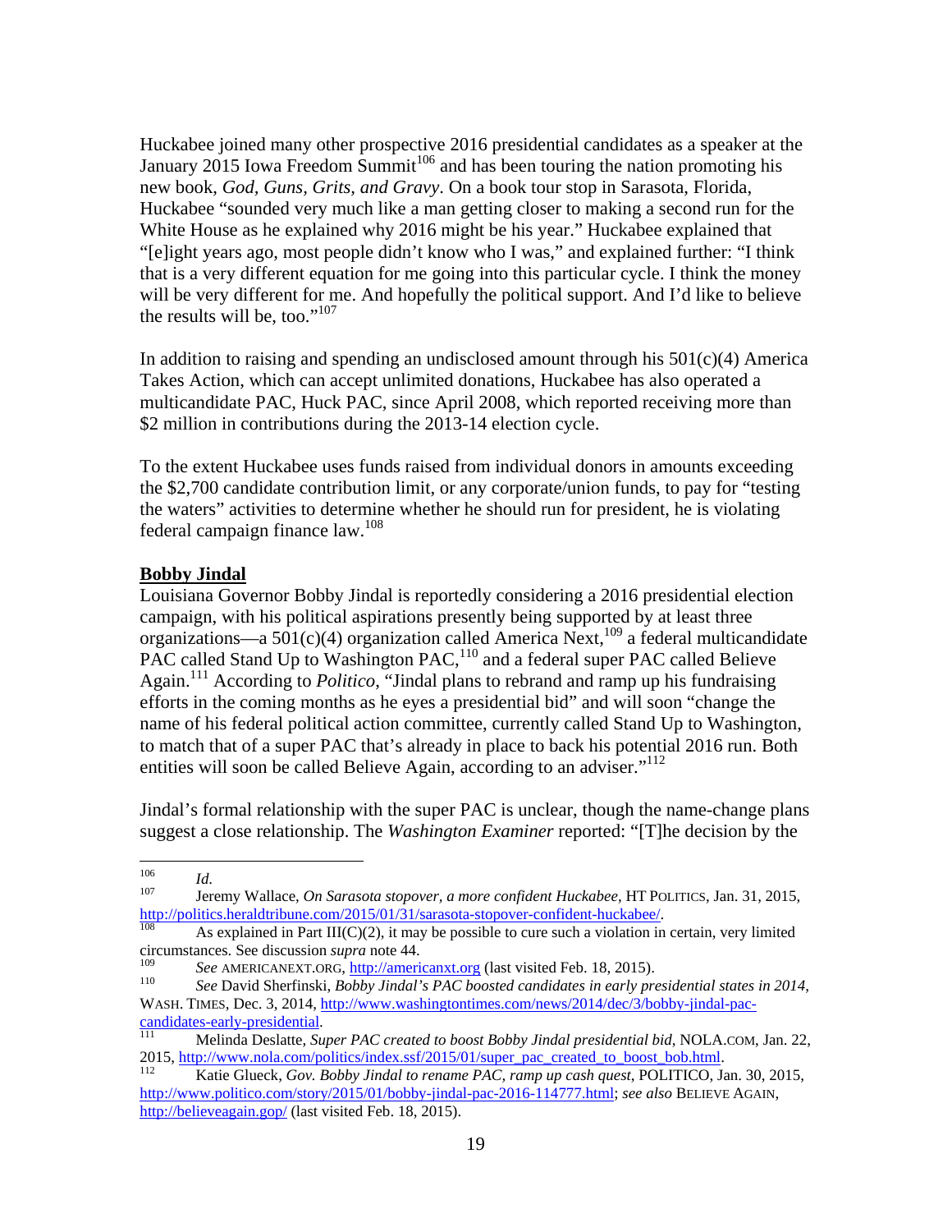Huckabee joined many other prospective 2016 presidential candidates as a speaker at the January 2015 Iowa Freedom Summit[106] and has been touring the nation promoting his new book, *God, Guns, Grits, and Gravy*. On a book tour stop in Sarasota, Florida, Huckabee "sounded very much like a man getting closer to making a second run for the White House as he explained why 2016 might be his year." Huckabee explained that "[e]ight years ago, most people didn't know who I was," and explained further: "I think that is a very different equation for me going into this particular cycle. I think the money will be very different for me. And hopefully the political support. And I'd like to believe the results will be, too."[107]

In addition to raising and spending an undisclosed amount through his 501(c)(4) America Takes Action, which can accept unlimited donations, Huckabee has also operated a multicandidate PAC, Huck PAC, since April 2008, which reported receiving more than $2 million in contributions during the 2013-14 election cycle.

To the extent Huckabee uses funds raised from individual donors in amounts exceeding the $2,700 candidate contribution limit, or any corporate/union funds, to pay for "testing the waters" activities to determine whether he should run for president, he is violating federal campaign finance law.[108]

**Bobby Jindal**

Louisiana Governor Bobby Jindal is reportedly considering a 2016 presidential election campaign, with his political aspirations presently being supported by at least three organizations—a 501(c)(4) organization called America Next,[109] a federal multicandidate PAC called Stand Up to Washington PAC,[110] and a federal super PAC called Believe Again.[111] According to *Politico*, "Jindal plans to rebrand and ramp up his fundraising efforts in the coming months as he eyes a presidential bid" and will soon "change the name of his federal political action committee, currently called Stand Up to Washington, to match that of a super PAC that's already in place to back his potential 2016 run. Both entities will soon be called Believe Again, according to an adviser."[112]

Jindal's formal relationship with the super PAC is unclear, though the name-change plans suggest a close relationship. The *Washington Examiner* reported: "[T]he decision by the

---

[106] *Id.*

[107] Jeremy Wallace, *On Sarasota stopover, a more confident Huckabee*, HT POLITICS, Jan. 31, 2015, http://politics.heraldtribune.com/2015/01/31/sarasota-stopover-confident-huckabee/.

[108] As explained in Part III(C)(2), it may be possible to cure such a violation in certain, very limited circumstances. See discussion *supra* note 44.

[109] *See* AMERICANEXT.ORG, http://americanxt.org (last visited Feb. 18, 2015).

[110] *See* David Sherfinski, *Bobby Jindal's PAC boosted candidates in early presidential states in 2014*, WASH. TIMES, Dec. 3, 2014, http://www.washingtontimes.com/news/2014/dec/3/bobby-jindal-pac-candidates-early-presidential.

[111] Melinda Deslatte, *Super PAC created to boost Bobby Jindal presidential bid*, NOLA.COM, Jan. 22, 2015, http://www.nola.com/politics/index.ssf/2015/01/super_pac_created_to_boost_bob.html.

[112] Katie Glueck, *Gov. Bobby Jindal to rename PAC, ramp up cash quest*, POLITICO, Jan. 30, 2015, http://www.politico.com/story/2015/01/bobby-jindal-pac-2016-114777.html; *see also* BELIEVE AGAIN, http://believeagain.gop/ (last visited Feb. 18, 2015).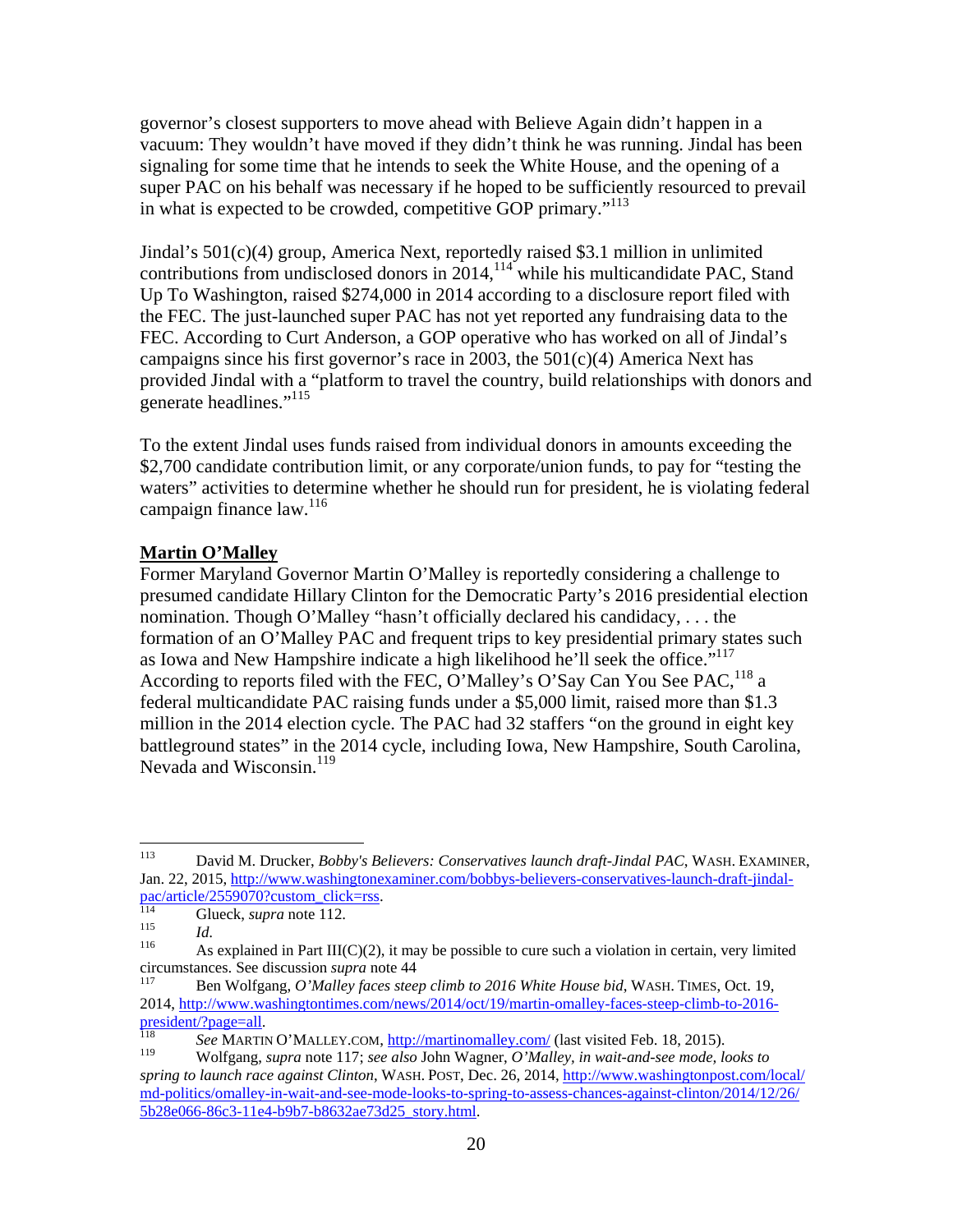governor's closest supporters to move ahead with Believe Again didn't happen in a vacuum: They wouldn't have moved if they didn't think he was running. Jindal has been signaling for some time that he intends to seek the White House, and the opening of a super PAC on his behalf was necessary if he hoped to be sufficiently resourced to prevail in what is expected to be crowded, competitive GOP primary."[113]

Jindal's 501(c)(4) group, America Next, reportedly raised $3.1 million in unlimited contributions from undisclosed donors in 2014,[114] while his multicandidate PAC, Stand Up To Washington, raised $274,000 in 2014 according to a disclosure report filed with the FEC. The just-launched super PAC has not yet reported any fundraising data to the FEC. According to Curt Anderson, a GOP operative who has worked on all of Jindal's campaigns since his first governor's race in 2003, the 501(c)(4) America Next has provided Jindal with a "platform to travel the country, build relationships with donors and generate headlines."[115]

To the extent Jindal uses funds raised from individual donors in amounts exceeding the $2,700 candidate contribution limit, or any corporate/union funds, to pay for "testing the waters" activities to determine whether he should run for president, he is violating federal campaign finance law.[116]

**Martin O'Malley**

Former Maryland Governor Martin O'Malley is reportedly considering a challenge to presumed candidate Hillary Clinton for the Democratic Party's 2016 presidential election nomination. Though O'Malley "hasn't officially declared his candidacy, . . . the formation of an O'Malley PAC and frequent trips to key presidential primary states such as Iowa and New Hampshire indicate a high likelihood he'll seek the office."[117] According to reports filed with the FEC, O'Malley's O'Say Can You See PAC,[118] a federal multicandidate PAC raising funds under a $5,000 limit, raised more than $1.3 million in the 2014 election cycle. The PAC had 32 staffers "on the ground in eight key battleground states" in the 2014 cycle, including Iowa, New Hampshire, South Carolina, Nevada and Wisconsin.[119]

---

[113] David M. Drucker, *Bobby's Believers: Conservatives launch draft-Jindal PAC*, WASH. EXAMINER, Jan. 22, 2015, http://www.washingtonexaminer.com/bobbys-believers-conservatives-launch-draft-jindal-pac/article/2559070?custom_click=rss.

[114] Glueck, *supra* note 112.

[115] *Id.*

[116] As explained in Part III(C)(2), it may be possible to cure such a violation in certain, very limited circumstances. See discussion *supra* note 44

[117] Ben Wolfgang, *O'Malley faces steep climb to 2016 White House bid*, WASH. TIMES, Oct. 19, 2014, http://www.washingtontimes.com/news/2014/oct/19/martin-omalley-faces-steep-climb-to-2016-president/?page=all.

[118] *See* MARTIN O'MALLEY.COM, http://martinomalley.com/ (last visited Feb. 18, 2015).

[119] Wolfgang, *supra* note 117; *see also* John Wagner, *O'Malley, in wait-and-see mode, looks to spring to launch race against Clinton*, WASH. POST, Dec. 26, 2014, http://www.washingtonpost.com/local/md-politics/omalley-in-wait-and-see-mode-looks-to-spring-to-assess-chances-against-clinton/2014/12/26/5b28e066-86c3-11e4-b9b7-b8632ae73d25_story.html.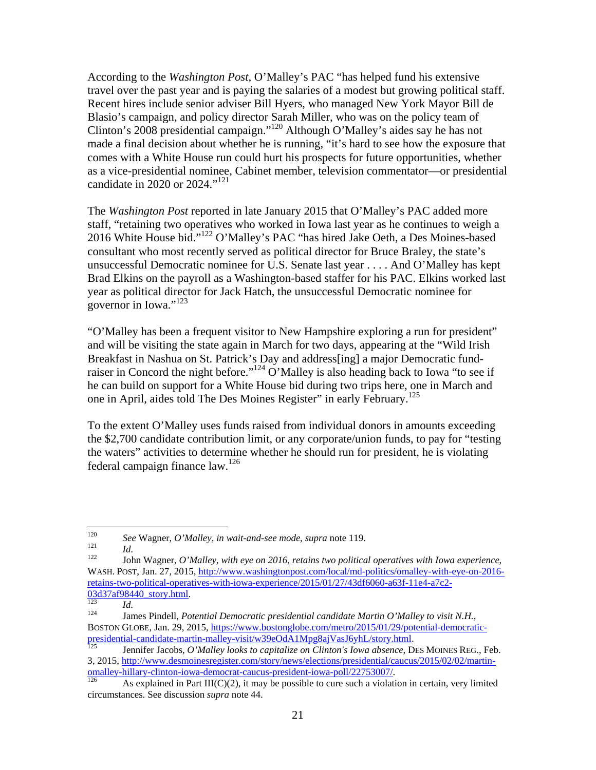According to the *Washington Post*, O'Malley's PAC "has helped fund his extensive travel over the past year and is paying the salaries of a modest but growing political staff. Recent hires include senior adviser Bill Hyers, who managed New York Mayor Bill de Blasio's campaign, and policy director Sarah Miller, who was on the policy team of Clinton's 2008 presidential campaign."[120] Although O'Malley's aides say he has not made a final decision about whether he is running, "it's hard to see how the exposure that comes with a White House run could hurt his prospects for future opportunities, whether as a vice-presidential nominee, Cabinet member, television commentator—or presidential candidate in 2020 or 2024."[121]

The *Washington Post* reported in late January 2015 that O'Malley's PAC added more staff, "retaining two operatives who worked in Iowa last year as he continues to weigh a 2016 White House bid."[122] O'Malley's PAC "has hired Jake Oeth, a Des Moines-based consultant who most recently served as political director for Bruce Braley, the state's unsuccessful Democratic nominee for U.S. Senate last year . . . . And O'Malley has kept Brad Elkins on the payroll as a Washington-based staffer for his PAC. Elkins worked last year as political director for Jack Hatch, the unsuccessful Democratic nominee for governor in Iowa."[123]

"O'Malley has been a frequent visitor to New Hampshire exploring a run for president" and will be visiting the state again in March for two days, appearing at the "Wild Irish Breakfast in Nashua on St. Patrick's Day and address[ing] a major Democratic fund-raiser in Concord the night before."[124] O'Malley is also heading back to Iowa "to see if he can build on support for a White House bid during two trips here, one in March and one in April, aides told The Des Moines Register" in early February.[125]

To the extent O'Malley uses funds raised from individual donors in amounts exceeding the $2,700 candidate contribution limit, or any corporate/union funds, to pay for "testing the waters" activities to determine whether he should run for president, he is violating federal campaign finance law.[126]

---

[120] *See* Wagner, *O'Malley, in wait-and-see mode*, *supra* note 119.

[121] *Id.*

[122] John Wagner, *O'Malley, with eye on 2016, retains two political operatives with Iowa experience*, WASH. POST, Jan. 27, 2015, http://www.washingtonpost.com/local/md-politics/omalley-with-eye-on-2016-retains-two-political-operatives-with-iowa-experience/2015/01/27/43df6060-a63f-11e4-a7c2-03d37af98440_story.html.

[123] *Id.*

[124] James Pindell, *Potential Democratic presidential candidate Martin O'Malley to visit N.H.*, BOSTON GLOBE, Jan. 29, 2015, https://www.bostonglobe.com/metro/2015/01/29/potential-democratic-presidential-candidate-martin-malley-visit/w39eOdA1Mpg8ajVasJ6yhL/story.html.

[125] Jennifer Jacobs, *O'Malley looks to capitalize on Clinton's Iowa absence*, DES MOINES REG., Feb. 3, 2015, http://www.desmoinesregister.com/story/news/elections/presidential/caucus/2015/02/02/martin-omalley-hillary-clinton-iowa-democrat-caucus-president-iowa-poll/22753007/.

[126] As explained in Part III(C)(2), it may be possible to cure such a violation in certain, very limited circumstances. See discussion *supra* note 44.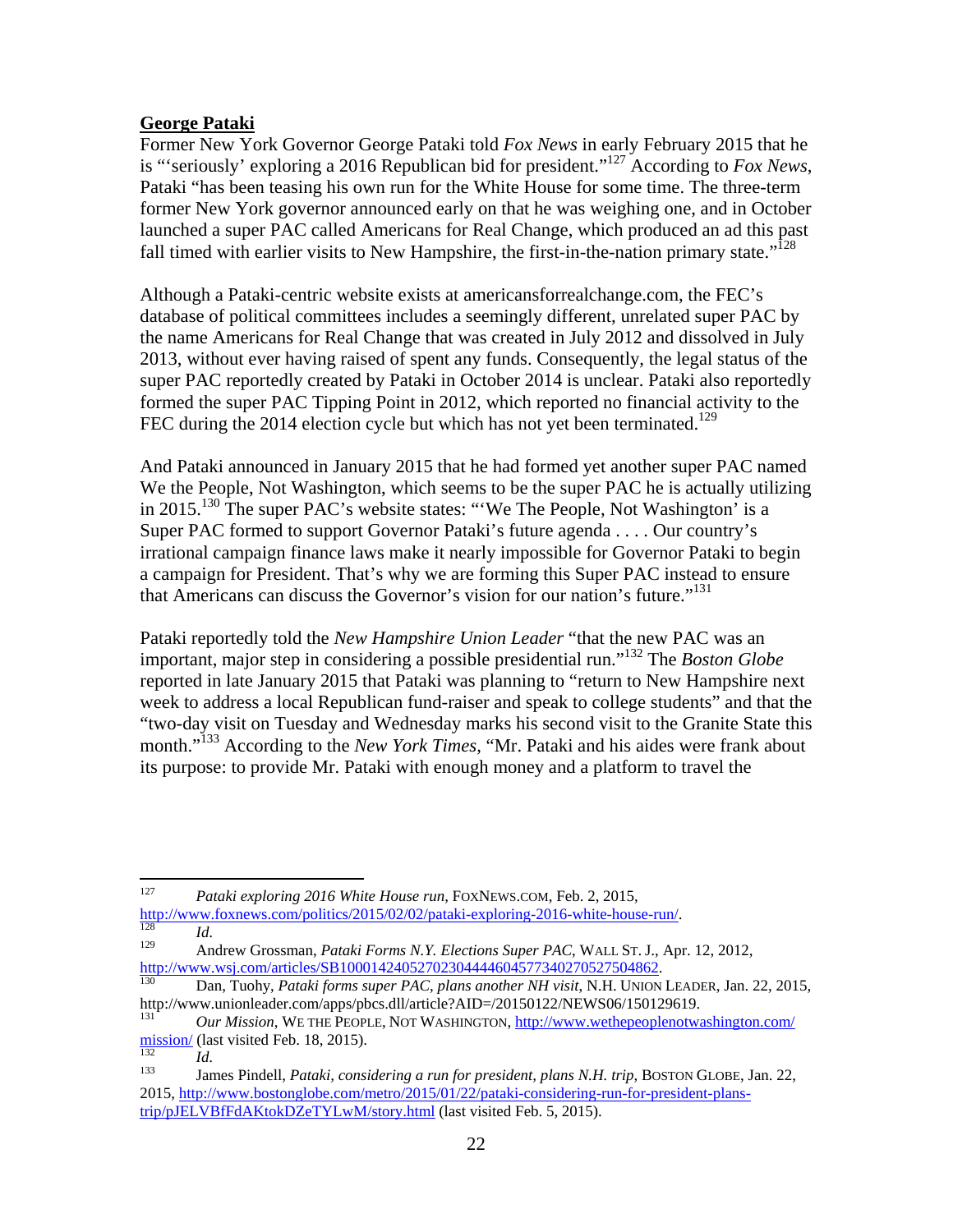**George Pataki**

Former New York Governor George Pataki told *Fox News* in early February 2015 that he is "'seriously' exploring a 2016 Republican bid for president."[127] According to *Fox News*, Pataki "has been teasing his own run for the White House for some time. The three-term former New York governor announced early on that he was weighing one, and in October launched a super PAC called Americans for Real Change, which produced an ad this past fall timed with earlier visits to New Hampshire, the first-in-the-nation primary state."[128]

Although a Pataki-centric website exists at americansforrealchange.com, the FEC's database of political committees includes a seemingly different, unrelated super PAC by the name Americans for Real Change that was created in July 2012 and dissolved in July 2013, without ever having raised of spent any funds. Consequently, the legal status of the super PAC reportedly created by Pataki in October 2014 is unclear. Pataki also reportedly formed the super PAC Tipping Point in 2012, which reported no financial activity to the FEC during the 2014 election cycle but which has not yet been terminated.[129]

And Pataki announced in January 2015 that he had formed yet another super PAC named We the People, Not Washington, which seems to be the super PAC he is actually utilizing in 2015.[130] The super PAC's website states: "'We The People, Not Washington' is a Super PAC formed to support Governor Pataki's future agenda . . . . Our country's irrational campaign finance laws make it nearly impossible for Governor Pataki to begin a campaign for President. That's why we are forming this Super PAC instead to ensure that Americans can discuss the Governor's vision for our nation's future."[131]

Pataki reportedly told the *New Hampshire Union Leader* "that the new PAC was an important, major step in considering a possible presidential run."[132] The *Boston Globe* reported in late January 2015 that Pataki was planning to "return to New Hampshire next week to address a local Republican fund-raiser and speak to college students" and that the "two-day visit on Tuesday and Wednesday marks his second visit to the Granite State this month."[133] According to the *New York Times*, "Mr. Pataki and his aides were frank about its purpose: to provide Mr. Pataki with enough money and a platform to travel the

---

[127] *Pataki exploring 2016 White House run*, FOXNEWS.COM, Feb. 2, 2015, http://www.foxnews.com/politics/2015/02/02/pataki-exploring-2016-white-house-run/.

[128] *Id.*

[129] Andrew Grossman, *Pataki Forms N.Y. Elections Super PAC*, WALL ST. J., Apr. 12, 2012, http://www.wsj.com/articles/SB10001424052702304444604577340270527504862.

[130] Dan, Tuohy, *Pataki forms super PAC, plans another NH visit*, N.H. UNION LEADER, Jan. 22, 2015, http://www.unionleader.com/apps/pbcs.dll/article?AID=/20150122/NEWS06/150129619.

[131] *Our Mission*, WE THE PEOPLE, NOT WASHINGTON, http://www.wethepeoplenotwashington.com/mission/ (last visited Feb. 18, 2015).

[132] *Id.*

[133] James Pindell, *Pataki, considering a run for president, plans N.H. trip*, BOSTON GLOBE, Jan. 22, 2015, http://www.bostonglobe.com/metro/2015/01/22/pataki-considering-run-for-president-plans-trip/pJELVBfFdAKtokDZeTYLwM/story.html (last visited Feb. 5, 2015).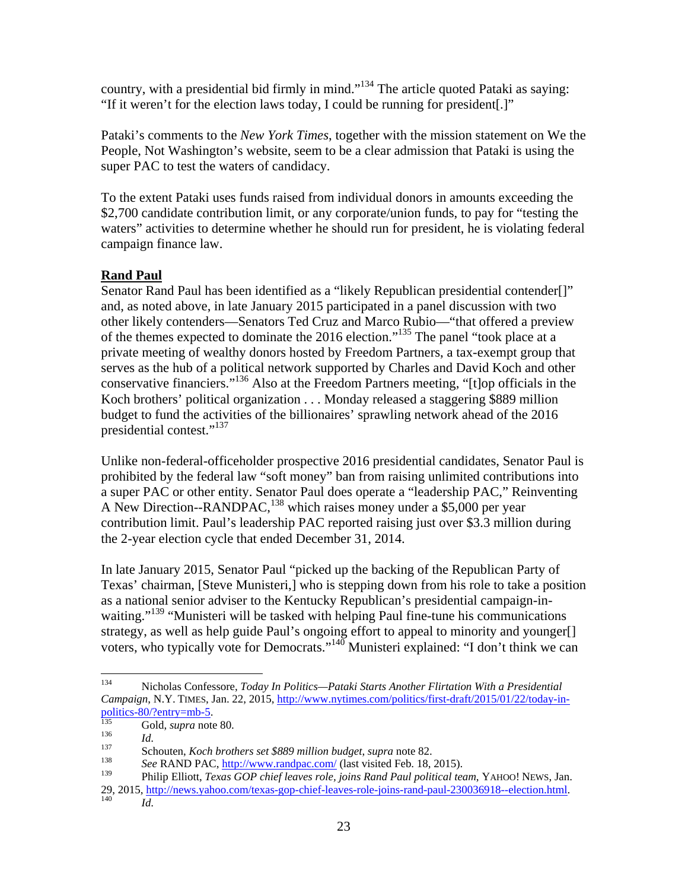country, with a presidential bid firmly in mind."[134] The article quoted Pataki as saying: "If it weren't for the election laws today, I could be running for president[.]"

Pataki's comments to the *New York Times*, together with the mission statement on We the People, Not Washington's website, seem to be a clear admission that Pataki is using the super PAC to test the waters of candidacy.

To the extent Pataki uses funds raised from individual donors in amounts exceeding the $2,700 candidate contribution limit, or any corporate/union funds, to pay for "testing the waters" activities to determine whether he should run for president, he is violating federal campaign finance law.

**Rand Paul**

Senator Rand Paul has been identified as a "likely Republican presidential contender[]" and, as noted above, in late January 2015 participated in a panel discussion with two other likely contenders—Senators Ted Cruz and Marco Rubio—"that offered a preview of the themes expected to dominate the 2016 election."[135] The panel "took place at a private meeting of wealthy donors hosted by Freedom Partners, a tax-exempt group that serves as the hub of a political network supported by Charles and David Koch and other conservative financiers."[136] Also at the Freedom Partners meeting, "[t]op officials in the Koch brothers' political organization . . . Monday released a staggering $889 million budget to fund the activities of the billionaires' sprawling network ahead of the 2016 presidential contest."[137]

Unlike non-federal-officeholder prospective 2016 presidential candidates, Senator Paul is prohibited by the federal law "soft money" ban from raising unlimited contributions into a super PAC or other entity. Senator Paul does operate a "leadership PAC," Reinventing A New Direction--RANDPAC,[138] which raises money under a $5,000 per year contribution limit. Paul's leadership PAC reported raising just over $3.3 million during the 2-year election cycle that ended December 31, 2014.

In late January 2015, Senator Paul "picked up the backing of the Republican Party of Texas' chairman, [Steve Munisteri,] who is stepping down from his role to take a position as a national senior adviser to the Kentucky Republican's presidential campaign-in-waiting."[139] "Munisteri will be tasked with helping Paul fine-tune his communications strategy, as well as help guide Paul's ongoing effort to appeal to minority and younger[] voters, who typically vote for Democrats."[140] Munisteri explained: "I don't think we can

---

[134] Nicholas Confessore, *Today In Politics—Pataki Starts Another Flirtation With a Presidential Campaign*, N.Y. TIMES, Jan. 22, 2015, http://www.nytimes.com/politics/first-draft/2015/01/22/today-in-politics-80/?entry=mb-5.

[135] Gold, *supra* note 80.

[136] *Id.*

[137] Schouten, *Koch brothers set $889 million budget*, *supra* note 82.

[138] *See* RAND PAC, http://www.randpac.com/ (last visited Feb. 18, 2015).

[139] Philip Elliott, *Texas GOP chief leaves role, joins Rand Paul political team*, YAHOO! NEWS, Jan. 29, 2015, http://news.yahoo.com/texas-gop-chief-leaves-role-joins-rand-paul-230036918--election.html.

[140] *Id.*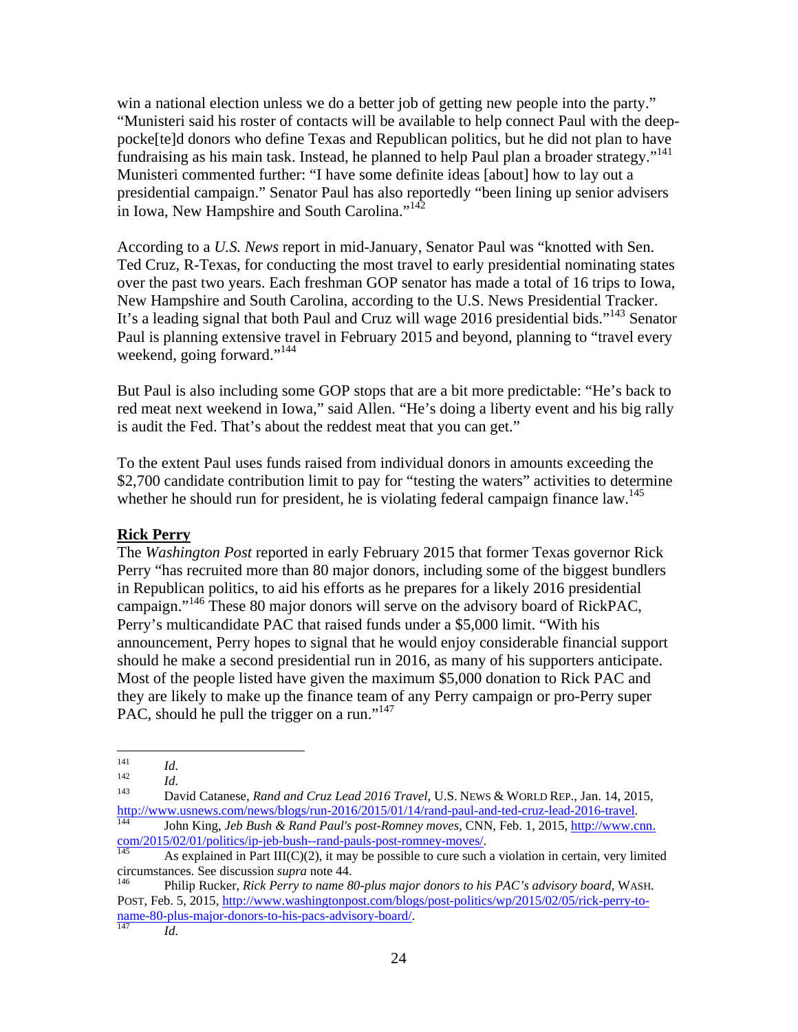win a national election unless we do a better job of getting new people into the party." "Munisteri said his roster of contacts will be available to help connect Paul with the deep-pocke[te]d donors who define Texas and Republican politics, but he did not plan to have fundraising as his main task. Instead, he planned to help Paul plan a broader strategy."[141] Munisteri commented further: "I have some definite ideas [about] how to lay out a presidential campaign." Senator Paul has also reportedly "been lining up senior advisers in Iowa, New Hampshire and South Carolina."[142]

According to a *U.S. News* report in mid-January, Senator Paul was "knotted with Sen. Ted Cruz, R-Texas, for conducting the most travel to early presidential nominating states over the past two years. Each freshman GOP senator has made a total of 16 trips to Iowa, New Hampshire and South Carolina, according to the U.S. News Presidential Tracker. It's a leading signal that both Paul and Cruz will wage 2016 presidential bids."[143] Senator Paul is planning extensive travel in February 2015 and beyond, planning to "travel every weekend, going forward."[144]

But Paul is also including some GOP stops that are a bit more predictable: "He's back to red meat next weekend in Iowa," said Allen. "He's doing a liberty event and his big rally is audit the Fed. That's about the reddest meat that you can get."

To the extent Paul uses funds raised from individual donors in amounts exceeding the $2,700 candidate contribution limit to pay for "testing the waters" activities to determine whether he should run for president, he is violating federal campaign finance law.[145]

**Rick Perry**

The *Washington Post* reported in early February 2015 that former Texas governor Rick Perry "has recruited more than 80 major donors, including some of the biggest bundlers in Republican politics, to aid his efforts as he prepares for a likely 2016 presidential campaign."[146] These 80 major donors will serve on the advisory board of RickPAC, Perry's multicandidate PAC that raised funds under a $5,000 limit. "With his announcement, Perry hopes to signal that he would enjoy considerable financial support should he make a second presidential run in 2016, as many of his supporters anticipate. Most of the people listed have given the maximum $5,000 donation to Rick PAC and they are likely to make up the finance team of any Perry campaign or pro-Perry super PAC, should he pull the trigger on a run."[147]

---

[141] *Id.*

[142] *Id.*

[143] David Catanese, *Rand and Cruz Lead 2016 Travel*, U.S. NEWS & WORLD REP., Jan. 14, 2015, http://www.usnews.com/news/blogs/run-2016/2015/01/14/rand-paul-and-ted-cruz-lead-2016-travel.

[144] John King, *Jeb Bush & Rand Paul's post-Romney moves*, CNN, Feb. 1, 2015, http://www.cnn.com/2015/02/01/politics/ip-jeb-bush--rand-pauls-post-romney-moves/.

[145] As explained in Part III(C)(2), it may be possible to cure such a violation in certain, very limited circumstances. See discussion *supra* note 44.

[146] Philip Rucker, *Rick Perry to name 80-plus major donors to his PAC's advisory board*, WASH. POST, Feb. 5, 2015, http://www.washingtonpost.com/blogs/post-politics/wp/2015/02/05/rick-perry-to-name-80-plus-major-donors-to-his-pacs-advisory-board/.

[147] *Id.*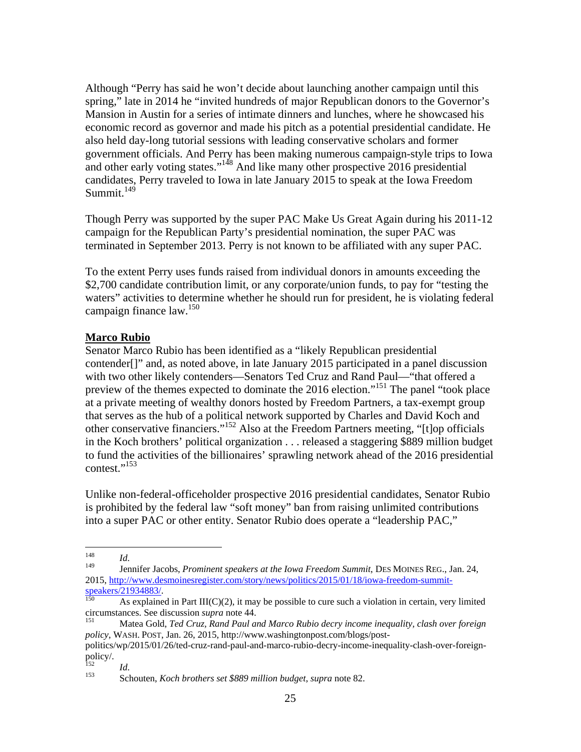Although "Perry has said he won't decide about launching another campaign until this spring," late in 2014 he "invited hundreds of major Republican donors to the Governor's Mansion in Austin for a series of intimate dinners and lunches, where he showcased his economic record as governor and made his pitch as a potential presidential candidate. He also held day-long tutorial sessions with leading conservative scholars and former government officials. And Perry has been making numerous campaign-style trips to Iowa and other early voting states."[148] And like many other prospective 2016 presidential candidates, Perry traveled to Iowa in late January 2015 to speak at the Iowa Freedom Summit.[149]

Though Perry was supported by the super PAC Make Us Great Again during his 2011-12 campaign for the Republican Party's presidential nomination, the super PAC was terminated in September 2013. Perry is not known to be affiliated with any super PAC.

To the extent Perry uses funds raised from individual donors in amounts exceeding the $2,700 candidate contribution limit, or any corporate/union funds, to pay for "testing the waters" activities to determine whether he should run for president, he is violating federal campaign finance law.[150]

**Marco Rubio**

Senator Marco Rubio has been identified as a "likely Republican presidential contender[]" and, as noted above, in late January 2015 participated in a panel discussion with two other likely contenders—Senators Ted Cruz and Rand Paul—"that offered a preview of the themes expected to dominate the 2016 election."[151] The panel "took place at a private meeting of wealthy donors hosted by Freedom Partners, a tax-exempt group that serves as the hub of a political network supported by Charles and David Koch and other conservative financiers."[152] Also at the Freedom Partners meeting, "[t]op officials in the Koch brothers' political organization . . . released a staggering $889 million budget to fund the activities of the billionaires' sprawling network ahead of the 2016 presidential contest."[153]

Unlike non-federal-officeholder prospective 2016 presidential candidates, Senator Rubio is prohibited by the federal law "soft money" ban from raising unlimited contributions into a super PAC or other entity. Senator Rubio does operate a "leadership PAC,"

---

[148] *Id.*

[149] Jennifer Jacobs, *Prominent speakers at the Iowa Freedom Summit*, DES MOINES REG., Jan. 24, 2015, http://www.desmoinesregister.com/story/news/politics/2015/01/18/iowa-freedom-summit-speakers/21934883/.

[150] As explained in Part III(C)(2), it may be possible to cure such a violation in certain, very limited circumstances. See discussion *supra* note 44.

[151] Matea Gold, *Ted Cruz, Rand Paul and Marco Rubio decry income inequality, clash over foreign policy*, WASH. POST, Jan. 26, 2015, http://www.washingtonpost.com/blogs/post-politics/wp/2015/01/26/ted-cruz-rand-paul-and-marco-rubio-decry-income-inequality-clash-over-foreign-policy/.

[152] *Id.*

[153] Schouten, *Koch brothers set $889 million budget*, *supra* note 82.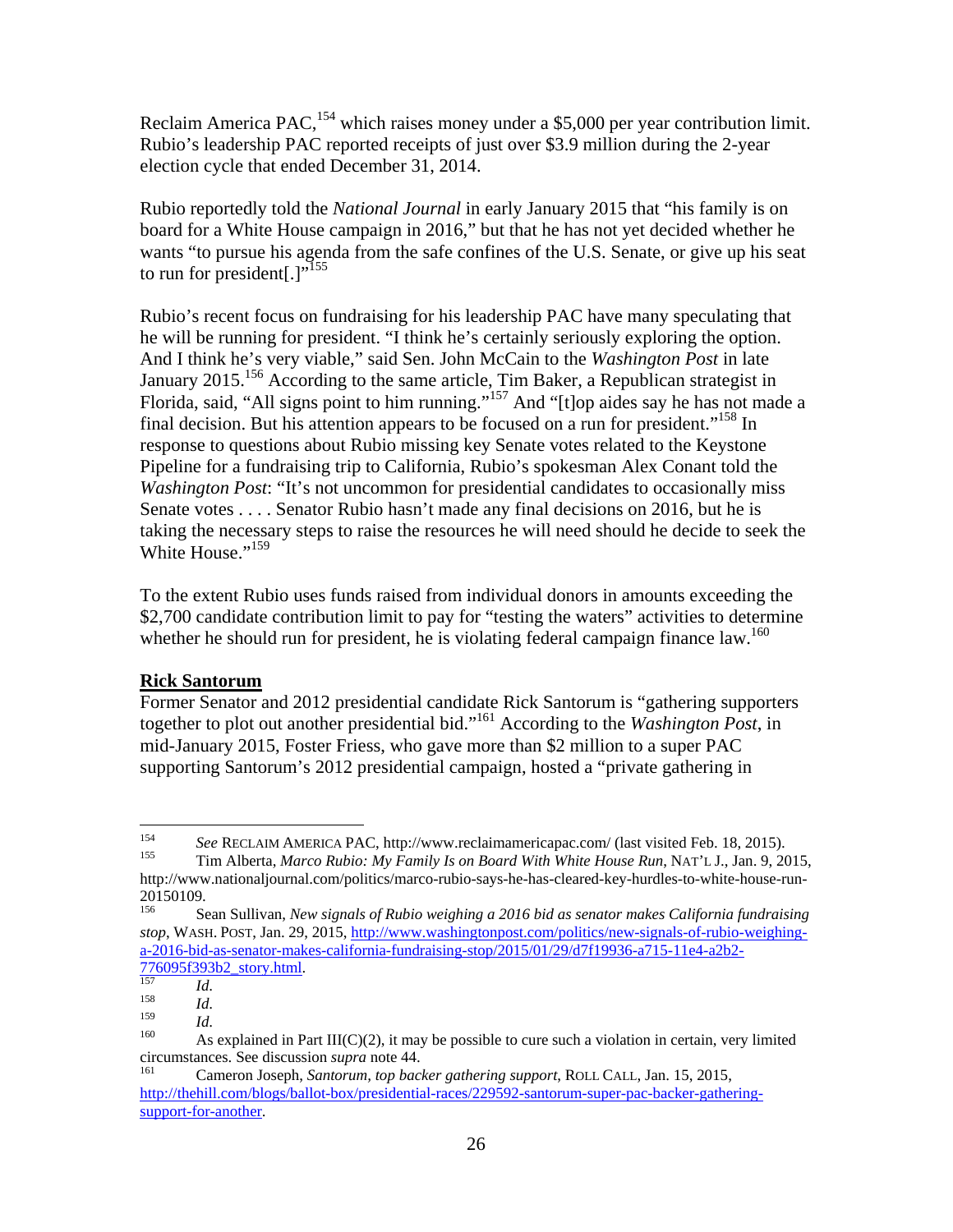Reclaim America PAC,[154] which raises money under a $5,000 per year contribution limit. Rubio's leadership PAC reported receipts of just over $3.9 million during the 2-year election cycle that ended December 31, 2014.

Rubio reportedly told the *National Journal* in early January 2015 that "his family is on board for a White House campaign in 2016," but that he has not yet decided whether he wants "to pursue his agenda from the safe confines of the U.S. Senate, or give up his seat to run for president[.]"[155]

Rubio's recent focus on fundraising for his leadership PAC have many speculating that he will be running for president. "I think he's certainly seriously exploring the option. And I think he's very viable," said Sen. John McCain to the *Washington Post* in late January 2015.[156] According to the same article, Tim Baker, a Republican strategist in Florida, said, "All signs point to him running."[157] And "[t]op aides say he has not made a final decision. But his attention appears to be focused on a run for president."[158] In response to questions about Rubio missing key Senate votes related to the Keystone Pipeline for a fundraising trip to California, Rubio's spokesman Alex Conant told the *Washington Post*: "It's not uncommon for presidential candidates to occasionally miss Senate votes . . . . Senator Rubio hasn't made any final decisions on 2016, but he is taking the necessary steps to raise the resources he will need should he decide to seek the White House."[159]

To the extent Rubio uses funds raised from individual donors in amounts exceeding the $2,700 candidate contribution limit to pay for "testing the waters" activities to determine whether he should run for president, he is violating federal campaign finance law.[160]

**Rick Santorum**

Former Senator and 2012 presidential candidate Rick Santorum is "gathering supporters together to plot out another presidential bid."[161] According to the *Washington Post*, in mid-January 2015, Foster Friess, who gave more than $2 million to a super PAC supporting Santorum's 2012 presidential campaign, hosted a "private gathering in

---

[154] *See* RECLAIM AMERICA PAC, http://www.reclaimamericapac.com/ (last visited Feb. 18, 2015).

[155] Tim Alberta, *Marco Rubio: My Family Is on Board With White House Run*, NAT'L J., Jan. 9, 2015, http://www.nationaljournal.com/politics/marco-rubio-says-he-has-cleared-key-hurdles-to-white-house-run-20150109.

[156] Sean Sullivan, *New signals of Rubio weighing a 2016 bid as senator makes California fundraising stop*, WASH. POST, Jan. 29, 2015, http://www.washingtonpost.com/politics/new-signals-of-rubio-weighing-a-2016-bid-as-senator-makes-california-fundraising-stop/2015/01/29/d7f19936-a715-11e4-a2b2-776095f393b2_story.html.

[157] *Id.*

[158] *Id.*

[159] *Id.*

[160] As explained in Part III(C)(2), it may be possible to cure such a violation in certain, very limited circumstances. See discussion *supra* note 44.

[161] Cameron Joseph, *Santorum, top backer gathering support*, ROLL CALL, Jan. 15, 2015, http://thehill.com/blogs/ballot-box/presidential-races/229592-santorum-super-pac-backer-gathering-support-for-another.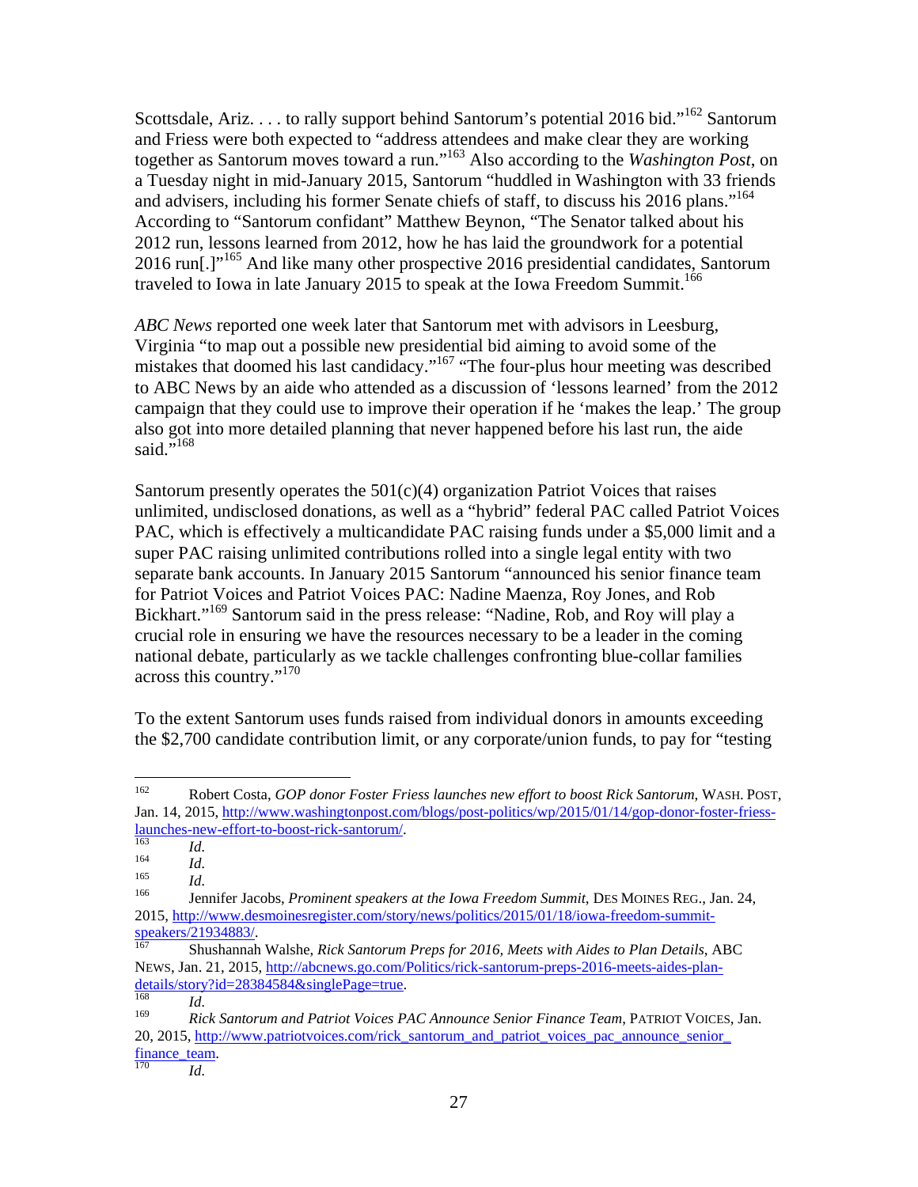Scottsdale, Ariz. . . . to rally support behind Santorum's potential 2016 bid."[162] Santorum and Friess were both expected to "address attendees and make clear they are working together as Santorum moves toward a run."[163] Also according to the *Washington Post*, on a Tuesday night in mid-January 2015, Santorum "huddled in Washington with 33 friends and advisers, including his former Senate chiefs of staff, to discuss his 2016 plans."[164] According to "Santorum confidant" Matthew Beynon, "The Senator talked about his 2012 run, lessons learned from 2012, how he has laid the groundwork for a potential 2016 run[.]"[165] And like many other prospective 2016 presidential candidates, Santorum traveled to Iowa in late January 2015 to speak at the Iowa Freedom Summit.[166]

*ABC News* reported one week later that Santorum met with advisors in Leesburg, Virginia "to map out a possible new presidential bid aiming to avoid some of the mistakes that doomed his last candidacy."[167] "The four-plus hour meeting was described to ABC News by an aide who attended as a discussion of 'lessons learned' from the 2012 campaign that they could use to improve their operation if he 'makes the leap.' The group also got into more detailed planning that never happened before his last run, the aide said."[168]

Santorum presently operates the 501(c)(4) organization Patriot Voices that raises unlimited, undisclosed donations, as well as a "hybrid" federal PAC called Patriot Voices PAC, which is effectively a multicandidate PAC raising funds under a $5,000 limit and a super PAC raising unlimited contributions rolled into a single legal entity with two separate bank accounts. In January 2015 Santorum "announced his senior finance team for Patriot Voices and Patriot Voices PAC: Nadine Maenza, Roy Jones, and Rob Bickhart."[169] Santorum said in the press release: "Nadine, Rob, and Roy will play a crucial role in ensuring we have the resources necessary to be a leader in the coming national debate, particularly as we tackle challenges confronting blue-collar families across this country."[170]

To the extent Santorum uses funds raised from individual donors in amounts exceeding the $2,700 candidate contribution limit, or any corporate/union funds, to pay for "testing

---

162 Robert Costa, *GOP donor Foster Friess launches new effort to boost Rick Santorum*, WASH. POST, Jan. 14, 2015, http://www.washingtonpost.com/blogs/post-politics/wp/2015/01/14/gop-donor-foster-friess-launches-new-effort-to-boost-rick-santorum/.

163 *Id.*

164 *Id.*

165 *Id.*

166 Jennifer Jacobs, *Prominent speakers at the Iowa Freedom Summit*, DES MOINES REG., Jan. 24, 2015, http://www.desmoinesregister.com/story/news/politics/2015/01/18/iowa-freedom-summit-speakers/21934883/.

167 Shushannah Walshe, *Rick Santorum Preps for 2016, Meets with Aides to Plan Details*, ABC NEWS, Jan. 21, 2015, http://abcnews.go.com/Politics/rick-santorum-preps-2016-meets-aides-plan-details/story?id=28384584&singlePage=true.

168 *Id.*

169 *Rick Santorum and Patriot Voices PAC Announce Senior Finance Team*, PATRIOT VOICES, Jan. 20, 2015, http://www.patriotvoices.com/rick_santorum_and_patriot_voices_pac_announce_senior_finance_team.

170 *Id.*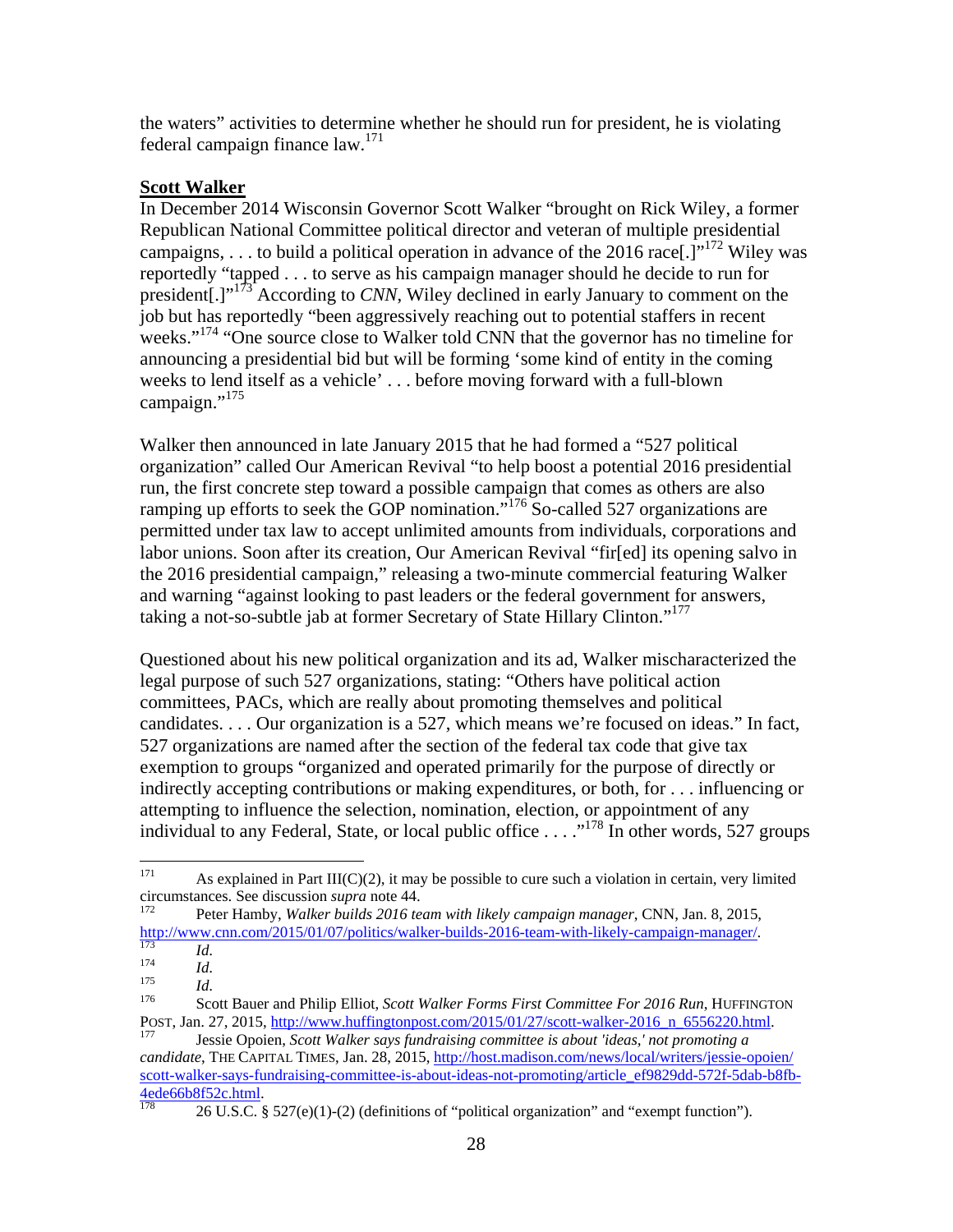the waters" activities to determine whether he should run for president, he is violating federal campaign finance law.[171]

**Scott Walker**

In December 2014 Wisconsin Governor Scott Walker "brought on Rick Wiley, a former Republican National Committee political director and veteran of multiple presidential campaigns, . . . to build a political operation in advance of the 2016 race[.]"[172] Wiley was reportedly "tapped . . . to serve as his campaign manager should he decide to run for president[.]"[173] According to *CNN*, Wiley declined in early January to comment on the job but has reportedly "been aggressively reaching out to potential staffers in recent weeks."[174] "One source close to Walker told CNN that the governor has no timeline for announcing a presidential bid but will be forming 'some kind of entity in the coming weeks to lend itself as a vehicle' . . . before moving forward with a full-blown campaign."[175]

Walker then announced in late January 2015 that he had formed a "527 political organization" called Our American Revival "to help boost a potential 2016 presidential run, the first concrete step toward a possible campaign that comes as others are also ramping up efforts to seek the GOP nomination."[176] So-called 527 organizations are permitted under tax law to accept unlimited amounts from individuals, corporations and labor unions. Soon after its creation, Our American Revival "fir[ed] its opening salvo in the 2016 presidential campaign," releasing a two-minute commercial featuring Walker and warning "against looking to past leaders or the federal government for answers, taking a not-so-subtle jab at former Secretary of State Hillary Clinton."[177]

Questioned about his new political organization and its ad, Walker mischaracterized the legal purpose of such 527 organizations, stating: "Others have political action committees, PACs, which are really about promoting themselves and political candidates. . . . Our organization is a 527, which means we're focused on ideas." In fact, 527 organizations are named after the section of the federal tax code that give tax exemption to groups "organized and operated primarily for the purpose of directly or indirectly accepting contributions or making expenditures, or both, for . . . influencing or attempting to influence the selection, nomination, election, or appointment of any individual to any Federal, State, or local public office . . . ."[178] In other words, 527 groups

---

[171] As explained in Part III(C)(2), it may be possible to cure such a violation in certain, very limited circumstances. See discussion *supra* note 44.

[172] Peter Hamby, *Walker builds 2016 team with likely campaign manager*, CNN, Jan. 8, 2015, http://www.cnn.com/2015/01/07/politics/walker-builds-2016-team-with-likely-campaign-manager/.

[173] *Id.*

[174] *Id.*

[175] *Id.*

[176] Scott Bauer and Philip Elliot, *Scott Walker Forms First Committee For 2016 Run*, HUFFINGTON POST, Jan. 27, 2015, http://www.huffingtonpost.com/2015/01/27/scott-walker-2016_n_6556220.html.

[177] Jessie Opoien, *Scott Walker says fundraising committee is about 'ideas,' not promoting a candidate*, THE CAPITAL TIMES, Jan. 28, 2015, http://host.madison.com/news/local/writers/jessie-opoien/scott-walker-says-fundraising-committee-is-about-ideas-not-promoting/article_ef9829dd-572f-5dab-b8fb-4ede66b8f52c.html.

[178] 26 U.S.C. § 527(e)(1)-(2) (definitions of "political organization" and "exempt function").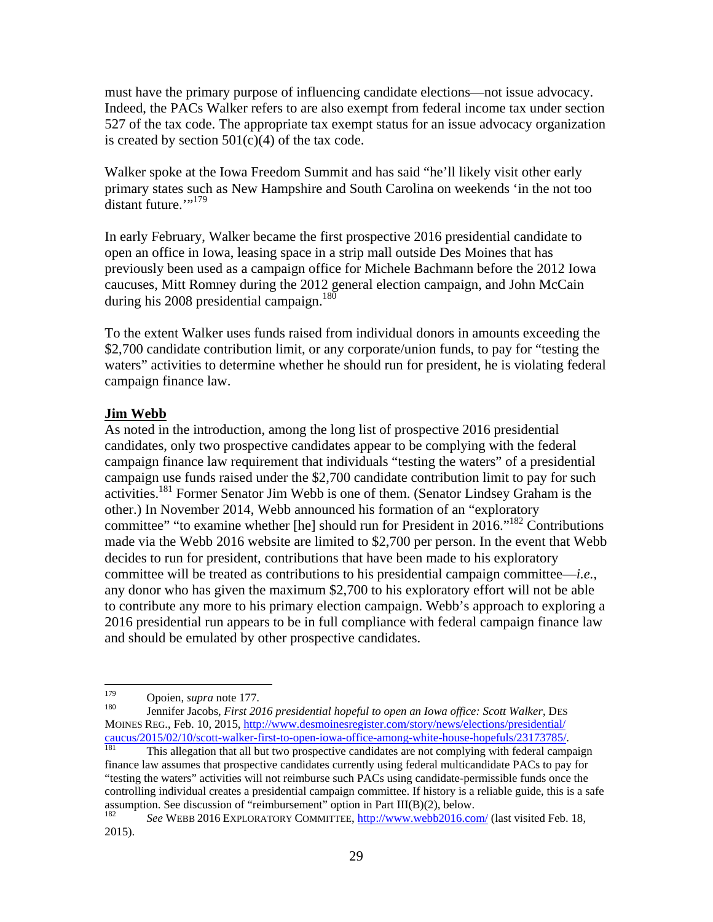must have the primary purpose of influencing candidate elections—not issue advocacy. Indeed, the PACs Walker refers to are also exempt from federal income tax under section 527 of the tax code. The appropriate tax exempt status for an issue advocacy organization is created by section 501(c)(4) of the tax code.

Walker spoke at the Iowa Freedom Summit and has said "he'll likely visit other early primary states such as New Hampshire and South Carolina on weekends 'in the not too distant future.'"[179]

In early February, Walker became the first prospective 2016 presidential candidate to open an office in Iowa, leasing space in a strip mall outside Des Moines that has previously been used as a campaign office for Michele Bachmann before the 2012 Iowa caucuses, Mitt Romney during the 2012 general election campaign, and John McCain during his 2008 presidential campaign.[180]

To the extent Walker uses funds raised from individual donors in amounts exceeding the $2,700 candidate contribution limit, or any corporate/union funds, to pay for "testing the waters" activities to determine whether he should run for president, he is violating federal campaign finance law.

**<u>Jim Webb</u>**

As noted in the introduction, among the long list of prospective 2016 presidential candidates, only two prospective candidates appear to be complying with the federal campaign finance law requirement that individuals "testing the waters" of a presidential campaign use funds raised under the $2,700 candidate contribution limit to pay for such activities.[181] Former Senator Jim Webb is one of them. (Senator Lindsey Graham is the other.) In November 2014, Webb announced his formation of an "exploratory committee" "to examine whether [he] should run for President in 2016."[182] Contributions made via the Webb 2016 website are limited to $2,700 per person. In the event that Webb decides to run for president, contributions that have been made to his exploratory committee will be treated as contributions to his presidential campaign committee—*i.e.*, any donor who has given the maximum $2,700 to his exploratory effort will not be able to contribute any more to his primary election campaign. Webb's approach to exploring a 2016 presidential run appears to be in full compliance with federal campaign finance law and should be emulated by other prospective candidates.

---

[179] Opoien, *supra* note 177.

[180] Jennifer Jacobs, *First 2016 presidential hopeful to open an Iowa office: Scott Walker*, DES MOINES REG., Feb. 10, 2015, http://www.desmoinesregister.com/story/news/elections/presidential/caucus/2015/02/10/scott-walker-first-to-open-iowa-office-among-white-house-hopefuls/23173785/.

[181] This allegation that all but two prospective candidates are not complying with federal campaign finance law assumes that prospective candidates currently using federal multicandidate PACs to pay for "testing the waters" activities will not reimburse such PACs using candidate-permissible funds once the controlling individual creates a presidential campaign committee. If history is a reliable guide, this is a safe assumption. See discussion of "reimbursement" option in Part III(B)(2), below.

[182] *See* WEBB 2016 EXPLORATORY COMMITTEE, http://www.webb2016.com/ (last visited Feb. 18, 2015).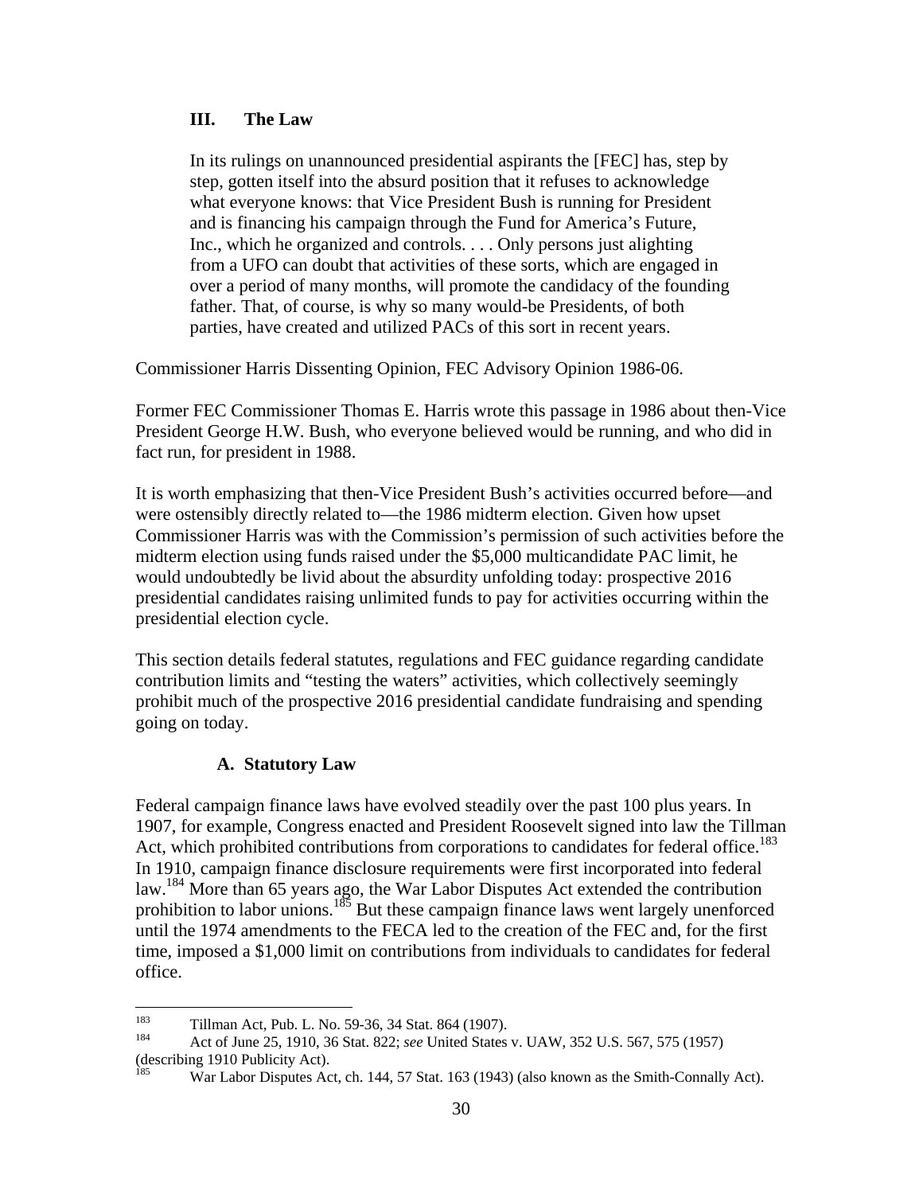## III. The Law

> In its rulings on unannounced presidential aspirants the [FEC] has, step by step, gotten itself into the absurd position that it refuses to acknowledge what everyone knows: that Vice President Bush is running for President and is financing his campaign through the Fund for America's Future, Inc., which he organized and controls. . . . Only persons just alighting from a UFO can doubt that activities of these sorts, which are engaged in over a period of many months, will promote the candidacy of the founding father. That, of course, is why so many would-be Presidents, of both parties, have created and utilized PACs of this sort in recent years.

Commissioner Harris Dissenting Opinion, FEC Advisory Opinion 1986-06.

Former FEC Commissioner Thomas E. Harris wrote this passage in 1986 about then-Vice President George H.W. Bush, who everyone believed would be running, and who did in fact run, for president in 1988.

It is worth emphasizing that then-Vice President Bush's activities occurred before—and were ostensibly directly related to—the 1986 midterm election. Given how upset Commissioner Harris was with the Commission's permission of such activities before the midterm election using funds raised under the $5,000 multicandidate PAC limit, he would undoubtedly be livid about the absurdity unfolding today: prospective 2016 presidential candidates raising unlimited funds to pay for activities occurring within the presidential election cycle.

This section details federal statutes, regulations and FEC guidance regarding candidate contribution limits and "testing the waters" activities, which collectively seemingly prohibit much of the prospective 2016 presidential candidate fundraising and spending going on today.

### A. Statutory Law

Federal campaign finance laws have evolved steadily over the past 100 plus years. In 1907, for example, Congress enacted and President Roosevelt signed into law the Tillman Act, which prohibited contributions from corporations to candidates for federal office.[183] In 1910, campaign finance disclosure requirements were first incorporated into federal law.[184] More than 65 years ago, the War Labor Disputes Act extended the contribution prohibition to labor unions.[185] But these campaign finance laws went largely unenforced until the 1974 amendments to the FECA led to the creation of the FEC and, for the first time, imposed a $1,000 limit on contributions from individuals to candidates for federal office.

---

[183] Tillman Act, Pub. L. No. 59-36, 34 Stat. 864 (1907).

[184] Act of June 25, 1910, 36 Stat. 822; *see* United States v. UAW, 352 U.S. 567, 575 (1957) (describing 1910 Publicity Act).

[185] War Labor Disputes Act, ch. 144, 57 Stat. 163 (1943) (also known as the Smith-Connally Act).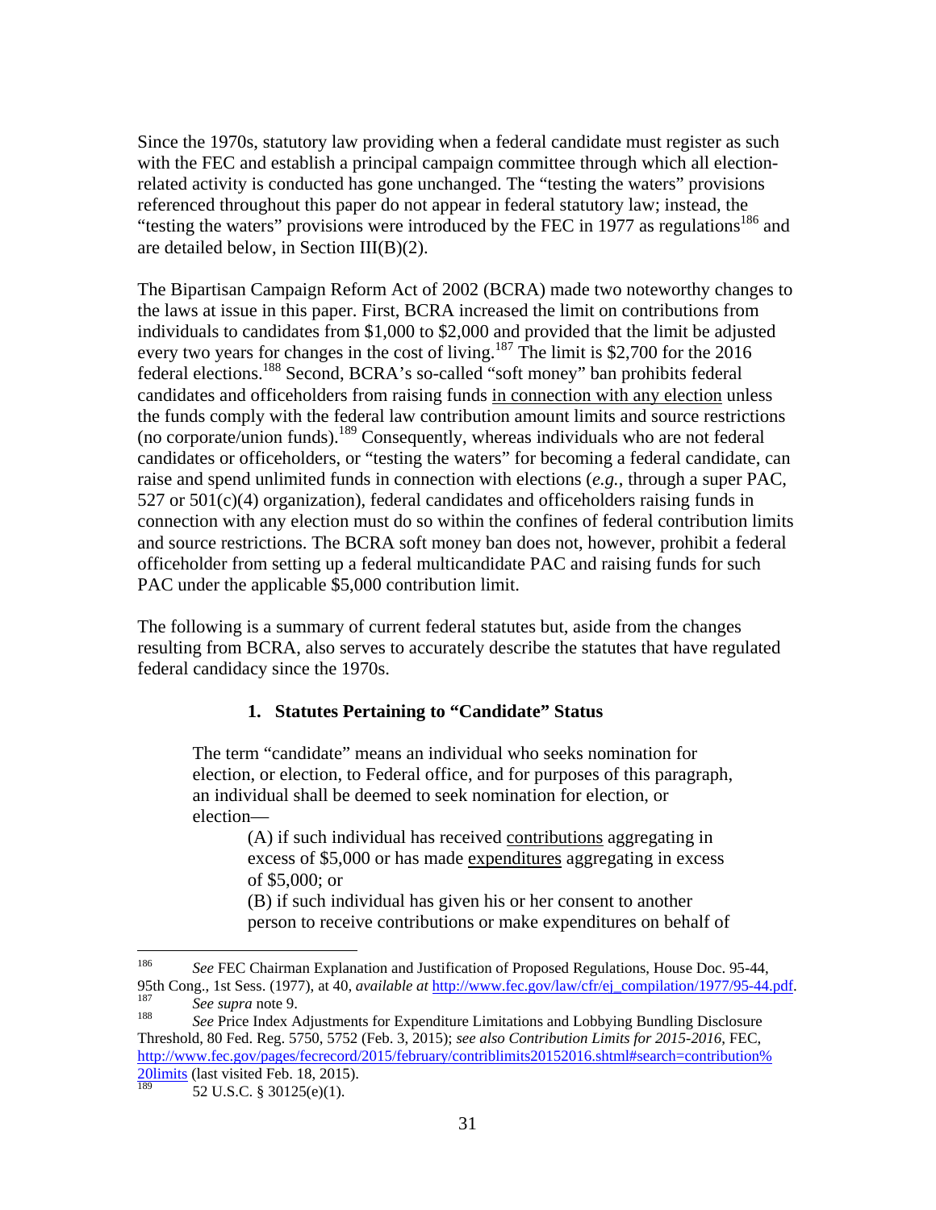Since the 1970s, statutory law providing when a federal candidate must register as such with the FEC and establish a principal campaign committee through which all election-related activity is conducted has gone unchanged. The "testing the waters" provisions referenced throughout this paper do not appear in federal statutory law; instead, the "testing the waters" provisions were introduced by the FEC in 1977 as regulations[186] and are detailed below, in Section III(B)(2).

The Bipartisan Campaign Reform Act of 2002 (BCRA) made two noteworthy changes to the laws at issue in this paper. First, BCRA increased the limit on contributions from individuals to candidates from $1,000 to $2,000 and provided that the limit be adjusted every two years for changes in the cost of living.[187] The limit is $2,700 for the 2016 federal elections.[188] Second, BCRA's so-called "soft money" ban prohibits federal candidates and officeholders from raising funds <u>in connection with any election</u> unless the funds comply with the federal law contribution amount limits and source restrictions (no corporate/union funds).[189] Consequently, whereas individuals who are not federal candidates or officeholders, or "testing the waters" for becoming a federal candidate, can raise and spend unlimited funds in connection with elections (*e.g.*, through a super PAC, 527 or 501(c)(4) organization), federal candidates and officeholders raising funds in connection with any election must do so within the confines of federal contribution limits and source restrictions. The BCRA soft money ban does not, however, prohibit a federal officeholder from setting up a federal multicandidate PAC and raising funds for such PAC under the applicable $5,000 contribution limit.

The following is a summary of current federal statutes but, aside from the changes resulting from BCRA, also serves to accurately describe the statutes that have regulated federal candidacy since the 1970s.

### 1. Statutes Pertaining to "Candidate" Status

> The term "candidate" means an individual who seeks nomination for election, or election, to Federal office, and for purposes of this paragraph, an individual shall be deemed to seek nomination for election, or election—
>
> (A) if such individual has received <u>contributions</u> aggregating in excess of $5,000 or has made <u>expenditures</u> aggregating in excess of $5,000; or
>
> (B) if such individual has given his or her consent to another person to receive contributions or make expenditures on behalf of

---

[186] *See* FEC Chairman Explanation and Justification of Proposed Regulations, House Doc. 95-44, 95th Cong., 1st Sess. (1977), at 40, *available at* http://www.fec.gov/law/cfr/ej_compilation/1977/95-44.pdf.

[187] *See supra* note 9.

[188] *See* Price Index Adjustments for Expenditure Limitations and Lobbying Bundling Disclosure Threshold, 80 Fed. Reg. 5750, 5752 (Feb. 3, 2015); *see also Contribution Limits for 2015-2016*, FEC, http://www.fec.gov/pages/fecrecord/2015/february/contriblimits20152016.shtml#search=contribution%20limits (last visited Feb. 18, 2015).

[189] 52 U.S.C. § 30125(e)(1).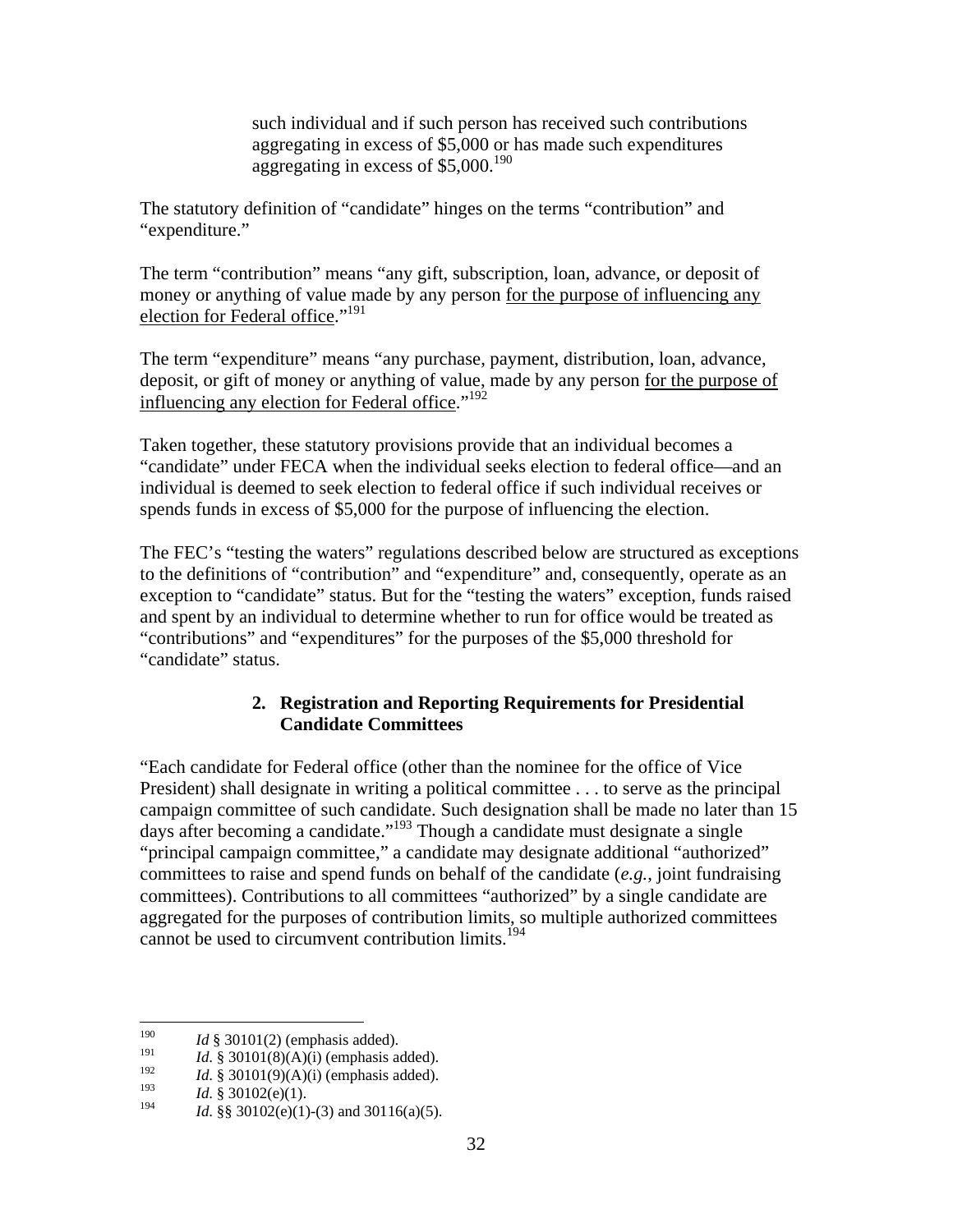> such individual and if such person has received such contributions aggregating in excess of $5,000 or has made such expenditures aggregating in excess of $5,000.[190]

The statutory definition of "candidate" hinges on the terms "contribution" and "expenditure."

The term "contribution" means "any gift, subscription, loan, advance, or deposit of money or anything of value made by any person <u>for the purpose of influencing any election for Federal office</u>."[191]

The term "expenditure" means "any purchase, payment, distribution, loan, advance, deposit, or gift of money or anything of value, made by any person <u>for the purpose of influencing any election for Federal office</u>."[192]

Taken together, these statutory provisions provide that an individual becomes a "candidate" under FECA when the individual seeks election to federal office—and an individual is deemed to seek election to federal office if such individual receives or spends funds in excess of $5,000 for the purpose of influencing the election.

The FEC's "testing the waters" regulations described below are structured as exceptions to the definitions of "contribution" and "expenditure" and, consequently, operate as an exception to "candidate" status. But for the "testing the waters" exception, funds raised and spent by an individual to determine whether to run for office would be treated as "contributions" and "expenditures" for the purposes of the $5,000 threshold for "candidate" status.

### 2. Registration and Reporting Requirements for Presidential Candidate Committees

"Each candidate for Federal office (other than the nominee for the office of Vice President) shall designate in writing a political committee . . . to serve as the principal campaign committee of such candidate. Such designation shall be made no later than 15 days after becoming a candidate."[193] Though a candidate must designate a single "principal campaign committee," a candidate may designate additional "authorized" committees to raise and spend funds on behalf of the candidate (*e.g.*, joint fundraising committees). Contributions to all committees "authorized" by a single candidate are aggregated for the purposes of contribution limits, so multiple authorized committees cannot be used to circumvent contribution limits.[194]

---

[190] *Id* § 30101(2) (emphasis added).

[191] *Id.* § 30101(8)(A)(i) (emphasis added).

[192] *Id.* § 30101(9)(A)(i) (emphasis added).

[193] *Id.* § 30102(e)(1).

[194] *Id.* §§ 30102(e)(1)-(3) and 30116(a)(5).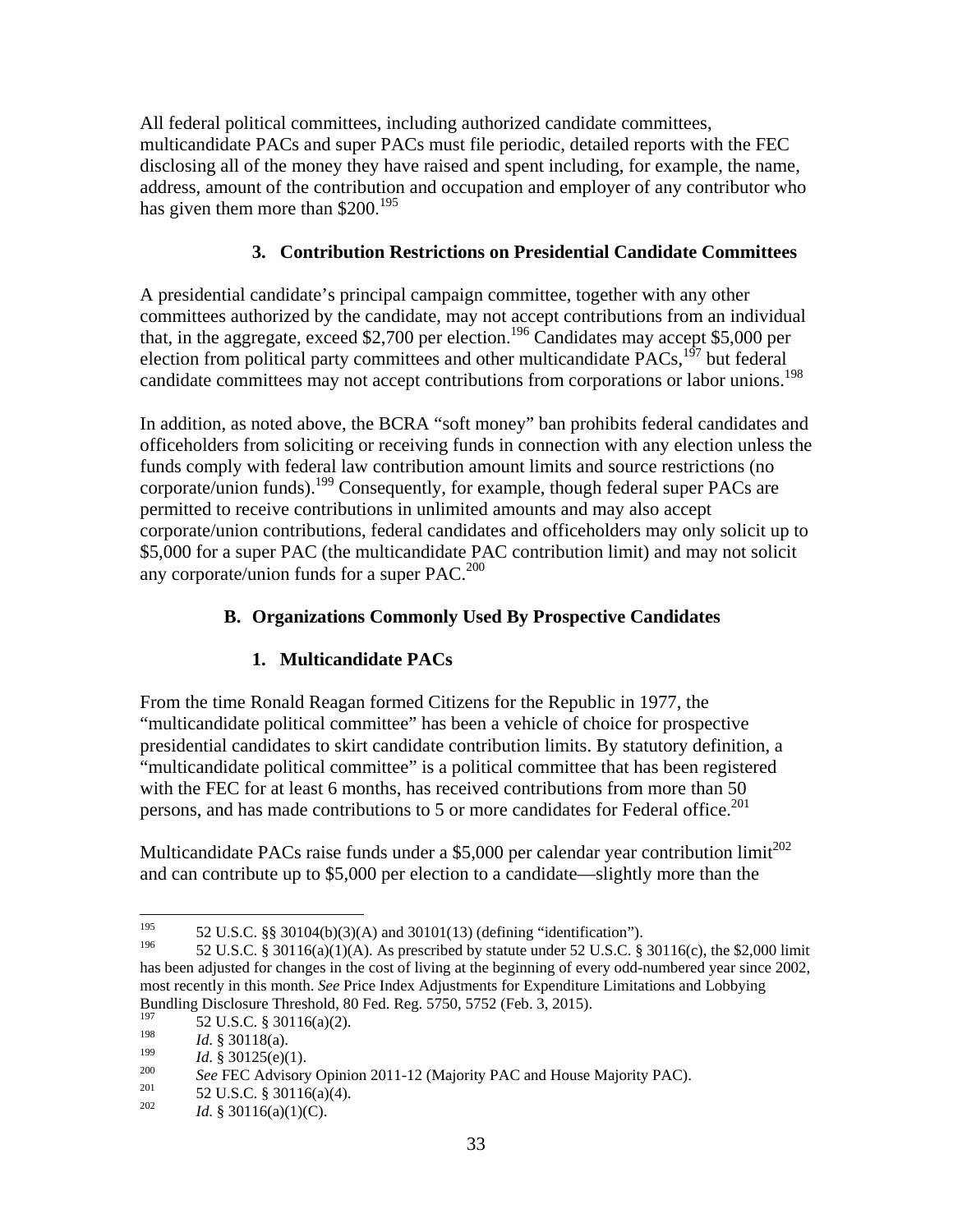All federal political committees, including authorized candidate committees, multicandidate PACs and super PACs must file periodic, detailed reports with the FEC disclosing all of the money they have raised and spent including, for example, the name, address, amount of the contribution and occupation and employer of any contributor who has given them more than $200.[195]

### 3. Contribution Restrictions on Presidential Candidate Committees

A presidential candidate's principal campaign committee, together with any other committees authorized by the candidate, may not accept contributions from an individual that, in the aggregate, exceed $2,700 per election.[196] Candidates may accept $5,000 per election from political party committees and other multicandidate PACs,[197] but federal candidate committees may not accept contributions from corporations or labor unions.[198]

In addition, as noted above, the BCRA "soft money" ban prohibits federal candidates and officeholders from soliciting or receiving funds in connection with any election unless the funds comply with federal law contribution amount limits and source restrictions (no corporate/union funds).[199] Consequently, for example, though federal super PACs are permitted to receive contributions in unlimited amounts and may also accept corporate/union contributions, federal candidates and officeholders may only solicit up to $5,000 for a super PAC (the multicandidate PAC contribution limit) and may not solicit any corporate/union funds for a super PAC.[200]

## B. Organizations Commonly Used By Prospective Candidates

### 1. Multicandidate PACs

From the time Ronald Reagan formed Citizens for the Republic in 1977, the "multicandidate political committee" has been a vehicle of choice for prospective presidential candidates to skirt candidate contribution limits. By statutory definition, a "multicandidate political committee" is a political committee that has been registered with the FEC for at least 6 months, has received contributions from more than 50 persons, and has made contributions to 5 or more candidates for Federal office.[201]

Multicandidate PACs raise funds under a $5,000 per calendar year contribution limit[202] and can contribute up to $5,000 per election to a candidate—slightly more than the

---

195 52 U.S.C. §§ 30104(b)(3)(A) and 30101(13) (defining "identification").

196 52 U.S.C. § 30116(a)(1)(A). As prescribed by statute under 52 U.S.C. § 30116(c), the $2,000 limit has been adjusted for changes in the cost of living at the beginning of every odd-numbered year since 2002, most recently in this month. *See* Price Index Adjustments for Expenditure Limitations and Lobbying Bundling Disclosure Threshold, 80 Fed. Reg. 5750, 5752 (Feb. 3, 2015).

197 52 U.S.C. § 30116(a)(2).

198 *Id.* § 30118(a).

199 *Id.* § 30125(e)(1).

200 *See* FEC Advisory Opinion 2011-12 (Majority PAC and House Majority PAC).

201 52 U.S.C. § 30116(a)(4).

202 *Id.* § 30116(a)(1)(C).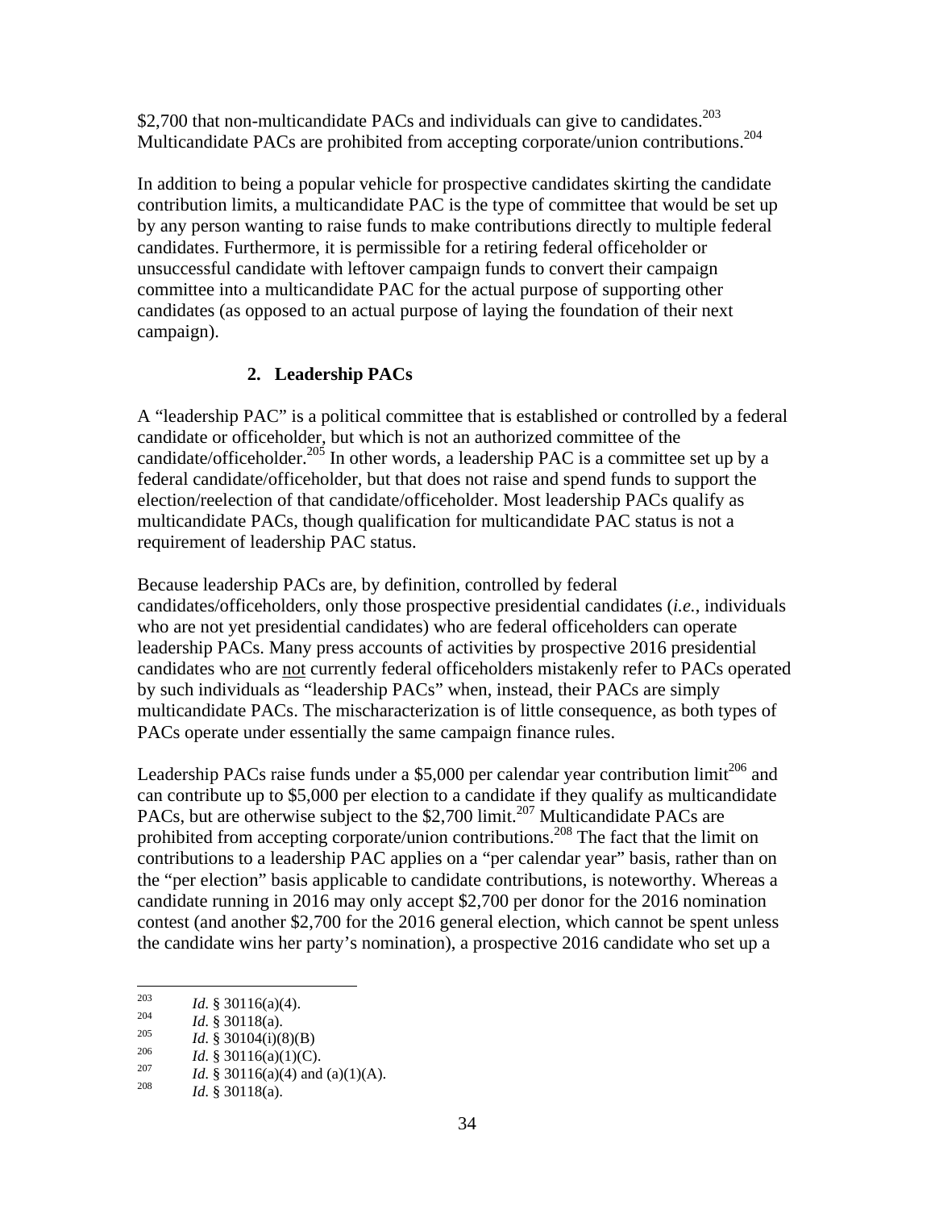$2,700 that non-multicandidate PACs and individuals can give to candidates.[203] Multicandidate PACs are prohibited from accepting corporate/union contributions.[204]

In addition to being a popular vehicle for prospective candidates skirting the candidate contribution limits, a multicandidate PAC is the type of committee that would be set up by any person wanting to raise funds to make contributions directly to multiple federal candidates. Furthermore, it is permissible for a retiring federal officeholder or unsuccessful candidate with leftover campaign funds to convert their campaign committee into a multicandidate PAC for the actual purpose of supporting other candidates (as opposed to an actual purpose of laying the foundation of their next campaign).

### 2. Leadership PACs

A "leadership PAC" is a political committee that is established or controlled by a federal candidate or officeholder, but which is not an authorized committee of the candidate/officeholder.[205] In other words, a leadership PAC is a committee set up by a federal candidate/officeholder, but that does not raise and spend funds to support the election/reelection of that candidate/officeholder. Most leadership PACs qualify as multicandidate PACs, though qualification for multicandidate PAC status is not a requirement of leadership PAC status.

Because leadership PACs are, by definition, controlled by federal candidates/officeholders, only those prospective presidential candidates (*i.e.*, individuals who are not yet presidential candidates) who are federal officeholders can operate leadership PACs. Many press accounts of activities by prospective 2016 presidential candidates who are <u>not</u> currently federal officeholders mistakenly refer to PACs operated by such individuals as "leadership PACs" when, instead, their PACs are simply multicandidate PACs. The mischaracterization is of little consequence, as both types of PACs operate under essentially the same campaign finance rules.

Leadership PACs raise funds under a $5,000 per calendar year contribution limit[206] and can contribute up to $5,000 per election to a candidate if they qualify as multicandidate PACs, but are otherwise subject to the $2,700 limit.[207] Multicandidate PACs are prohibited from accepting corporate/union contributions.[208] The fact that the limit on contributions to a leadership PAC applies on a "per calendar year" basis, rather than on the "per election" basis applicable to candidate contributions, is noteworthy. Whereas a candidate running in 2016 may only accept $2,700 per donor for the 2016 nomination contest (and another $2,700 for the 2016 general election, which cannot be spent unless the candidate wins her party's nomination), a prospective 2016 candidate who set up a

---

[203] *Id.* § 30116(a)(4).
[204] *Id.* § 30118(a).
[205] *Id.* § 30104(i)(8)(B)
[206] *Id.* § 30116(a)(1)(C).
[207] *Id.* § 30116(a)(4) and (a)(1)(A).
[208] *Id.* § 30118(a).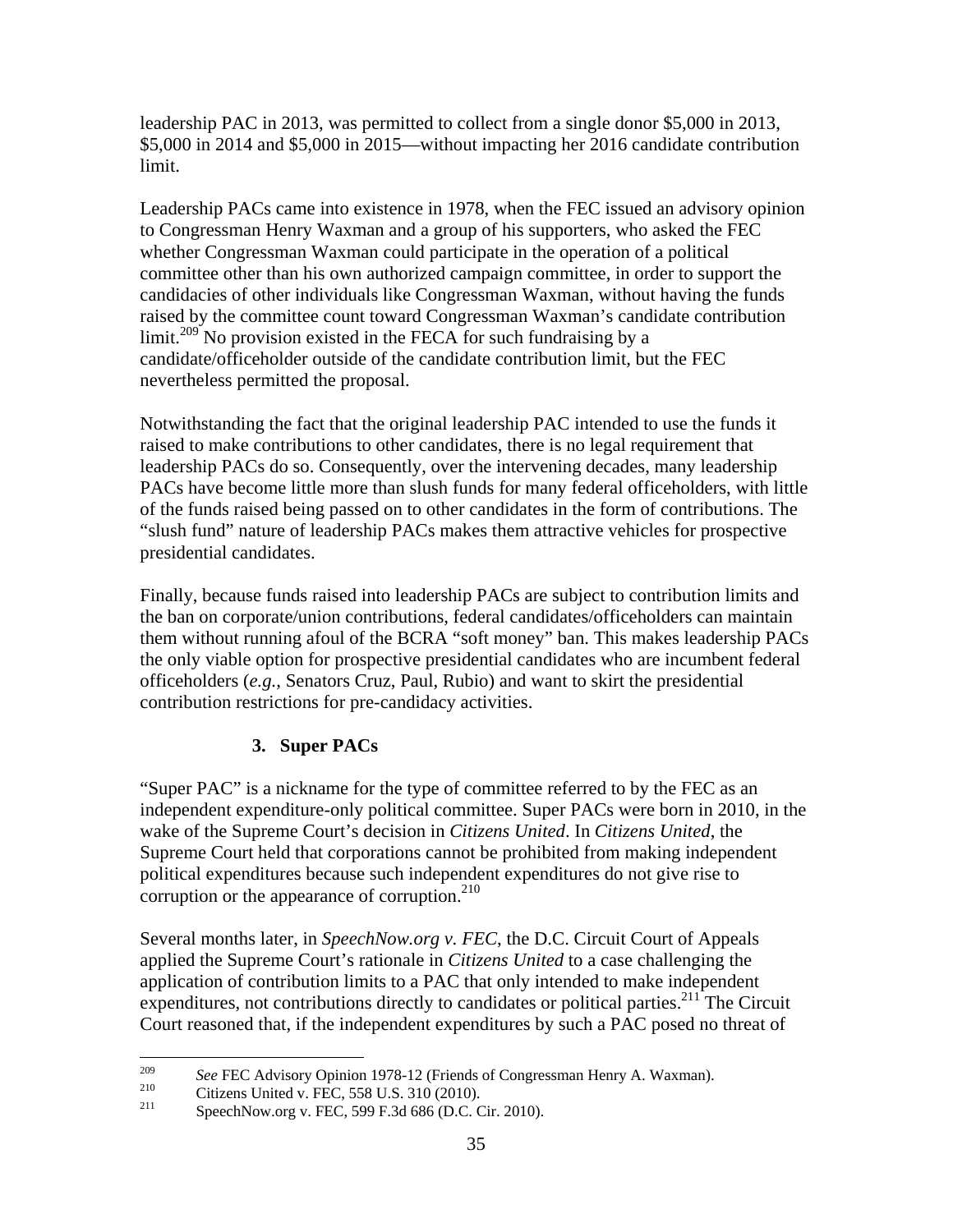leadership PAC in 2013, was permitted to collect from a single donor \$5,000 in 2013, \$5,000 in 2014 and \$5,000 in 2015—without impacting her 2016 candidate contribution limit.

Leadership PACs came into existence in 1978, when the FEC issued an advisory opinion to Congressman Henry Waxman and a group of his supporters, who asked the FEC whether Congressman Waxman could participate in the operation of a political committee other than his own authorized campaign committee, in order to support the candidacies of other individuals like Congressman Waxman, without having the funds raised by the committee count toward Congressman Waxman's candidate contribution limit.[209] No provision existed in the FECA for such fundraising by a candidate/officeholder outside of the candidate contribution limit, but the FEC nevertheless permitted the proposal.

Notwithstanding the fact that the original leadership PAC intended to use the funds it raised to make contributions to other candidates, there is no legal requirement that leadership PACs do so. Consequently, over the intervening decades, many leadership PACs have become little more than slush funds for many federal officeholders, with little of the funds raised being passed on to other candidates in the form of contributions. The "slush fund" nature of leadership PACs makes them attractive vehicles for prospective presidential candidates.

Finally, because funds raised into leadership PACs are subject to contribution limits and the ban on corporate/union contributions, federal candidates/officeholders can maintain them without running afoul of the BCRA "soft money" ban. This makes leadership PACs the only viable option for prospective presidential candidates who are incumbent federal officeholders (*e.g.*, Senators Cruz, Paul, Rubio) and want to skirt the presidential contribution restrictions for pre-candidacy activities.

### 3. Super PACs

"Super PAC" is a nickname for the type of committee referred to by the FEC as an independent expenditure-only political committee. Super PACs were born in 2010, in the wake of the Supreme Court's decision in *Citizens United*. In *Citizens United*, the Supreme Court held that corporations cannot be prohibited from making independent political expenditures because such independent expenditures do not give rise to corruption or the appearance of corruption.[210]

Several months later, in *SpeechNow.org v. FEC*, the D.C. Circuit Court of Appeals applied the Supreme Court's rationale in *Citizens United* to a case challenging the application of contribution limits to a PAC that only intended to make independent expenditures, not contributions directly to candidates or political parties.[211] The Circuit Court reasoned that, if the independent expenditures by such a PAC posed no threat of

---

[209] *See* FEC Advisory Opinion 1978-12 (Friends of Congressman Henry A. Waxman).

[210] Citizens United v. FEC, 558 U.S. 310 (2010).

[211] SpeechNow.org v. FEC, 599 F.3d 686 (D.C. Cir. 2010).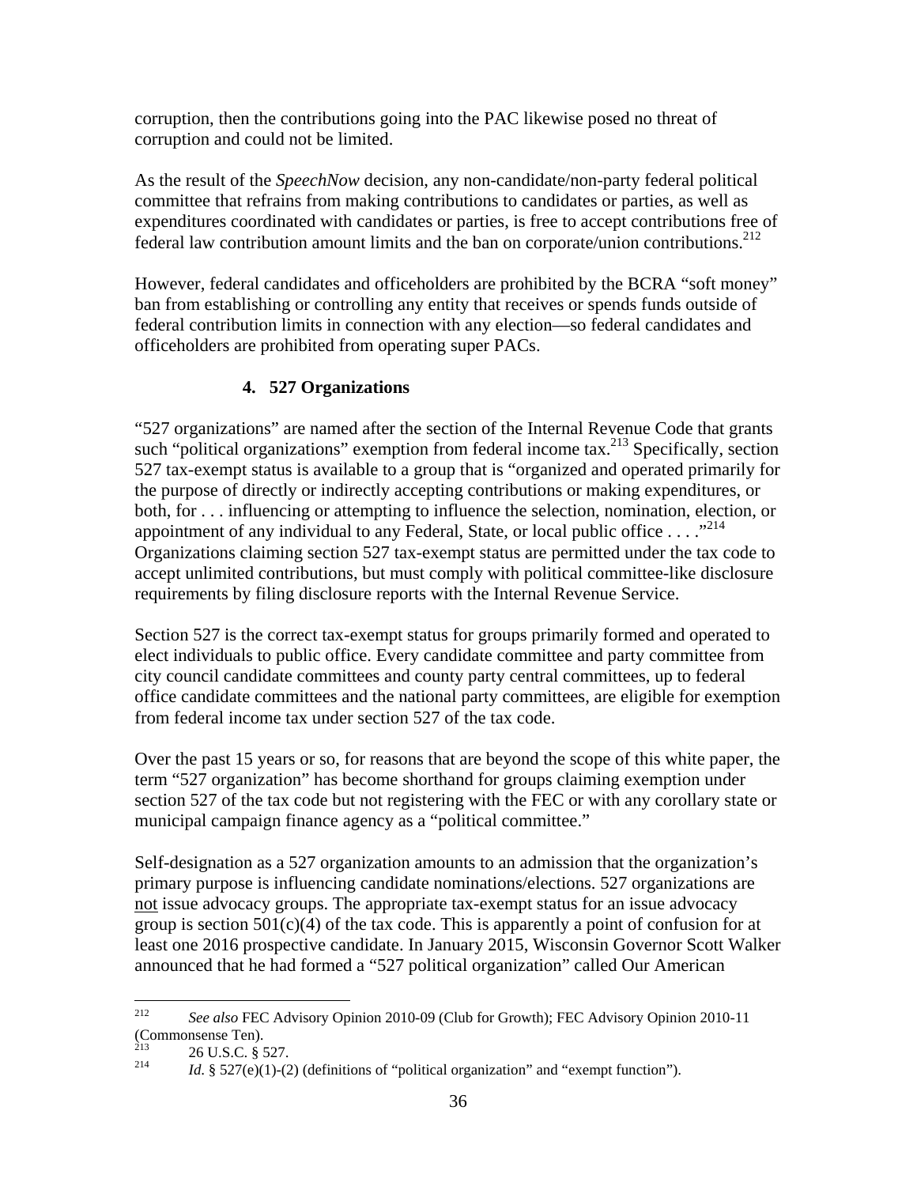corruption, then the contributions going into the PAC likewise posed no threat of corruption and could not be limited.

As the result of the *SpeechNow* decision, any non-candidate/non-party federal political committee that refrains from making contributions to candidates or parties, as well as expenditures coordinated with candidates or parties, is free to accept contributions free of federal law contribution amount limits and the ban on corporate/union contributions.[212]

However, federal candidates and officeholders are prohibited by the BCRA "soft money" ban from establishing or controlling any entity that receives or spends funds outside of federal contribution limits in connection with any election—so federal candidates and officeholders are prohibited from operating super PACs.

#### 4. 527 Organizations

"527 organizations" are named after the section of the Internal Revenue Code that grants such "political organizations" exemption from federal income tax.[213] Specifically, section 527 tax-exempt status is available to a group that is "organized and operated primarily for the purpose of directly or indirectly accepting contributions or making expenditures, or both, for . . . influencing or attempting to influence the selection, nomination, election, or appointment of any individual to any Federal, State, or local public office . . . ."[214] Organizations claiming section 527 tax-exempt status are permitted under the tax code to accept unlimited contributions, but must comply with political committee-like disclosure requirements by filing disclosure reports with the Internal Revenue Service.

Section 527 is the correct tax-exempt status for groups primarily formed and operated to elect individuals to public office. Every candidate committee and party committee from city council candidate committees and county party central committees, up to federal office candidate committees and the national party committees, are eligible for exemption from federal income tax under section 527 of the tax code.

Over the past 15 years or so, for reasons that are beyond the scope of this white paper, the term "527 organization" has become shorthand for groups claiming exemption under section 527 of the tax code but not registering with the FEC or with any corollary state or municipal campaign finance agency as a "political committee."

Self-designation as a 527 organization amounts to an admission that the organization's primary purpose is influencing candidate nominations/elections. 527 organizations are <u>not</u> issue advocacy groups. The appropriate tax-exempt status for an issue advocacy group is section 501(c)(4) of the tax code. This is apparently a point of confusion for at least one 2016 prospective candidate. In January 2015, Wisconsin Governor Scott Walker announced that he had formed a "527 political organization" called Our American

---

[212] *See also* FEC Advisory Opinion 2010-09 (Club for Growth); FEC Advisory Opinion 2010-11 (Commonsense Ten).

[213] 26 U.S.C. § 527.

[214] *Id.* § 527(e)(1)-(2) (definitions of "political organization" and "exempt function").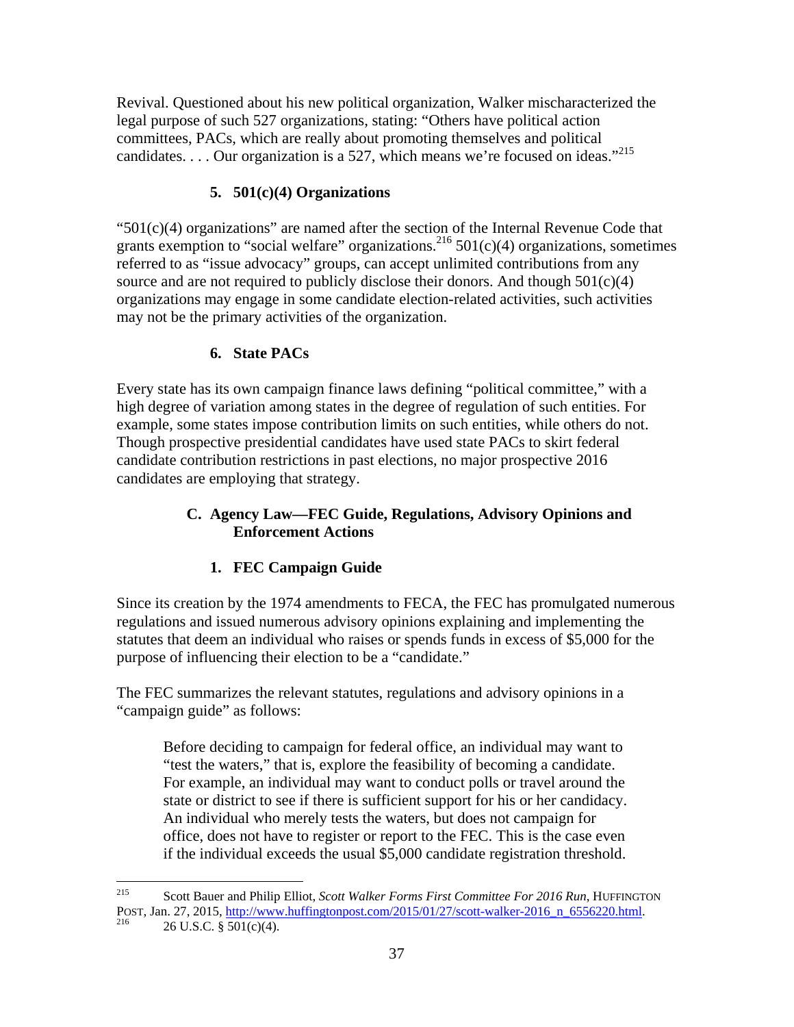Revival. Questioned about his new political organization, Walker mischaracterized the legal purpose of such 527 organizations, stating: "Others have political action committees, PACs, which are really about promoting themselves and political candidates. . . . Our organization is a 527, which means we're focused on ideas."[215]

### 5. 501(c)(4) Organizations

"501(c)(4) organizations" are named after the section of the Internal Revenue Code that grants exemption to "social welfare" organizations.[216] 501(c)(4) organizations, sometimes referred to as "issue advocacy" groups, can accept unlimited contributions from any source and are not required to publicly disclose their donors. And though 501(c)(4) organizations may engage in some candidate election-related activities, such activities may not be the primary activities of the organization.

### 6. State PACs

Every state has its own campaign finance laws defining "political committee," with a high degree of variation among states in the degree of regulation of such entities. For example, some states impose contribution limits on such entities, while others do not. Though prospective presidential candidates have used state PACs to skirt federal candidate contribution restrictions in past elections, no major prospective 2016 candidates are employing that strategy.

## C. Agency Law—FEC Guide, Regulations, Advisory Opinions and Enforcement Actions

### 1. FEC Campaign Guide

Since its creation by the 1974 amendments to FECA, the FEC has promulgated numerous regulations and issued numerous advisory opinions explaining and implementing the statutes that deem an individual who raises or spends funds in excess of $5,000 for the purpose of influencing their election to be a "candidate."

The FEC summarizes the relevant statutes, regulations and advisory opinions in a "campaign guide" as follows:

> Before deciding to campaign for federal office, an individual may want to "test the waters," that is, explore the feasibility of becoming a candidate. For example, an individual may want to conduct polls or travel around the state or district to see if there is sufficient support for his or her candidacy. An individual who merely tests the waters, but does not campaign for office, does not have to register or report to the FEC. This is the case even if the individual exceeds the usual $5,000 candidate registration threshold.

---

[215] Scott Bauer and Philip Elliot, *Scott Walker Forms First Committee For 2016 Run*, HUFFINGTON POST, Jan. 27, 2015, http://www.huffingtonpost.com/2015/01/27/scott-walker-2016_n_6556220.html.

[216] 26 U.S.C. § 501(c)(4).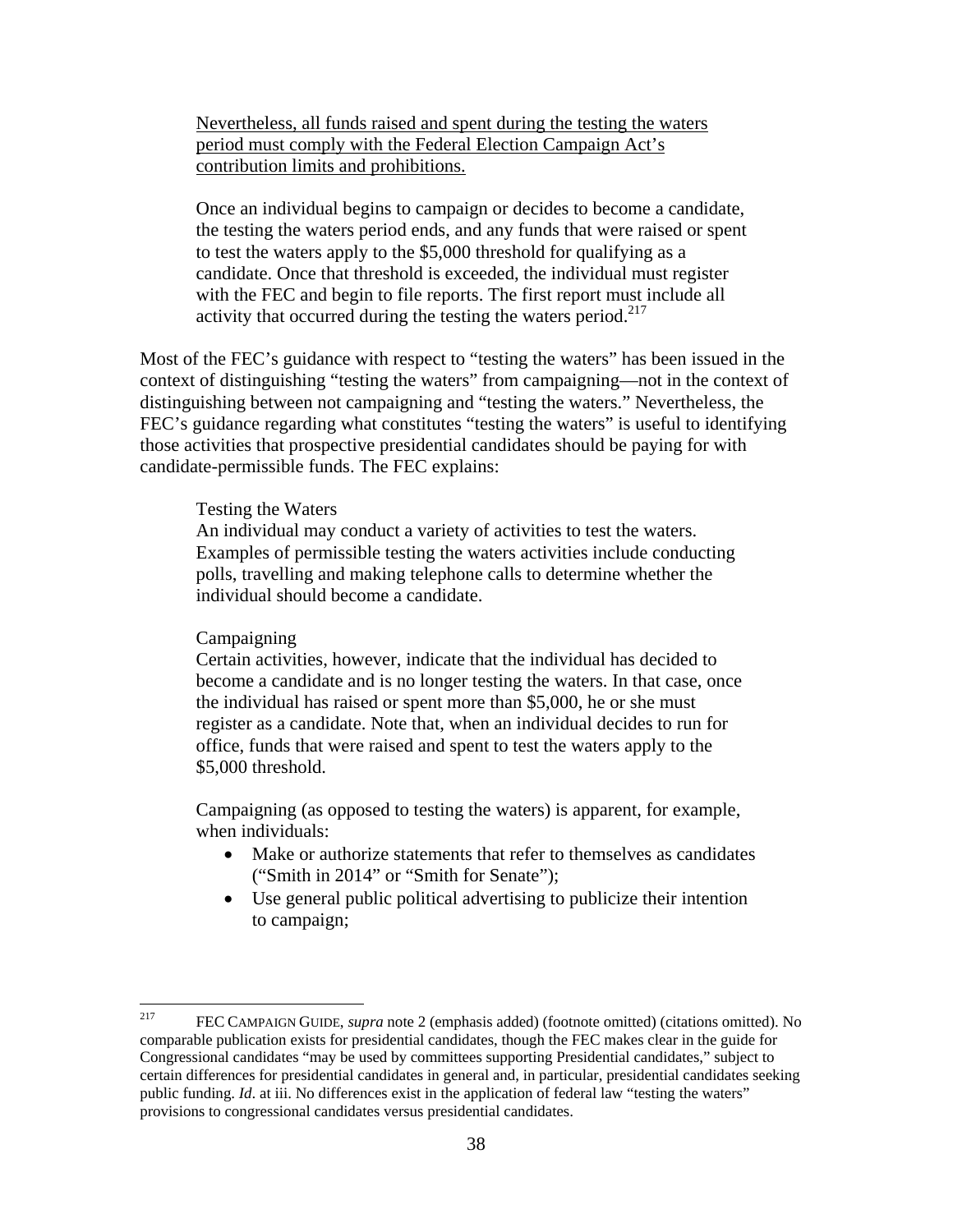> <u>Nevertheless, all funds raised and spent during the testing the waters period must comply with the Federal Election Campaign Act's contribution limits and prohibitions.</u>
>
> Once an individual begins to campaign or decides to become a candidate, the testing the waters period ends, and any funds that were raised or spent to test the waters apply to the $5,000 threshold for qualifying as a candidate. Once that threshold is exceeded, the individual must register with the FEC and begin to file reports. The first report must include all activity that occurred during the testing the waters period.[217]

Most of the FEC's guidance with respect to "testing the waters" has been issued in the context of distinguishing "testing the waters" from campaigning—not in the context of distinguishing between not campaigning and "testing the waters." Nevertheless, the FEC's guidance regarding what constitutes "testing the waters" is useful to identifying those activities that prospective presidential candidates should be paying for with candidate-permissible funds. The FEC explains:

> Testing the Waters
> An individual may conduct a variety of activities to test the waters. Examples of permissible testing the waters activities include conducting polls, travelling and making telephone calls to determine whether the individual should become a candidate.
>
> Campaigning
> Certain activities, however, indicate that the individual has decided to become a candidate and is no longer testing the waters. In that case, once the individual has raised or spent more than $5,000, he or she must register as a candidate. Note that, when an individual decides to run for office, funds that were raised and spent to test the waters apply to the $5,000 threshold.
>
> Campaigning (as opposed to testing the waters) is apparent, for example, when individuals:
>
> - Make or authorize statements that refer to themselves as candidates ("Smith in 2014" or "Smith for Senate");
> - Use general public political advertising to publicize their intention to campaign;

---

[217] FEC CAMPAIGN GUIDE, *supra* note 2 (emphasis added) (footnote omitted) (citations omitted). No comparable publication exists for presidential candidates, though the FEC makes clear in the guide for Congressional candidates "may be used by committees supporting Presidential candidates," subject to certain differences for presidential candidates in general and, in particular, presidential candidates seeking public funding. *Id*. at iii. No differences exist in the application of federal law "testing the waters" provisions to congressional candidates versus presidential candidates.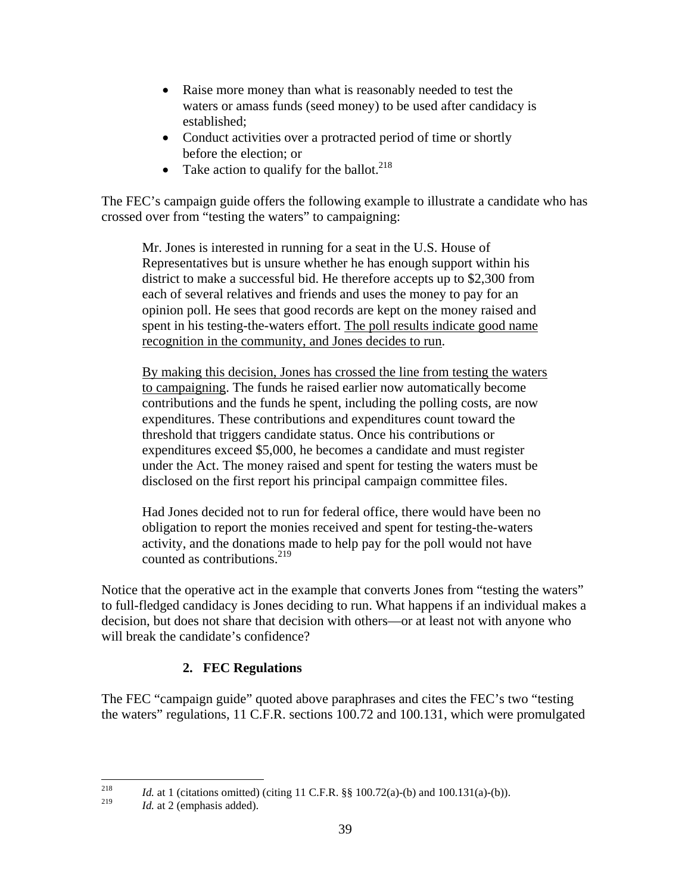- Raise more money than what is reasonably needed to test the waters or amass funds (seed money) to be used after candidacy is established;
- Conduct activities over a protracted period of time or shortly before the election; or
- Take action to qualify for the ballot.[218]

The FEC's campaign guide offers the following example to illustrate a candidate who has crossed over from "testing the waters" to campaigning:

> Mr. Jones is interested in running for a seat in the U.S. House of Representatives but is unsure whether he has enough support within his district to make a successful bid. He therefore accepts up to $2,300 from each of several relatives and friends and uses the money to pay for an opinion poll. He sees that good records are kept on the money raised and spent in his testing-the-waters effort. <u>The poll results indicate good name recognition in the community, and Jones decides to run</u>.
>
> <u>By making this decision, Jones has crossed the line from testing the waters to campaigning</u>. The funds he raised earlier now automatically become contributions and the funds he spent, including the polling costs, are now expenditures. These contributions and expenditures count toward the threshold that triggers candidate status. Once his contributions or expenditures exceed $5,000, he becomes a candidate and must register under the Act. The money raised and spent for testing the waters must be disclosed on the first report his principal campaign committee files.
>
> Had Jones decided not to run for federal office, there would have been no obligation to report the monies received and spent for testing-the-waters activity, and the donations made to help pay for the poll would not have counted as contributions.[219]

Notice that the operative act in the example that converts Jones from "testing the waters" to full-fledged candidacy is Jones deciding to run. What happens if an individual makes a decision, but does not share that decision with others—or at least not with anyone who will break the candidate's confidence?

### 2. FEC Regulations

The FEC "campaign guide" quoted above paraphrases and cites the FEC's two "testing the waters" regulations, 11 C.F.R. sections 100.72 and 100.131, which were promulgated

---

[218] *Id.* at 1 (citations omitted) (citing 11 C.F.R. §§ 100.72(a)-(b) and 100.131(a)-(b)).

[219] *Id.* at 2 (emphasis added).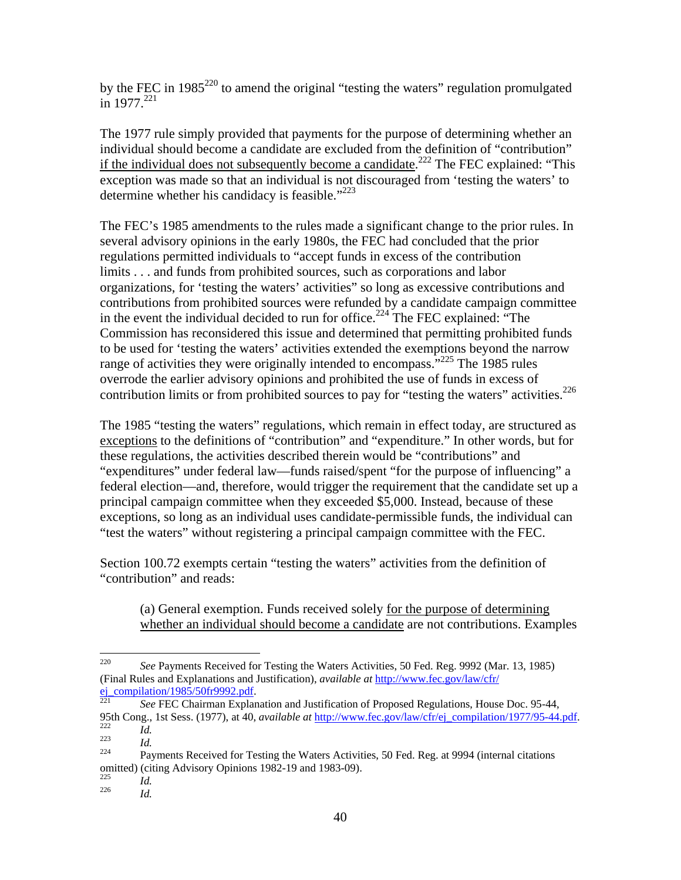by the FEC in 1985[220] to amend the original "testing the waters" regulation promulgated in 1977.[221]

The 1977 rule simply provided that payments for the purpose of determining whether an individual should become a candidate are excluded from the definition of "contribution" <u>if the individual does not subsequently become a candidate</u>.[222] The FEC explained: "This exception was made so that an individual is not discouraged from 'testing the waters' to determine whether his candidacy is feasible."[223]

The FEC's 1985 amendments to the rules made a significant change to the prior rules. In several advisory opinions in the early 1980s, the FEC had concluded that the prior regulations permitted individuals to "accept funds in excess of the contribution limits . . . and funds from prohibited sources, such as corporations and labor organizations, for 'testing the waters' activities" so long as excessive contributions and contributions from prohibited sources were refunded by a candidate campaign committee in the event the individual decided to run for office.[224] The FEC explained: "The Commission has reconsidered this issue and determined that permitting prohibited funds to be used for 'testing the waters' activities extended the exemptions beyond the narrow range of activities they were originally intended to encompass."[225] The 1985 rules override the earlier advisory opinions and prohibited the use of funds in excess of contribution limits or from prohibited sources to pay for "testing the waters" activities.[226]

The 1985 "testing the waters" regulations, which remain in effect today, are structured as <u>exceptions</u> to the definitions of "contribution" and "expenditure." In other words, but for these regulations, the activities described therein would be "contributions" and "expenditures" under federal law—funds raised/spent "for the purpose of influencing" a federal election—and, therefore, would trigger the requirement that the candidate set up a principal campaign committee when they exceeded $5,000. Instead, because of these exceptions, so long as an individual uses candidate-permissible funds, the individual can "test the waters" without registering a principal campaign committee with the FEC.

Section 100.72 exempts certain "testing the waters" activities from the definition of "contribution" and reads:

> (a) General exemption. Funds received solely <u>for the purpose of determining whether an individual should become a candidate</u> are not contributions. Examples

---

[220] *See* Payments Received for Testing the Waters Activities, 50 Fed. Reg. 9992 (Mar. 13, 1985) (Final Rules and Explanations and Justification), *available at* http://www.fec.gov/law/cfr/ej_compilation/1985/50fr9992.pdf.

[221] *See* FEC Chairman Explanation and Justification of Proposed Regulations, House Doc. 95-44, 95th Cong., 1st Sess. (1977), at 40, *available at* http://www.fec.gov/law/cfr/ej_compilation/1977/95-44.pdf.

[222] *Id.*

[223] *Id.*

[224] Payments Received for Testing the Waters Activities, 50 Fed. Reg. at 9994 (internal citations omitted) (citing Advisory Opinions 1982-19 and 1983-09).

[225] *Id.*

[226] *Id.*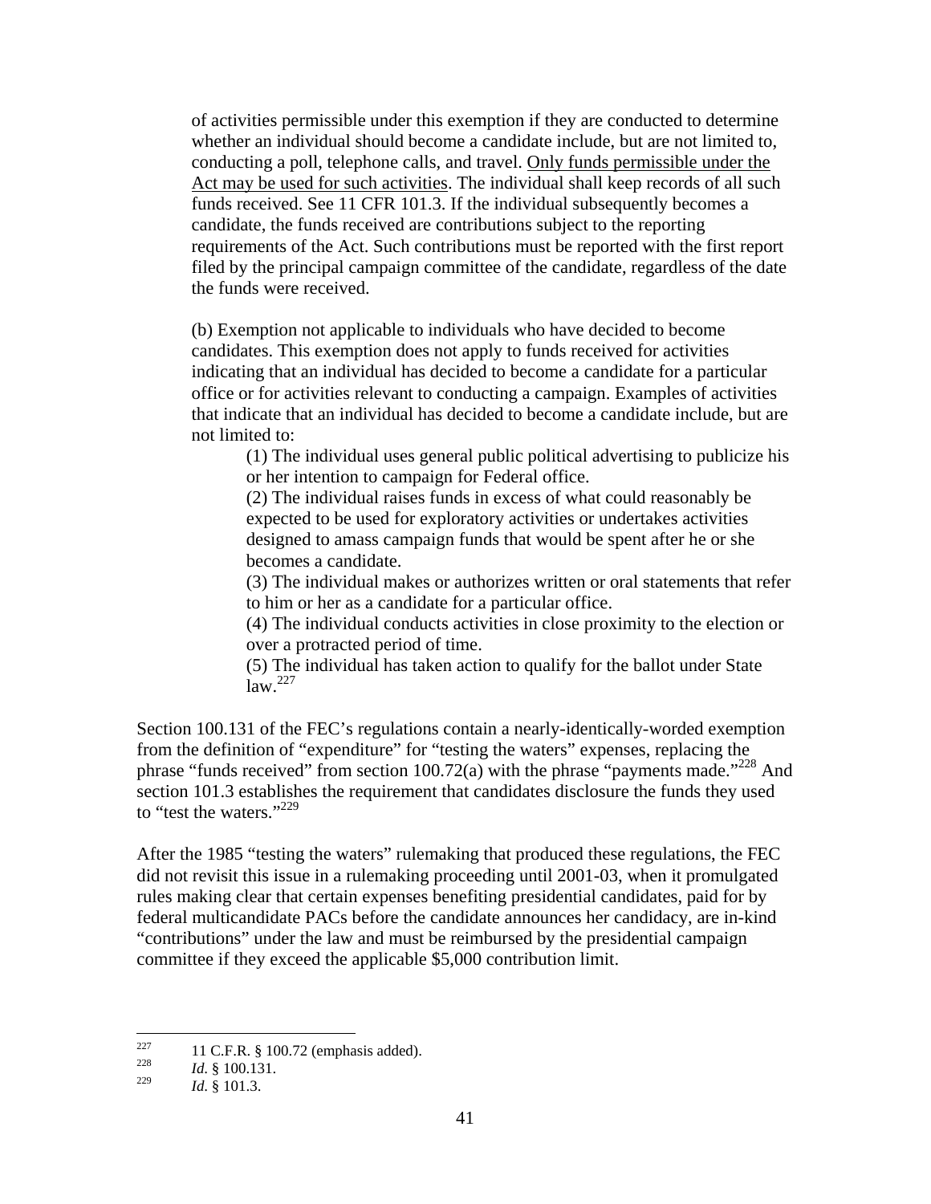of activities permissible under this exemption if they are conducted to determine whether an individual should become a candidate include, but are not limited to, conducting a poll, telephone calls, and travel. <u>Only funds permissible under the Act may be used for such activities</u>. The individual shall keep records of all such funds received. See 11 CFR 101.3. If the individual subsequently becomes a candidate, the funds received are contributions subject to the reporting requirements of the Act. Such contributions must be reported with the first report filed by the principal campaign committee of the candidate, regardless of the date the funds were received.

> (b) Exemption not applicable to individuals who have decided to become candidates. This exemption does not apply to funds received for activities indicating that an individual has decided to become a candidate for a particular office or for activities relevant to conducting a campaign. Examples of activities that indicate that an individual has decided to become a candidate include, but are not limited to:
>
> (1) The individual uses general public political advertising to publicize his or her intention to campaign for Federal office.
> (2) The individual raises funds in excess of what could reasonably be expected to be used for exploratory activities or undertakes activities designed to amass campaign funds that would be spent after he or she becomes a candidate.
> (3) The individual makes or authorizes written or oral statements that refer to him or her as a candidate for a particular office.
> (4) The individual conducts activities in close proximity to the election or over a protracted period of time.
> (5) The individual has taken action to qualify for the ballot under State law.[227]

Section 100.131 of the FEC's regulations contain a nearly-identically-worded exemption from the definition of "expenditure" for "testing the waters" expenses, replacing the phrase "funds received" from section 100.72(a) with the phrase "payments made."[228] And section 101.3 establishes the requirement that candidates disclosure the funds they used to "test the waters."[229]

After the 1985 "testing the waters" rulemaking that produced these regulations, the FEC did not revisit this issue in a rulemaking proceeding until 2001-03, when it promulgated rules making clear that certain expenses benefiting presidential candidates, paid for by federal multicandidate PACs before the candidate announces her candidacy, are in-kind "contributions" under the law and must be reimbursed by the presidential campaign committee if they exceed the applicable $5,000 contribution limit.

---

[227] 11 C.F.R. § 100.72 (emphasis added).
[228] *Id.* § 100.131.
[229] *Id.* § 101.3.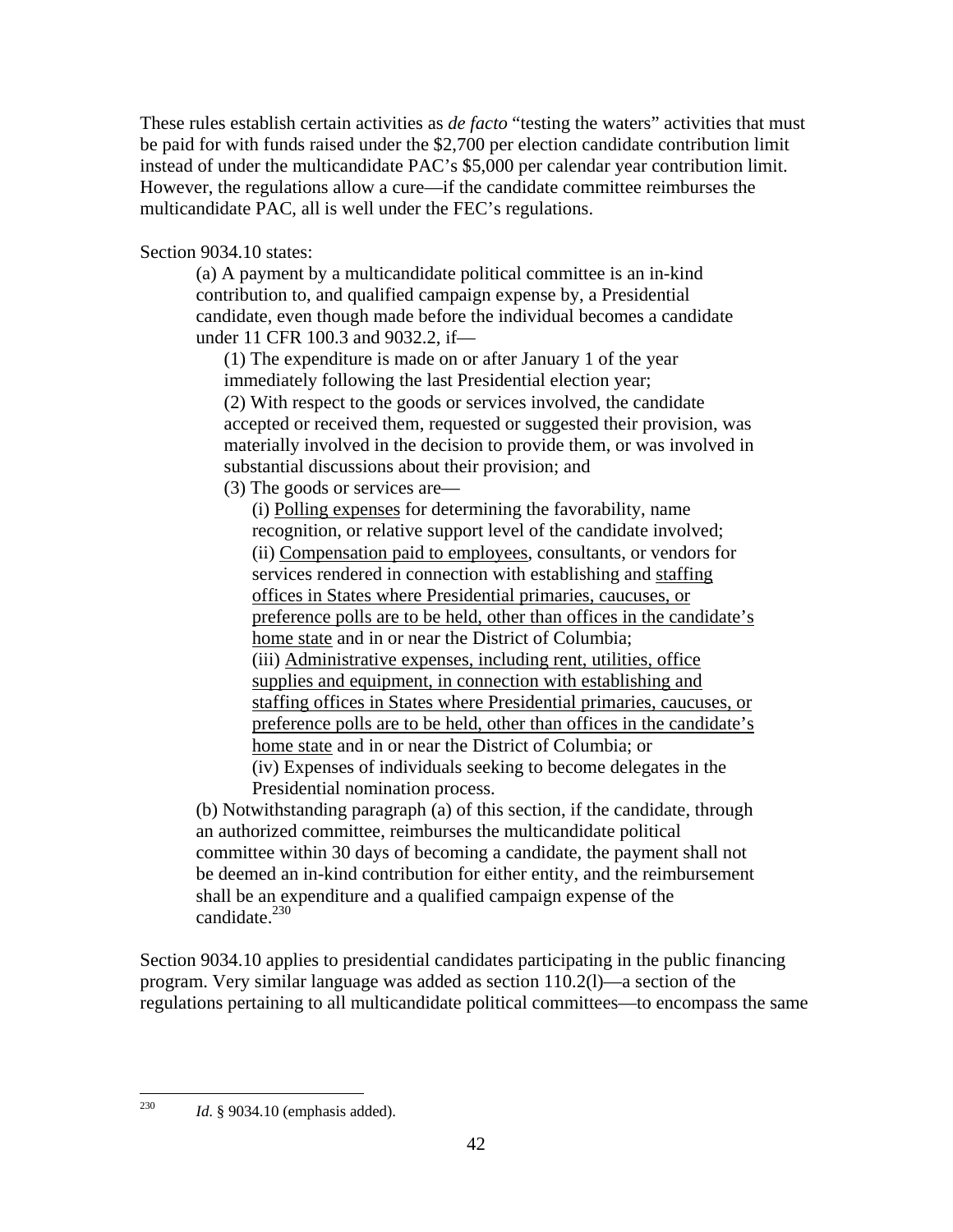These rules establish certain activities as *de facto* "testing the waters" activities that must be paid for with funds raised under the $2,700 per election candidate contribution limit instead of under the multicandidate PAC's $5,000 per calendar year contribution limit. However, the regulations allow a cure—if the candidate committee reimburses the multicandidate PAC, all is well under the FEC's regulations.

Section 9034.10 states:

> (a) A payment by a multicandidate political committee is an in-kind contribution to, and qualified campaign expense by, a Presidential candidate, even though made before the individual becomes a candidate under 11 CFR 100.3 and 9032.2, if—
>
> > (1) The expenditure is made on or after January 1 of the year immediately following the last Presidential election year;
> >
> > (2) With respect to the goods or services involved, the candidate accepted or received them, requested or suggested their provision, was materially involved in the decision to provide them, or was involved in substantial discussions about their provision; and
> >
> > (3) The goods or services are—
> >
> > > (i) <u>Polling expenses</u> for determining the favorability, name recognition, or relative support level of the candidate involved;
> > >
> > > (ii) <u>Compensation paid to employees</u>, consultants, or vendors for services rendered in connection with establishing and <u>staffing offices in States where Presidential primaries, caucuses, or preference polls are to be held, other than offices in the candidate's home state</u> and in or near the District of Columbia;
> > >
> > > (iii) <u>Administrative expenses, including rent, utilities, office supplies and equipment, in connection with establishing and staffing offices in States where Presidential primaries, caucuses, or preference polls are to be held, other than offices in the candidate's home state</u> and in or near the District of Columbia; or
> > >
> > > (iv) Expenses of individuals seeking to become delegates in the Presidential nomination process.
>
> (b) Notwithstanding paragraph (a) of this section, if the candidate, through an authorized committee, reimburses the multicandidate political committee within 30 days of becoming a candidate, the payment shall not be deemed an in-kind contribution for either entity, and the reimbursement shall be an expenditure and a qualified campaign expense of the candidate.[230]

Section 9034.10 applies to presidential candidates participating in the public financing program. Very similar language was added as section 110.2(l)—a section of the regulations pertaining to all multicandidate political committees—to encompass the same

---

[230] *Id.* § 9034.10 (emphasis added).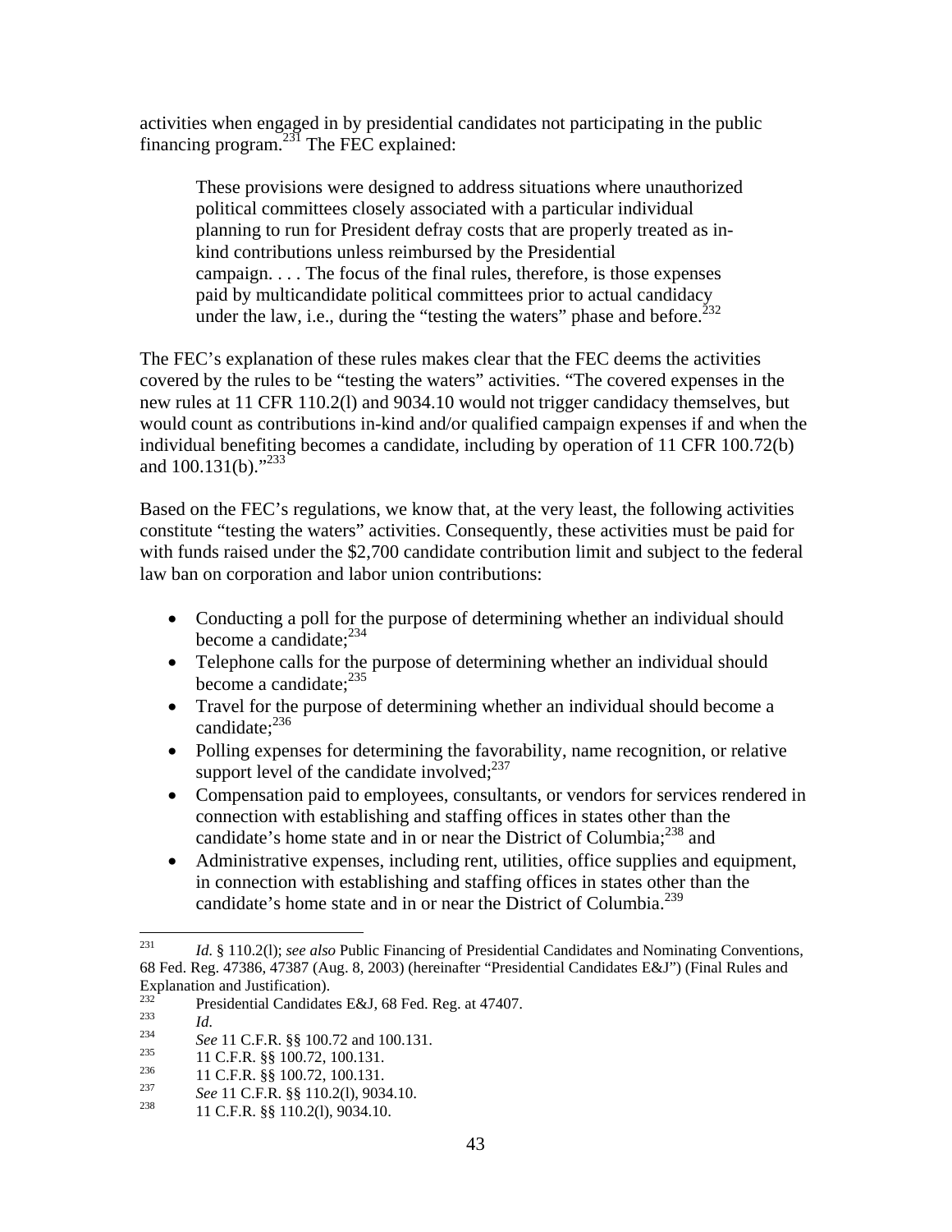activities when engaged in by presidential candidates not participating in the public financing program.[231] The FEC explained:

> These provisions were designed to address situations where unauthorized political committees closely associated with a particular individual planning to run for President defray costs that are properly treated as in-kind contributions unless reimbursed by the Presidential campaign. . . . The focus of the final rules, therefore, is those expenses paid by multicandidate political committees prior to actual candidacy under the law, i.e., during the "testing the waters" phase and before.[232]

The FEC's explanation of these rules makes clear that the FEC deems the activities covered by the rules to be "testing the waters" activities. "The covered expenses in the new rules at 11 CFR 110.2(l) and 9034.10 would not trigger candidacy themselves, but would count as contributions in-kind and/or qualified campaign expenses if and when the individual benefiting becomes a candidate, including by operation of 11 CFR 100.72(b) and 100.131(b)."[233]

Based on the FEC's regulations, we know that, at the very least, the following activities constitute "testing the waters" activities. Consequently, these activities must be paid for with funds raised under the $2,700 candidate contribution limit and subject to the federal law ban on corporation and labor union contributions:

- Conducting a poll for the purpose of determining whether an individual should become a candidate;[234]
- Telephone calls for the purpose of determining whether an individual should become a candidate;[235]
- Travel for the purpose of determining whether an individual should become a candidate;[236]
- Polling expenses for determining the favorability, name recognition, or relative support level of the candidate involved;[237]
- Compensation paid to employees, consultants, or vendors for services rendered in connection with establishing and staffing offices in states other than the candidate's home state and in or near the District of Columbia;[238] and
- Administrative expenses, including rent, utilities, office supplies and equipment, in connection with establishing and staffing offices in states other than the candidate's home state and in or near the District of Columbia.[239]

---

[231] *Id.* § 110.2(l); *see also* Public Financing of Presidential Candidates and Nominating Conventions, 68 Fed. Reg. 47386, 47387 (Aug. 8, 2003) (hereinafter "Presidential Candidates E&J") (Final Rules and Explanation and Justification).

[232] Presidential Candidates E&J, 68 Fed. Reg. at 47407.

[233] *Id.*

[234] *See* 11 C.F.R. §§ 100.72 and 100.131.

[235] 11 C.F.R. §§ 100.72, 100.131.

[236] 11 C.F.R. §§ 100.72, 100.131.

[237] *See* 11 C.F.R. §§ 110.2(l), 9034.10.

[238] 11 C.F.R. §§ 110.2(l), 9034.10.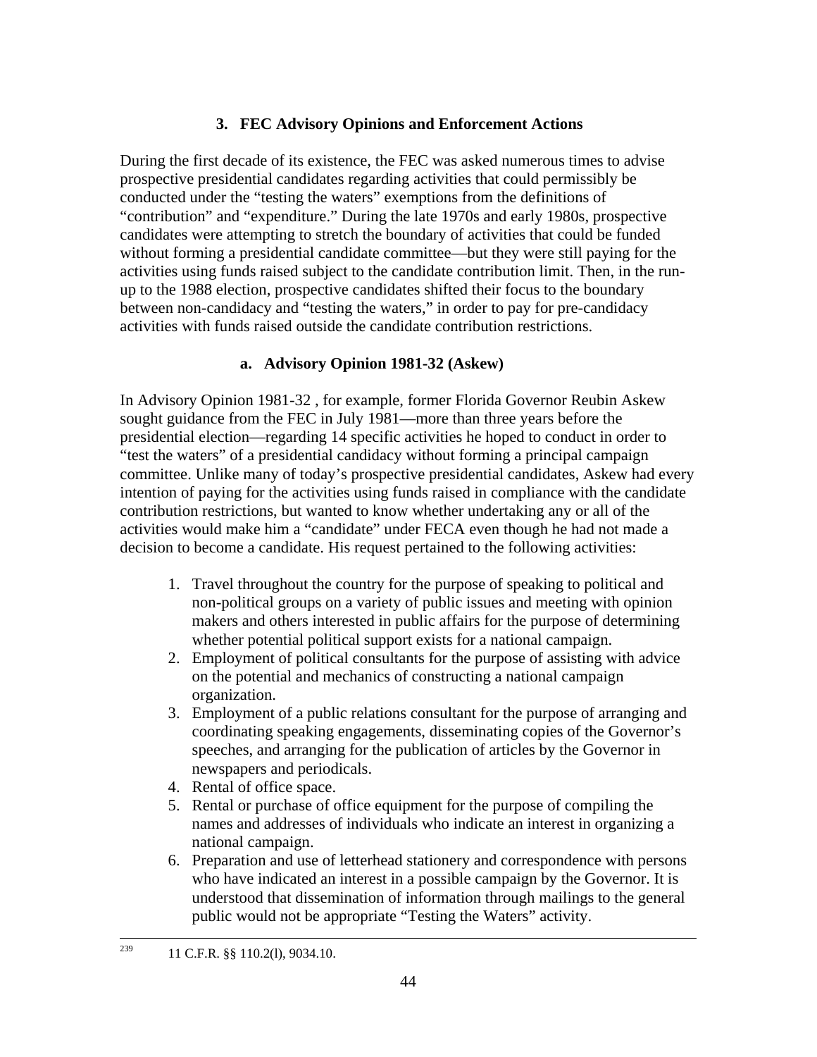### 3. FEC Advisory Opinions and Enforcement Actions

During the first decade of its existence, the FEC was asked numerous times to advise prospective presidential candidates regarding activities that could permissibly be conducted under the "testing the waters" exemptions from the definitions of "contribution" and "expenditure." During the late 1970s and early 1980s, prospective candidates were attempting to stretch the boundary of activities that could be funded without forming a presidential candidate committee—but they were still paying for the activities using funds raised subject to the candidate contribution limit. Then, in the run-up to the 1988 election, prospective candidates shifted their focus to the boundary between non-candidacy and "testing the waters," in order to pay for pre-candidacy activities with funds raised outside the candidate contribution restrictions.

#### a. Advisory Opinion 1981-32 (Askew)

In Advisory Opinion 1981-32 , for example, former Florida Governor Reubin Askew sought guidance from the FEC in July 1981—more than three years before the presidential election—regarding 14 specific activities he hoped to conduct in order to "test the waters" of a presidential candidacy without forming a principal campaign committee. Unlike many of today's prospective presidential candidates, Askew had every intention of paying for the activities using funds raised in compliance with the candidate contribution restrictions, but wanted to know whether undertaking any or all of the activities would make him a "candidate" under FECA even though he had not made a decision to become a candidate. His request pertained to the following activities:

1. Travel throughout the country for the purpose of speaking to political and non-political groups on a variety of public issues and meeting with opinion makers and others interested in public affairs for the purpose of determining whether potential political support exists for a national campaign.
2. Employment of political consultants for the purpose of assisting with advice on the potential and mechanics of constructing a national campaign organization.
3. Employment of a public relations consultant for the purpose of arranging and coordinating speaking engagements, disseminating copies of the Governor's speeches, and arranging for the publication of articles by the Governor in newspapers and periodicals.
4. Rental of office space.
5. Rental or purchase of office equipment for the purpose of compiling the names and addresses of individuals who indicate an interest in organizing a national campaign.
6. Preparation and use of letterhead stationery and correspondence with persons who have indicated an interest in a possible campaign by the Governor. It is understood that dissemination of information through mailings to the general public would not be appropriate "Testing the Waters" activity.

---

[239] 11 C.F.R. §§ 110.2(l), 9034.10.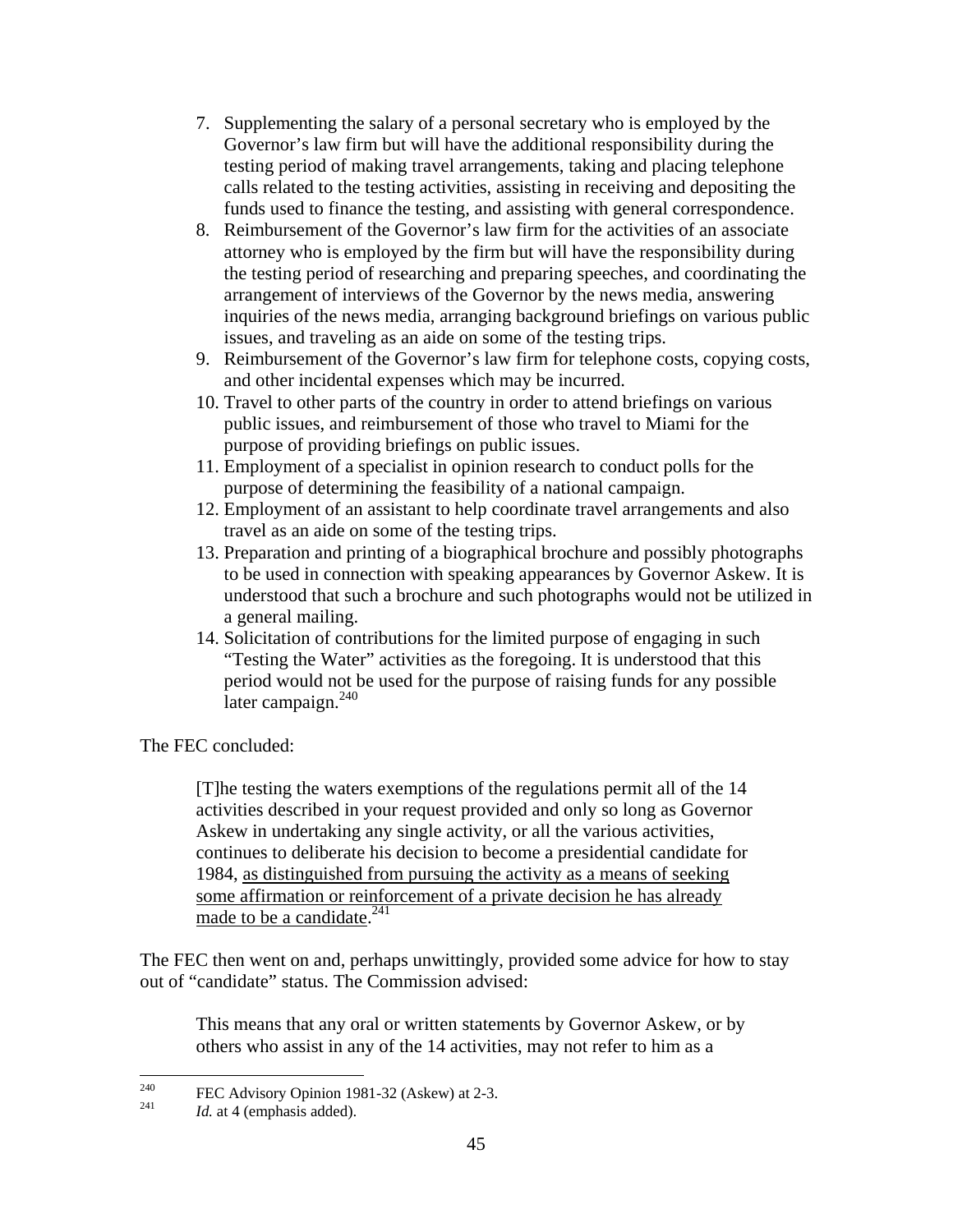7. Supplementing the salary of a personal secretary who is employed by the Governor's law firm but will have the additional responsibility during the testing period of making travel arrangements, taking and placing telephone calls related to the testing activities, assisting in receiving and depositing the funds used to finance the testing, and assisting with general correspondence.
8. Reimbursement of the Governor's law firm for the activities of an associate attorney who is employed by the firm but will have the responsibility during the testing period of researching and preparing speeches, and coordinating the arrangement of interviews of the Governor by the news media, answering inquiries of the news media, arranging background briefings on various public issues, and traveling as an aide on some of the testing trips.
9. Reimbursement of the Governor's law firm for telephone costs, copying costs, and other incidental expenses which may be incurred.
10. Travel to other parts of the country in order to attend briefings on various public issues, and reimbursement of those who travel to Miami for the purpose of providing briefings on public issues.
11. Employment of a specialist in opinion research to conduct polls for the purpose of determining the feasibility of a national campaign.
12. Employment of an assistant to help coordinate travel arrangements and also travel as an aide on some of the testing trips.
13. Preparation and printing of a biographical brochure and possibly photographs to be used in connection with speaking appearances by Governor Askew. It is understood that such a brochure and such photographs would not be utilized in a general mailing.
14. Solicitation of contributions for the limited purpose of engaging in such "Testing the Water" activities as the foregoing. It is understood that this period would not be used for the purpose of raising funds for any possible later campaign.[240]

The FEC concluded:

> [T]he testing the waters exemptions of the regulations permit all of the 14 activities described in your request provided and only so long as Governor Askew in undertaking any single activity, or all the various activities, continues to deliberate his decision to become a presidential candidate for 1984, <u>as distinguished from pursuing the activity as a means of seeking some affirmation or reinforcement of a private decision he has already made to be a candidate</u>.[241]

The FEC then went on and, perhaps unwittingly, provided some advice for how to stay out of "candidate" status. The Commission advised:

> This means that any oral or written statements by Governor Askew, or by others who assist in any of the 14 activities, may not refer to him as a

---

[240] FEC Advisory Opinion 1981-32 (Askew) at 2-3.

[241] *Id.* at 4 (emphasis added).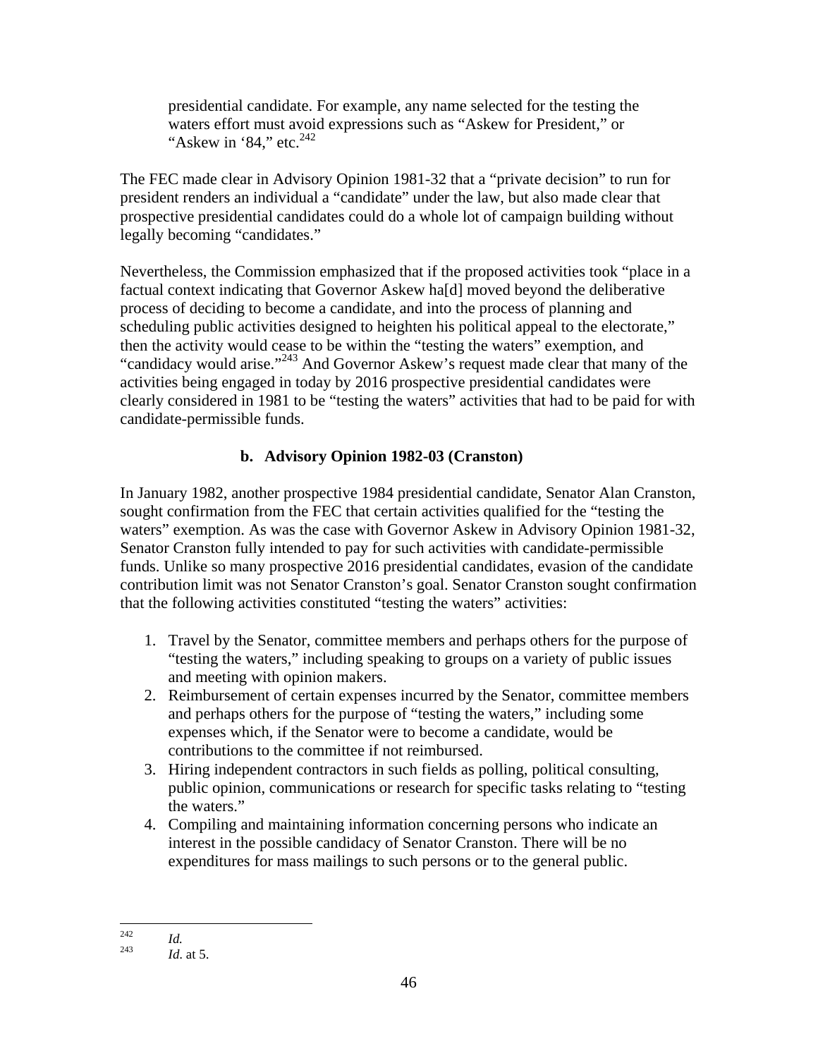> presidential candidate. For example, any name selected for the testing the waters effort must avoid expressions such as "Askew for President," or "Askew in '84," etc.[242]

The FEC made clear in Advisory Opinion 1981-32 that a "private decision" to run for president renders an individual a "candidate" under the law, but also made clear that prospective presidential candidates could do a whole lot of campaign building without legally becoming "candidates."

Nevertheless, the Commission emphasized that if the proposed activities took "place in a factual context indicating that Governor Askew ha[d] moved beyond the deliberative process of deciding to become a candidate, and into the process of planning and scheduling public activities designed to heighten his political appeal to the electorate," then the activity would cease to be within the "testing the waters" exemption, and "candidacy would arise."[243] And Governor Askew's request made clear that many of the activities being engaged in today by 2016 prospective presidential candidates were clearly considered in 1981 to be "testing the waters" activities that had to be paid for with candidate-permissible funds.

### b. Advisory Opinion 1982-03 (Cranston)

In January 1982, another prospective 1984 presidential candidate, Senator Alan Cranston, sought confirmation from the FEC that certain activities qualified for the "testing the waters" exemption. As was the case with Governor Askew in Advisory Opinion 1981-32, Senator Cranston fully intended to pay for such activities with candidate-permissible funds. Unlike so many prospective 2016 presidential candidates, evasion of the candidate contribution limit was not Senator Cranston's goal. Senator Cranston sought confirmation that the following activities constituted "testing the waters" activities:

1. Travel by the Senator, committee members and perhaps others for the purpose of "testing the waters," including speaking to groups on a variety of public issues and meeting with opinion makers.
2. Reimbursement of certain expenses incurred by the Senator, committee members and perhaps others for the purpose of "testing the waters," including some expenses which, if the Senator were to become a candidate, would be contributions to the committee if not reimbursed.
3. Hiring independent contractors in such fields as polling, political consulting, public opinion, communications or research for specific tasks relating to "testing the waters."
4. Compiling and maintaining information concerning persons who indicate an interest in the possible candidacy of Senator Cranston. There will be no expenditures for mass mailings to such persons or to the general public.

---

[242] *Id.*

[243] *Id.* at 5.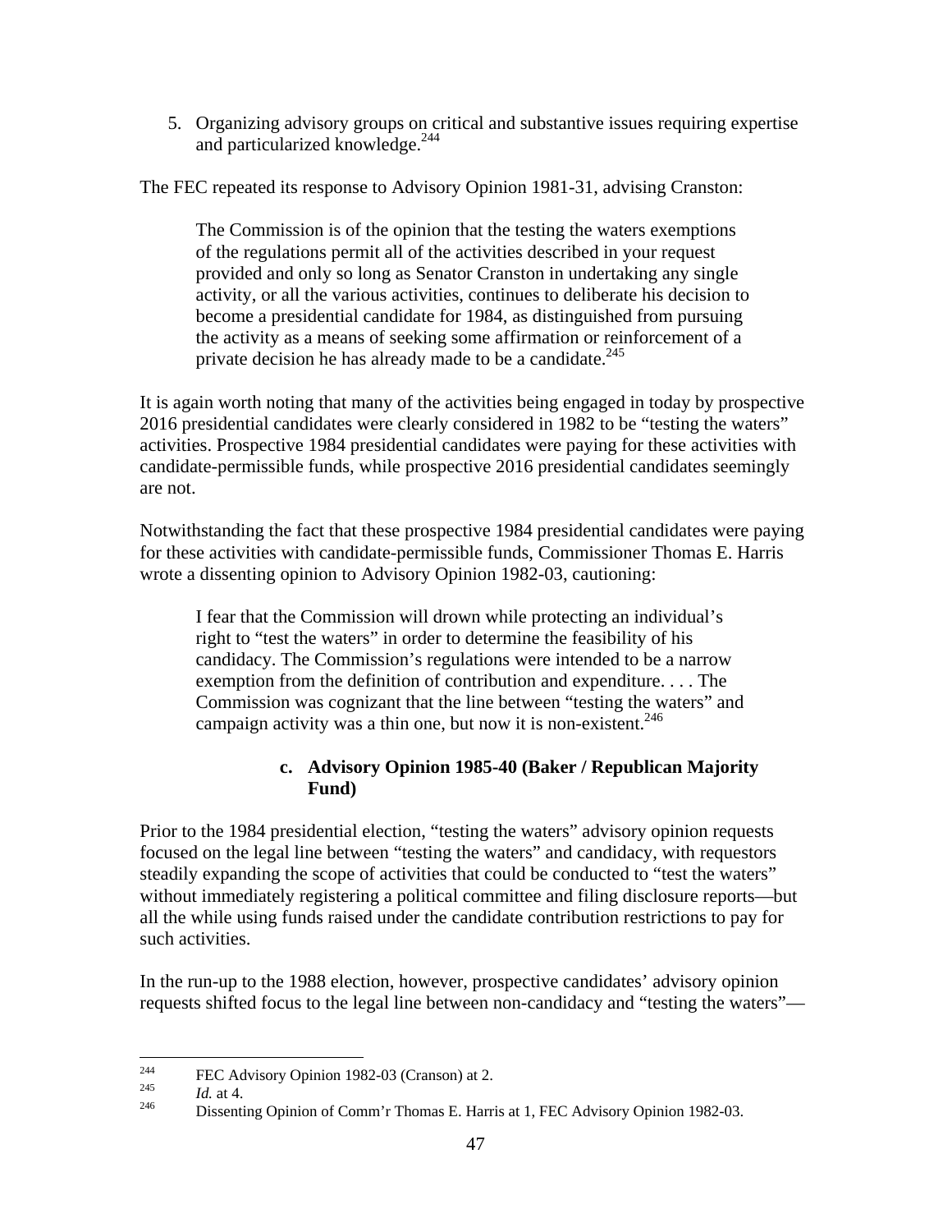5. Organizing advisory groups on critical and substantive issues requiring expertise and particularized knowledge.[244]

The FEC repeated its response to Advisory Opinion 1981-31, advising Cranston:

> The Commission is of the opinion that the testing the waters exemptions of the regulations permit all of the activities described in your request provided and only so long as Senator Cranston in undertaking any single activity, or all the various activities, continues to deliberate his decision to become a presidential candidate for 1984, as distinguished from pursuing the activity as a means of seeking some affirmation or reinforcement of a private decision he has already made to be a candidate.[245]

It is again worth noting that many of the activities being engaged in today by prospective 2016 presidential candidates were clearly considered in 1982 to be "testing the waters" activities. Prospective 1984 presidential candidates were paying for these activities with candidate-permissible funds, while prospective 2016 presidential candidates seemingly are not.

Notwithstanding the fact that these prospective 1984 presidential candidates were paying for these activities with candidate-permissible funds, Commissioner Thomas E. Harris wrote a dissenting opinion to Advisory Opinion 1982-03, cautioning:

> I fear that the Commission will drown while protecting an individual's right to "test the waters" in order to determine the feasibility of his candidacy. The Commission's regulations were intended to be a narrow exemption from the definition of contribution and expenditure. . . . The Commission was cognizant that the line between "testing the waters" and campaign activity was a thin one, but now it is non-existent.[246]

#### c. Advisory Opinion 1985-40 (Baker / Republican Majority Fund)

Prior to the 1984 presidential election, "testing the waters" advisory opinion requests focused on the legal line between "testing the waters" and candidacy, with requestors steadily expanding the scope of activities that could be conducted to "test the waters" without immediately registering a political committee and filing disclosure reports—but all the while using funds raised under the candidate contribution restrictions to pay for such activities.

In the run-up to the 1988 election, however, prospective candidates' advisory opinion requests shifted focus to the legal line between non-candidacy and "testing the waters"—

---

[244] FEC Advisory Opinion 1982-03 (Cranson) at 2.

[245] *Id.* at 4.

[246] Dissenting Opinion of Comm'r Thomas E. Harris at 1, FEC Advisory Opinion 1982-03.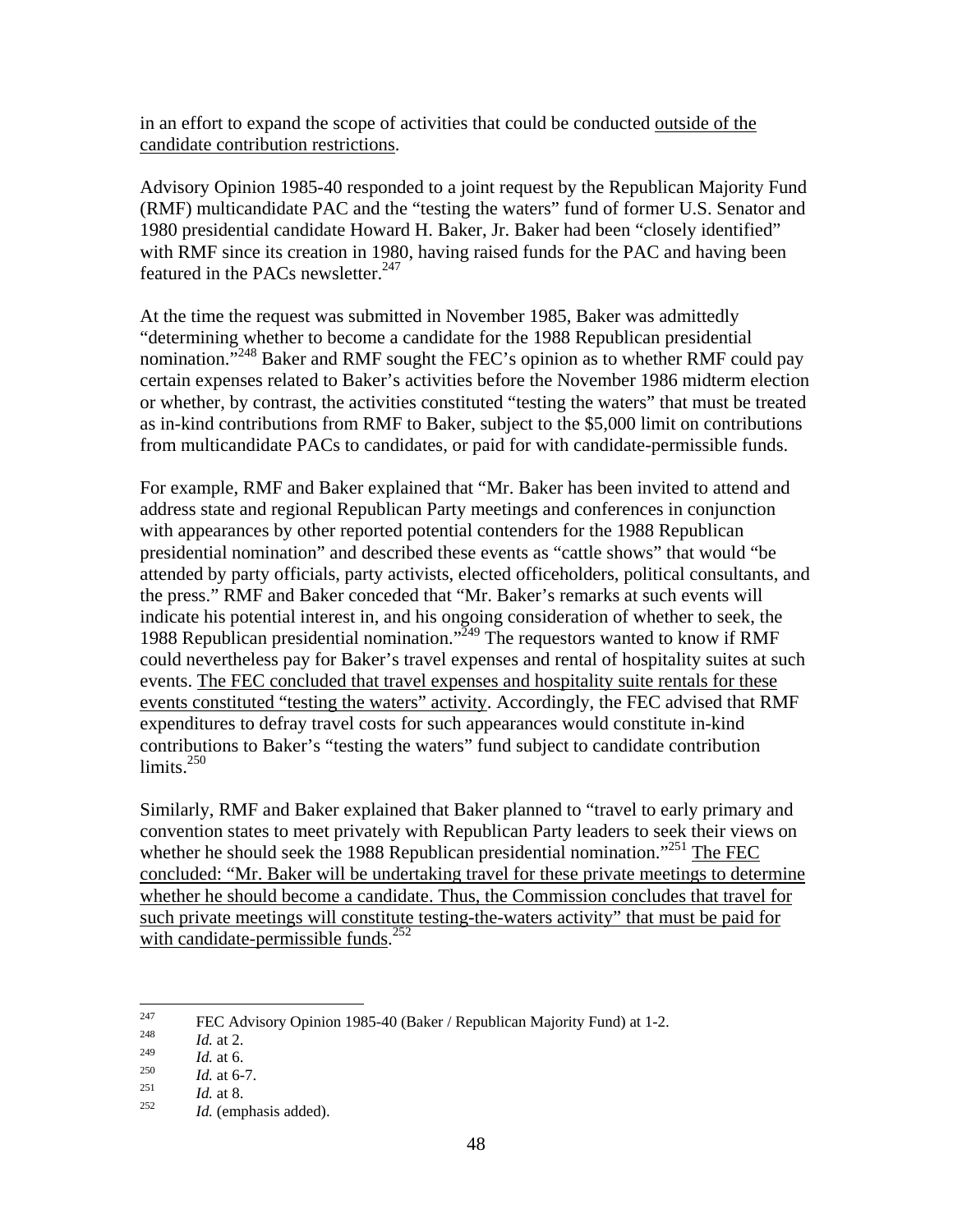in an effort to expand the scope of activities that could be conducted <u>outside of the candidate contribution restrictions</u>.

Advisory Opinion 1985-40 responded to a joint request by the Republican Majority Fund (RMF) multicandidate PAC and the "testing the waters" fund of former U.S. Senator and 1980 presidential candidate Howard H. Baker, Jr. Baker had been "closely identified" with RMF since its creation in 1980, having raised funds for the PAC and having been featured in the PACs newsletter.[247]

At the time the request was submitted in November 1985, Baker was admittedly "determining whether to become a candidate for the 1988 Republican presidential nomination."[248] Baker and RMF sought the FEC's opinion as to whether RMF could pay certain expenses related to Baker's activities before the November 1986 midterm election or whether, by contrast, the activities constituted "testing the waters" that must be treated as in-kind contributions from RMF to Baker, subject to the $5,000 limit on contributions from multicandidate PACs to candidates, or paid for with candidate-permissible funds.

For example, RMF and Baker explained that "Mr. Baker has been invited to attend and address state and regional Republican Party meetings and conferences in conjunction with appearances by other reported potential contenders for the 1988 Republican presidential nomination" and described these events as "cattle shows" that would "be attended by party officials, party activists, elected officeholders, political consultants, and the press." RMF and Baker conceded that "Mr. Baker's remarks at such events will indicate his potential interest in, and his ongoing consideration of whether to seek, the 1988 Republican presidential nomination."[249] The requestors wanted to know if RMF could nevertheless pay for Baker's travel expenses and rental of hospitality suites at such events. <u>The FEC concluded that travel expenses and hospitality suite rentals for these events constituted "testing the waters" activity</u>. Accordingly, the FEC advised that RMF expenditures to defray travel costs for such appearances would constitute in-kind contributions to Baker's "testing the waters" fund subject to candidate contribution limits.[250]

Similarly, RMF and Baker explained that Baker planned to "travel to early primary and convention states to meet privately with Republican Party leaders to seek their views on whether he should seek the 1988 Republican presidential nomination."[251] <u>The FEC concluded: "Mr. Baker will be undertaking travel for these private meetings to determine whether he should become a candidate. Thus, the Commission concludes that travel for such private meetings will constitute testing-the-waters activity" that must be paid for with candidate-permissible funds</u>.[252]

---

[247] FEC Advisory Opinion 1985-40 (Baker / Republican Majority Fund) at 1-2.

[248] *Id.* at 2.

[249] *Id.* at 6.

[250] *Id.* at 6-7.

[251] *Id.* at 8.

[252] *Id.* (emphasis added).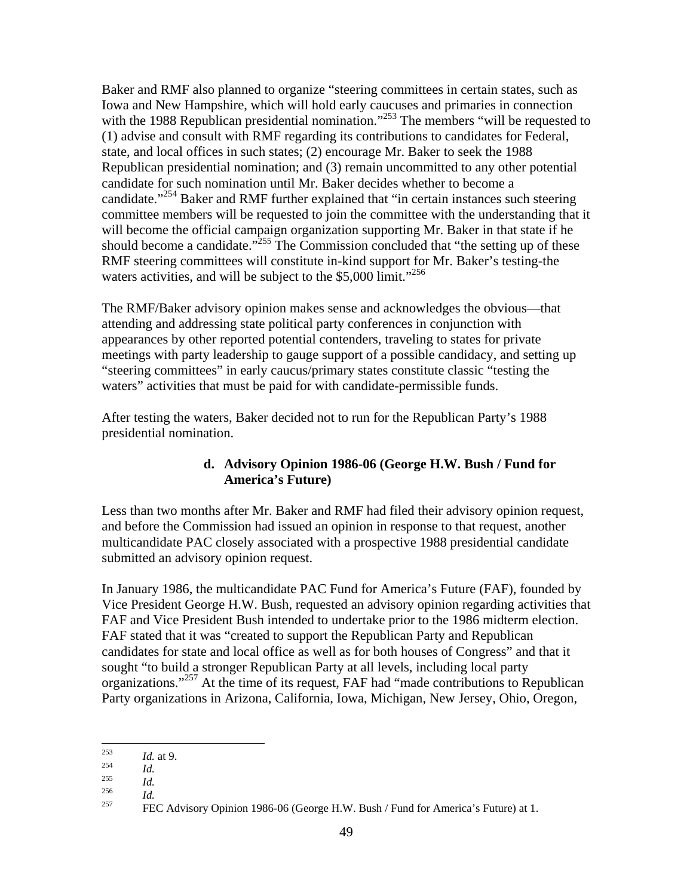Baker and RMF also planned to organize "steering committees in certain states, such as Iowa and New Hampshire, which will hold early caucuses and primaries in connection with the 1988 Republican presidential nomination."[253] The members "will be requested to (1) advise and consult with RMF regarding its contributions to candidates for Federal, state, and local offices in such states; (2) encourage Mr. Baker to seek the 1988 Republican presidential nomination; and (3) remain uncommitted to any other potential candidate for such nomination until Mr. Baker decides whether to become a candidate."[254] Baker and RMF further explained that "in certain instances such steering committee members will be requested to join the committee with the understanding that it will become the official campaign organization supporting Mr. Baker in that state if he should become a candidate."[255] The Commission concluded that "the setting up of these RMF steering committees will constitute in-kind support for Mr. Baker's testing-the waters activities, and will be subject to the $5,000 limit."[256]

The RMF/Baker advisory opinion makes sense and acknowledges the obvious—that attending and addressing state political party conferences in conjunction with appearances by other reported potential contenders, traveling to states for private meetings with party leadership to gauge support of a possible candidacy, and setting up "steering committees" in early caucus/primary states constitute classic "testing the waters" activities that must be paid for with candidate-permissible funds.

After testing the waters, Baker decided not to run for the Republican Party's 1988 presidential nomination.

#### d. Advisory Opinion 1986-06 (George H.W. Bush / Fund for America's Future)

Less than two months after Mr. Baker and RMF had filed their advisory opinion request, and before the Commission had issued an opinion in response to that request, another multicandidate PAC closely associated with a prospective 1988 presidential candidate submitted an advisory opinion request.

In January 1986, the multicandidate PAC Fund for America's Future (FAF), founded by Vice President George H.W. Bush, requested an advisory opinion regarding activities that FAF and Vice President Bush intended to undertake prior to the 1986 midterm election. FAF stated that it was "created to support the Republican Party and Republican candidates for state and local office as well as for both houses of Congress" and that it sought "to build a stronger Republican Party at all levels, including local party organizations."[257] At the time of its request, FAF had "made contributions to Republican Party organizations in Arizona, California, Iowa, Michigan, New Jersey, Ohio, Oregon,

---

[253] *Id.* at 9.

[254] *Id.*

[255] *Id.*

[256] *Id.*

[257] FEC Advisory Opinion 1986-06 (George H.W. Bush / Fund for America's Future) at 1.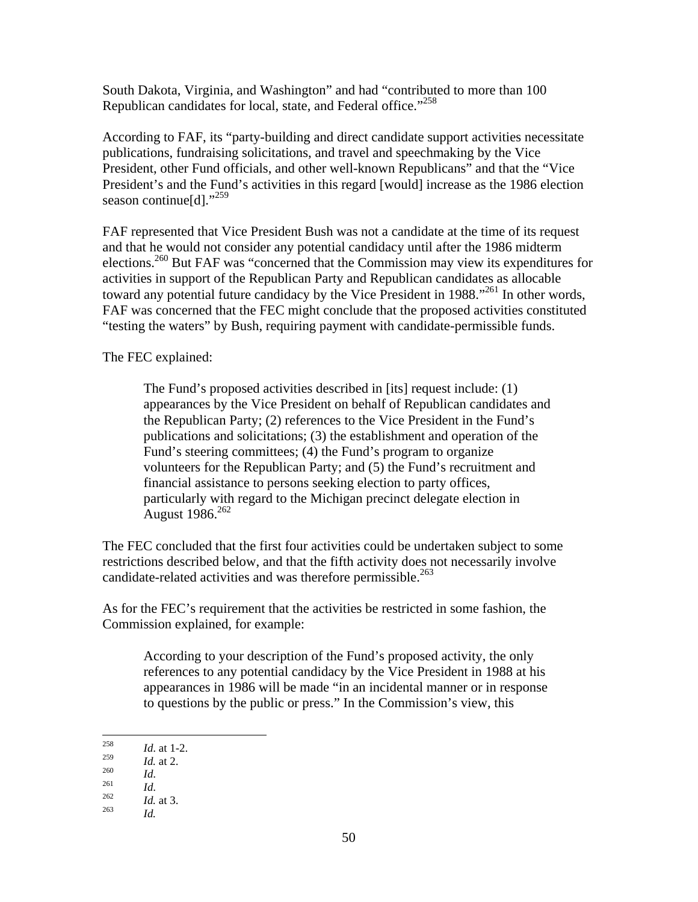South Dakota, Virginia, and Washington" and had "contributed to more than 100 Republican candidates for local, state, and Federal office."[258]

According to FAF, its "party-building and direct candidate support activities necessitate publications, fundraising solicitations, and travel and speechmaking by the Vice President, other Fund officials, and other well-known Republicans" and that the "Vice President's and the Fund's activities in this regard [would] increase as the 1986 election season continue[d]."[259]

FAF represented that Vice President Bush was not a candidate at the time of its request and that he would not consider any potential candidacy until after the 1986 midterm elections.[260] But FAF was "concerned that the Commission may view its expenditures for activities in support of the Republican Party and Republican candidates as allocable toward any potential future candidacy by the Vice President in 1988."[261] In other words, FAF was concerned that the FEC might conclude that the proposed activities constituted "testing the waters" by Bush, requiring payment with candidate-permissible funds.

The FEC explained:

> The Fund's proposed activities described in [its] request include: (1) appearances by the Vice President on behalf of Republican candidates and the Republican Party; (2) references to the Vice President in the Fund's publications and solicitations; (3) the establishment and operation of the Fund's steering committees; (4) the Fund's program to organize volunteers for the Republican Party; and (5) the Fund's recruitment and financial assistance to persons seeking election to party offices, particularly with regard to the Michigan precinct delegate election in August 1986.[262]

The FEC concluded that the first four activities could be undertaken subject to some restrictions described below, and that the fifth activity does not necessarily involve candidate-related activities and was therefore permissible.[263]

As for the FEC's requirement that the activities be restricted in some fashion, the Commission explained, for example:

> According to your description of the Fund's proposed activity, the only references to any potential candidacy by the Vice President in 1988 at his appearances in 1986 will be made "in an incidental manner or in response to questions by the public or press." In the Commission's view, this

---

[258] *Id.* at 1-2.
[259] *Id.* at 2.
[260] *Id.*
[261] *Id.*
[262] *Id.* at 3.
[263] *Id.*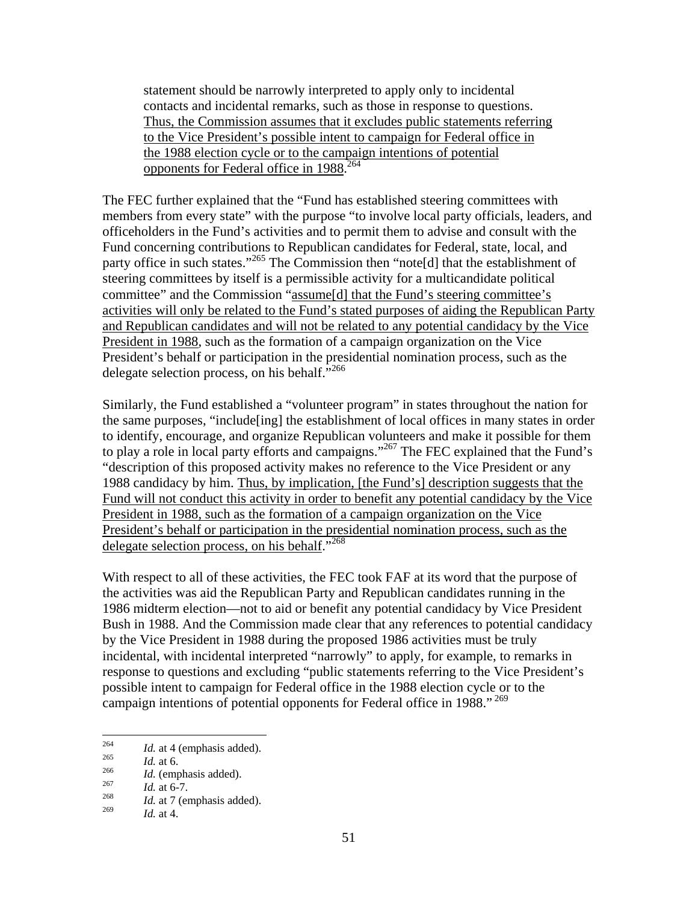> statement should be narrowly interpreted to apply only to incidental contacts and incidental remarks, such as those in response to questions. <u>Thus, the Commission assumes that it excludes public statements referring to the Vice President's possible intent to campaign for Federal office in the 1988 election cycle or to the campaign intentions of potential opponents for Federal office in 1988</u>.[264]

The FEC further explained that the "Fund has established steering committees with members from every state" with the purpose "to involve local party officials, leaders, and officeholders in the Fund's activities and to permit them to advise and consult with the Fund concerning contributions to Republican candidates for Federal, state, local, and party office in such states."[265] The Commission then "note[d] that the establishment of steering committees by itself is a permissible activity for a multicandidate political committee" and the Commission "<u>assume[d] that the Fund's steering committee's activities will only be related to the Fund's stated purposes of aiding the Republican Party and Republican candidates and will not be related to any potential candidacy by the Vice President in 1988</u>, such as the formation of a campaign organization on the Vice President's behalf or participation in the presidential nomination process, such as the delegate selection process, on his behalf."[266]

Similarly, the Fund established a "volunteer program" in states throughout the nation for the same purposes, "include[ing] the establishment of local offices in many states in order to identify, encourage, and organize Republican volunteers and make it possible for them to play a role in local party efforts and campaigns."[267] The FEC explained that the Fund's "description of this proposed activity makes no reference to the Vice President or any 1988 candidacy by him. <u>Thus, by implication, [the Fund's] description suggests that the Fund will not conduct this activity in order to benefit any potential candidacy by the Vice President in 1988, such as the formation of a campaign organization on the Vice President's behalf or participation in the presidential nomination process, such as the delegate selection process, on his behalf</u>."[268]

With respect to all of these activities, the FEC took FAF at its word that the purpose of the activities was aid the Republican Party and Republican candidates running in the 1986 midterm election—not to aid or benefit any potential candidacy by Vice President Bush in 1988. And the Commission made clear that any references to potential candidacy by the Vice President in 1988 during the proposed 1986 activities must be truly incidental, with incidental interpreted "narrowly" to apply, for example, to remarks in response to questions and excluding "public statements referring to the Vice President's possible intent to campaign for Federal office in the 1988 election cycle or to the campaign intentions of potential opponents for Federal office in 1988."[269]

---

[264] *Id.* at 4 (emphasis added).
[265] *Id.* at 6.
[266] *Id.* (emphasis added).
[267] *Id.* at 6-7.
[268] *Id.* at 7 (emphasis added).
[269] *Id.* at 4.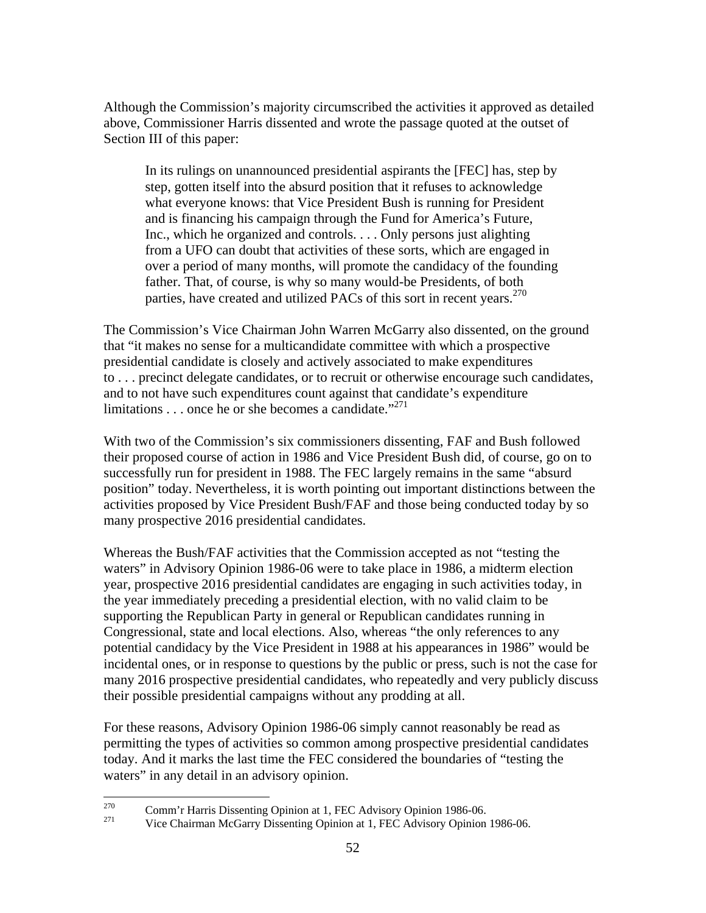Although the Commission's majority circumscribed the activities it approved as detailed above, Commissioner Harris dissented and wrote the passage quoted at the outset of Section III of this paper:

> In its rulings on unannounced presidential aspirants the [FEC] has, step by step, gotten itself into the absurd position that it refuses to acknowledge what everyone knows: that Vice President Bush is running for President and is financing his campaign through the Fund for America's Future, Inc., which he organized and controls. . . . Only persons just alighting from a UFO can doubt that activities of these sorts, which are engaged in over a period of many months, will promote the candidacy of the founding father. That, of course, is why so many would-be Presidents, of both parties, have created and utilized PACs of this sort in recent years.[270]

The Commission's Vice Chairman John Warren McGarry also dissented, on the ground that "it makes no sense for a multicandidate committee with which a prospective presidential candidate is closely and actively associated to make expenditures to . . . precinct delegate candidates, or to recruit or otherwise encourage such candidates, and to not have such expenditures count against that candidate's expenditure limitations . . . once he or she becomes a candidate."[271]

With two of the Commission's six commissioners dissenting, FAF and Bush followed their proposed course of action in 1986 and Vice President Bush did, of course, go on to successfully run for president in 1988. The FEC largely remains in the same "absurd position" today. Nevertheless, it is worth pointing out important distinctions between the activities proposed by Vice President Bush/FAF and those being conducted today by so many prospective 2016 presidential candidates.

Whereas the Bush/FAF activities that the Commission accepted as not "testing the waters" in Advisory Opinion 1986-06 were to take place in 1986, a midterm election year, prospective 2016 presidential candidates are engaging in such activities today, in the year immediately preceding a presidential election, with no valid claim to be supporting the Republican Party in general or Republican candidates running in Congressional, state and local elections. Also, whereas "the only references to any potential candidacy by the Vice President in 1988 at his appearances in 1986" would be incidental ones, or in response to questions by the public or press, such is not the case for many 2016 prospective presidential candidates, who repeatedly and very publicly discuss their possible presidential campaigns without any prodding at all.

For these reasons, Advisory Opinion 1986-06 simply cannot reasonably be read as permitting the types of activities so common among prospective presidential candidates today. And it marks the last time the FEC considered the boundaries of "testing the waters" in any detail in an advisory opinion.

---

[270] Comm'r Harris Dissenting Opinion at 1, FEC Advisory Opinion 1986-06.

[271] Vice Chairman McGarry Dissenting Opinion at 1, FEC Advisory Opinion 1986-06.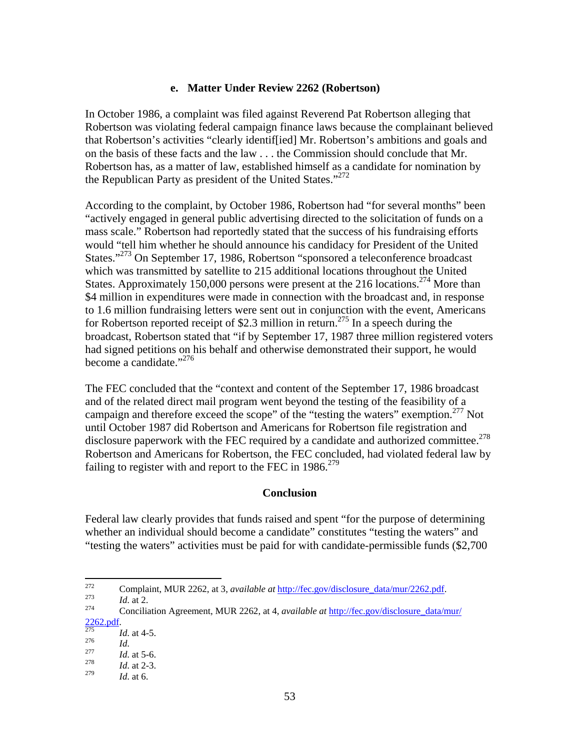#### e. Matter Under Review 2262 (Robertson)

In October 1986, a complaint was filed against Reverend Pat Robertson alleging that Robertson was violating federal campaign finance laws because the complainant believed that Robertson's activities "clearly identif[ied] Mr. Robertson's ambitions and goals and on the basis of these facts and the law . . . the Commission should conclude that Mr. Robertson has, as a matter of law, established himself as a candidate for nomination by the Republican Party as president of the United States."[272]

According to the complaint, by October 1986, Robertson had "for several months" been "actively engaged in general public advertising directed to the solicitation of funds on a mass scale." Robertson had reportedly stated that the success of his fundraising efforts would "tell him whether he should announce his candidacy for President of the United States."[273] On September 17, 1986, Robertson "sponsored a teleconference broadcast which was transmitted by satellite to 215 additional locations throughout the United States. Approximately 150,000 persons were present at the 216 locations.[274] More than $4 million in expenditures were made in connection with the broadcast and, in response to 1.6 million fundraising letters were sent out in conjunction with the event, Americans for Robertson reported receipt of $2.3 million in return.[275] In a speech during the broadcast, Robertson stated that "if by September 17, 1987 three million registered voters had signed petitions on his behalf and otherwise demonstrated their support, he would become a candidate."[276]

The FEC concluded that the "context and content of the September 17, 1986 broadcast and of the related direct mail program went beyond the testing of the feasibility of a campaign and therefore exceed the scope" of the "testing the waters" exemption.[277] Not until October 1987 did Robertson and Americans for Robertson file registration and disclosure paperwork with the FEC required by a candidate and authorized committee.[278] Robertson and Americans for Robertson, the FEC concluded, had violated federal law by failing to register with and report to the FEC in 1986.[279]

## Conclusion

Federal law clearly provides that funds raised and spent "for the purpose of determining whether an individual should become a candidate" constitutes "testing the waters" and "testing the waters" activities must be paid for with candidate-permissible funds ($2,700

---

[272] Complaint, MUR 2262, at 3, *available at* http://fec.gov/disclosure_data/mur/2262.pdf.

[273] *Id.* at 2.

[274] Conciliation Agreement, MUR 2262, at 4, *available at* http://fec.gov/disclosure_data/mur/2262.pdf.

[275] *Id.* at 4-5.

[276] *Id.*

[277] *Id.* at 5-6.

[278] *Id.* at 2-3.

[279] *Id.* at 6.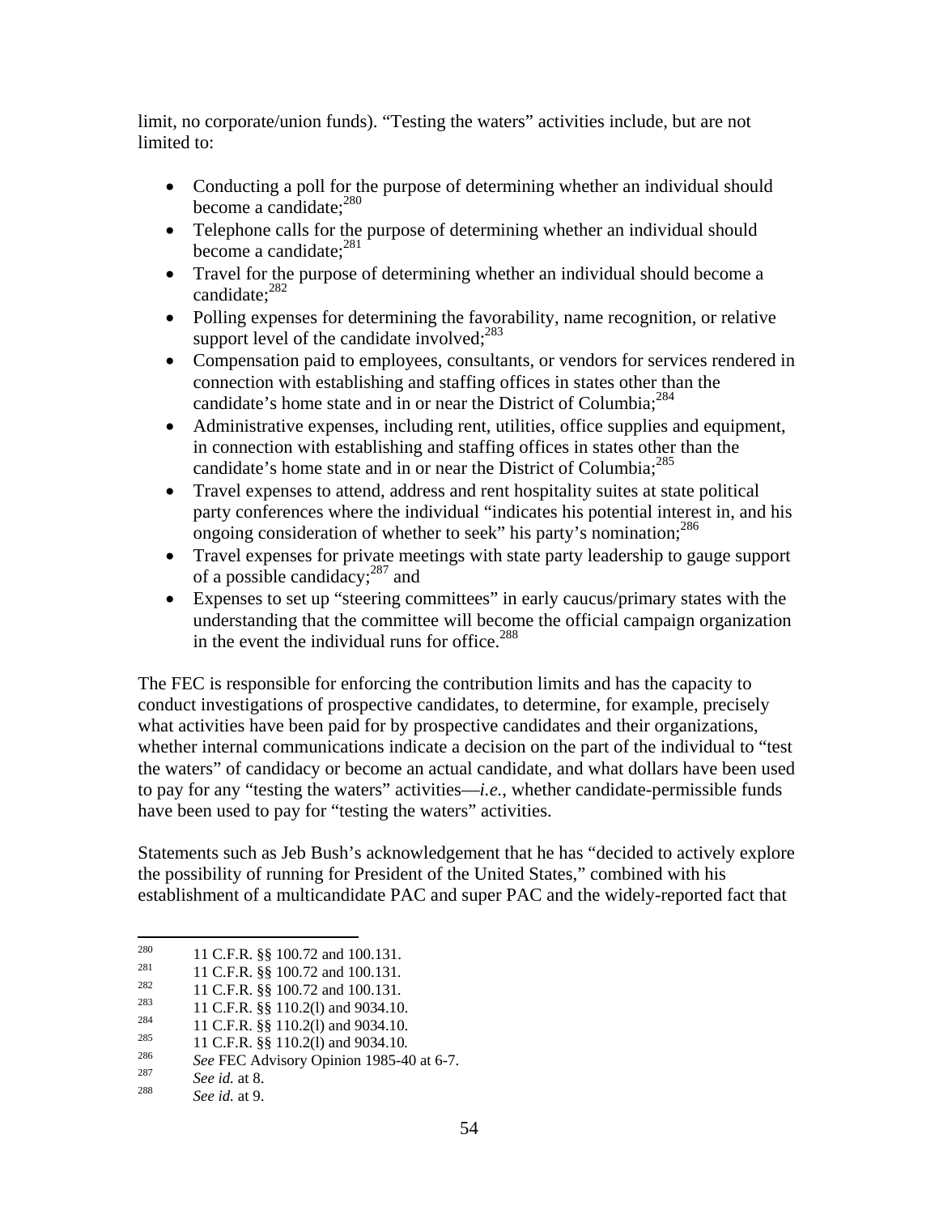limit, no corporate/union funds). "Testing the waters" activities include, but are not limited to:

- Conducting a poll for the purpose of determining whether an individual should become a candidate;[280]
- Telephone calls for the purpose of determining whether an individual should become a candidate;[281]
- Travel for the purpose of determining whether an individual should become a candidate;[282]
- Polling expenses for determining the favorability, name recognition, or relative support level of the candidate involved;[283]
- Compensation paid to employees, consultants, or vendors for services rendered in connection with establishing and staffing offices in states other than the candidate's home state and in or near the District of Columbia;[284]
- Administrative expenses, including rent, utilities, office supplies and equipment, in connection with establishing and staffing offices in states other than the candidate's home state and in or near the District of Columbia;[285]
- Travel expenses to attend, address and rent hospitality suites at state political party conferences where the individual "indicates his potential interest in, and his ongoing consideration of whether to seek" his party's nomination;[286]
- Travel expenses for private meetings with state party leadership to gauge support of a possible candidacy;[287] and
- Expenses to set up "steering committees" in early caucus/primary states with the understanding that the committee will become the official campaign organization in the event the individual runs for office.[288]

The FEC is responsible for enforcing the contribution limits and has the capacity to conduct investigations of prospective candidates, to determine, for example, precisely what activities have been paid for by prospective candidates and their organizations, whether internal communications indicate a decision on the part of the individual to "test the waters" of candidacy or become an actual candidate, and what dollars have been used to pay for any "testing the waters" activities—*i.e.*, whether candidate-permissible funds have been used to pay for "testing the waters" activities.

Statements such as Jeb Bush's acknowledgement that he has "decided to actively explore the possibility of running for President of the United States," combined with his establishment of a multicandidate PAC and super PAC and the widely-reported fact that

---

280 11 C.F.R. §§ 100.72 and 100.131.
281 11 C.F.R. §§ 100.72 and 100.131.
282 11 C.F.R. §§ 100.72 and 100.131.
283 11 C.F.R. §§ 110.2(l) and 9034.10.
284 11 C.F.R. §§ 110.2(l) and 9034.10.
285 11 C.F.R. §§ 110.2(l) and 9034.10.
286 *See* FEC Advisory Opinion 1985-40 at 6-7.
287 *See id.* at 8.
288 *See id.* at 9.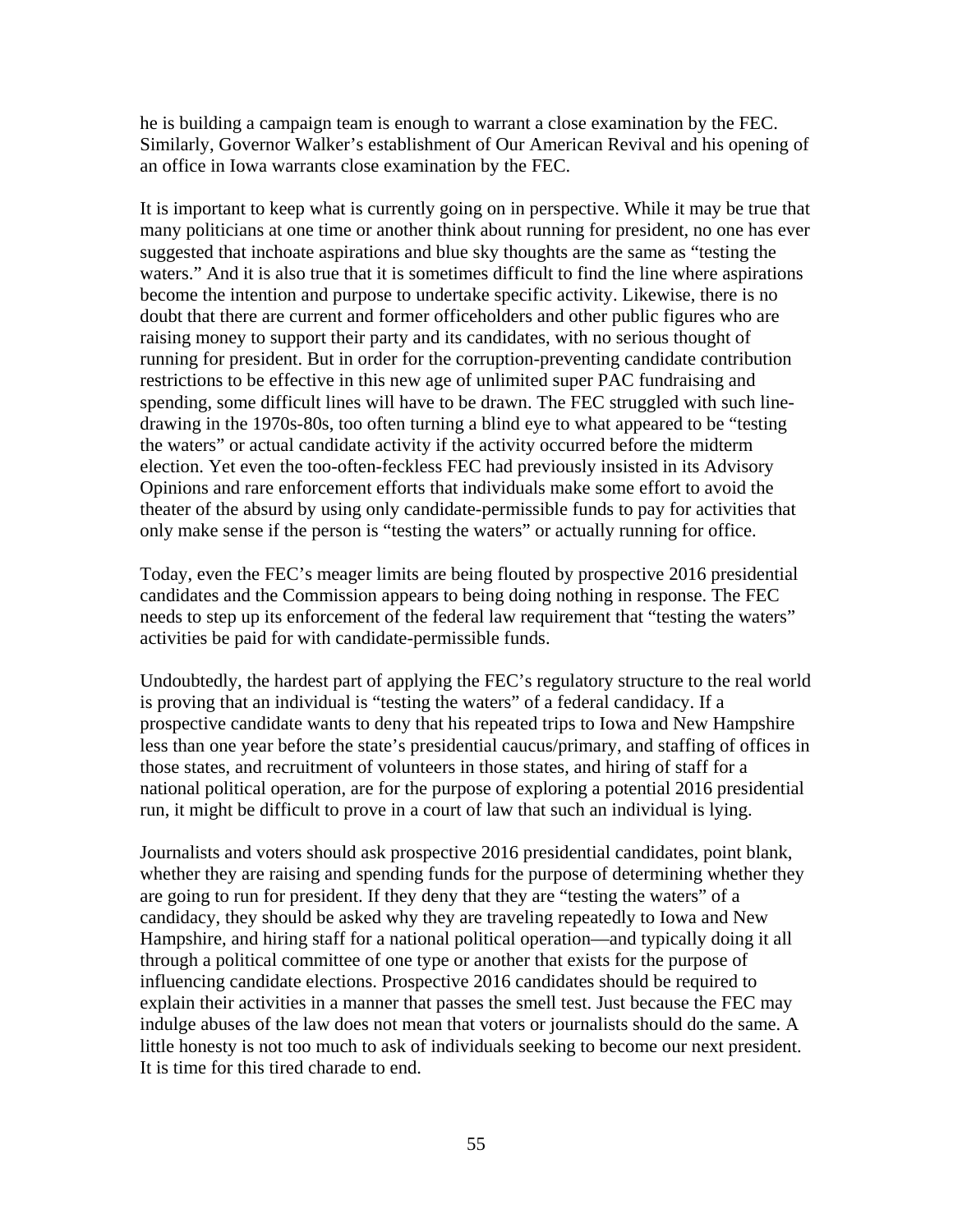he is building a campaign team is enough to warrant a close examination by the FEC. Similarly, Governor Walker's establishment of Our American Revival and his opening of an office in Iowa warrants close examination by the FEC.

It is important to keep what is currently going on in perspective. While it may be true that many politicians at one time or another think about running for president, no one has ever suggested that inchoate aspirations and blue sky thoughts are the same as "testing the waters." And it is also true that it is sometimes difficult to find the line where aspirations become the intention and purpose to undertake specific activity. Likewise, there is no doubt that there are current and former officeholders and other public figures who are raising money to support their party and its candidates, with no serious thought of running for president. But in order for the corruption-preventing candidate contribution restrictions to be effective in this new age of unlimited super PAC fundraising and spending, some difficult lines will have to be drawn. The FEC struggled with such line-drawing in the 1970s-80s, too often turning a blind eye to what appeared to be "testing the waters" or actual candidate activity if the activity occurred before the midterm election. Yet even the too-often-feckless FEC had previously insisted in its Advisory Opinions and rare enforcement efforts that individuals make some effort to avoid the theater of the absurd by using only candidate-permissible funds to pay for activities that only make sense if the person is "testing the waters" or actually running for office.

Today, even the FEC's meager limits are being flouted by prospective 2016 presidential candidates and the Commission appears to being doing nothing in response. The FEC needs to step up its enforcement of the federal law requirement that "testing the waters" activities be paid for with candidate-permissible funds.

Undoubtedly, the hardest part of applying the FEC's regulatory structure to the real world is proving that an individual is "testing the waters" of a federal candidacy. If a prospective candidate wants to deny that his repeated trips to Iowa and New Hampshire less than one year before the state's presidential caucus/primary, and staffing of offices in those states, and recruitment of volunteers in those states, and hiring of staff for a national political operation, are for the purpose of exploring a potential 2016 presidential run, it might be difficult to prove in a court of law that such an individual is lying.

Journalists and voters should ask prospective 2016 presidential candidates, point blank, whether they are raising and spending funds for the purpose of determining whether they are going to run for president. If they deny that they are "testing the waters" of a candidacy, they should be asked why they are traveling repeatedly to Iowa and New Hampshire, and hiring staff for a national political operation—and typically doing it all through a political committee of one type or another that exists for the purpose of influencing candidate elections. Prospective 2016 candidates should be required to explain their activities in a manner that passes the smell test. Just because the FEC may indulge abuses of the law does not mean that voters or journalists should do the same. A little honesty is not too much to ask of individuals seeking to become our next president. It is time for this tired charade to end.